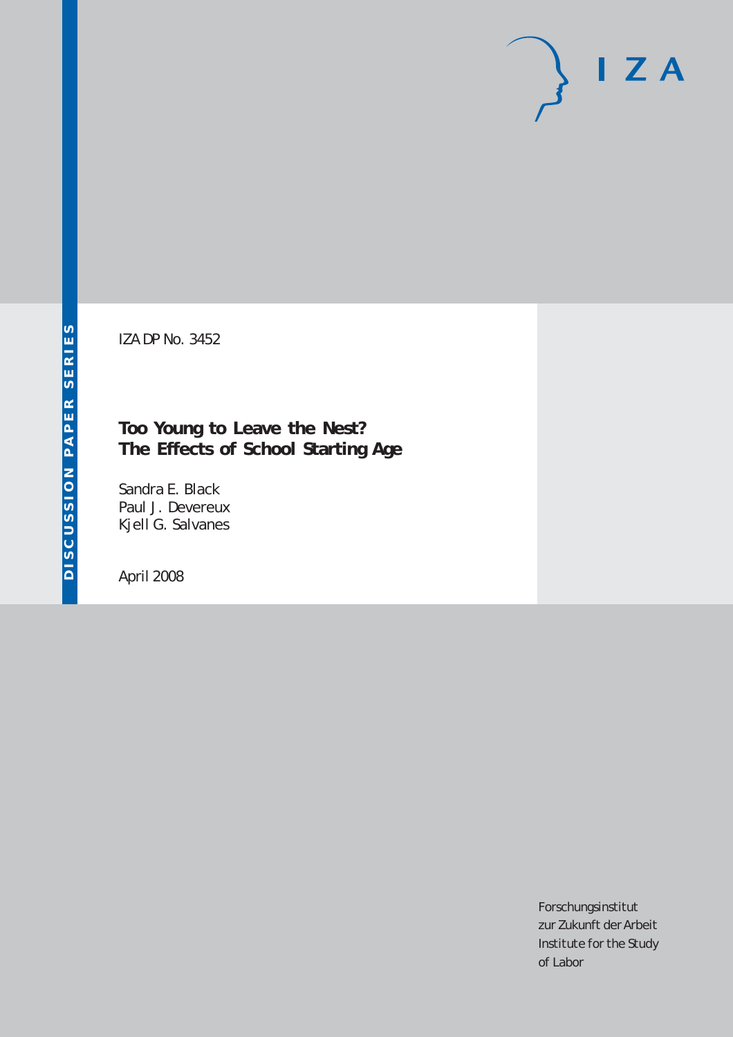DISCUSSION PAPER SERIES

IZA

IZA DP No. 3452

# Too Young to Leave the Nest? The Effects of School Starting Age

Sandra E. Black
Paul J. Devereux
Kjell G. Salvanes

April 2008

Forschungsinstitut
zur Zukunft der Arbeit
Institute for the Study
of Labor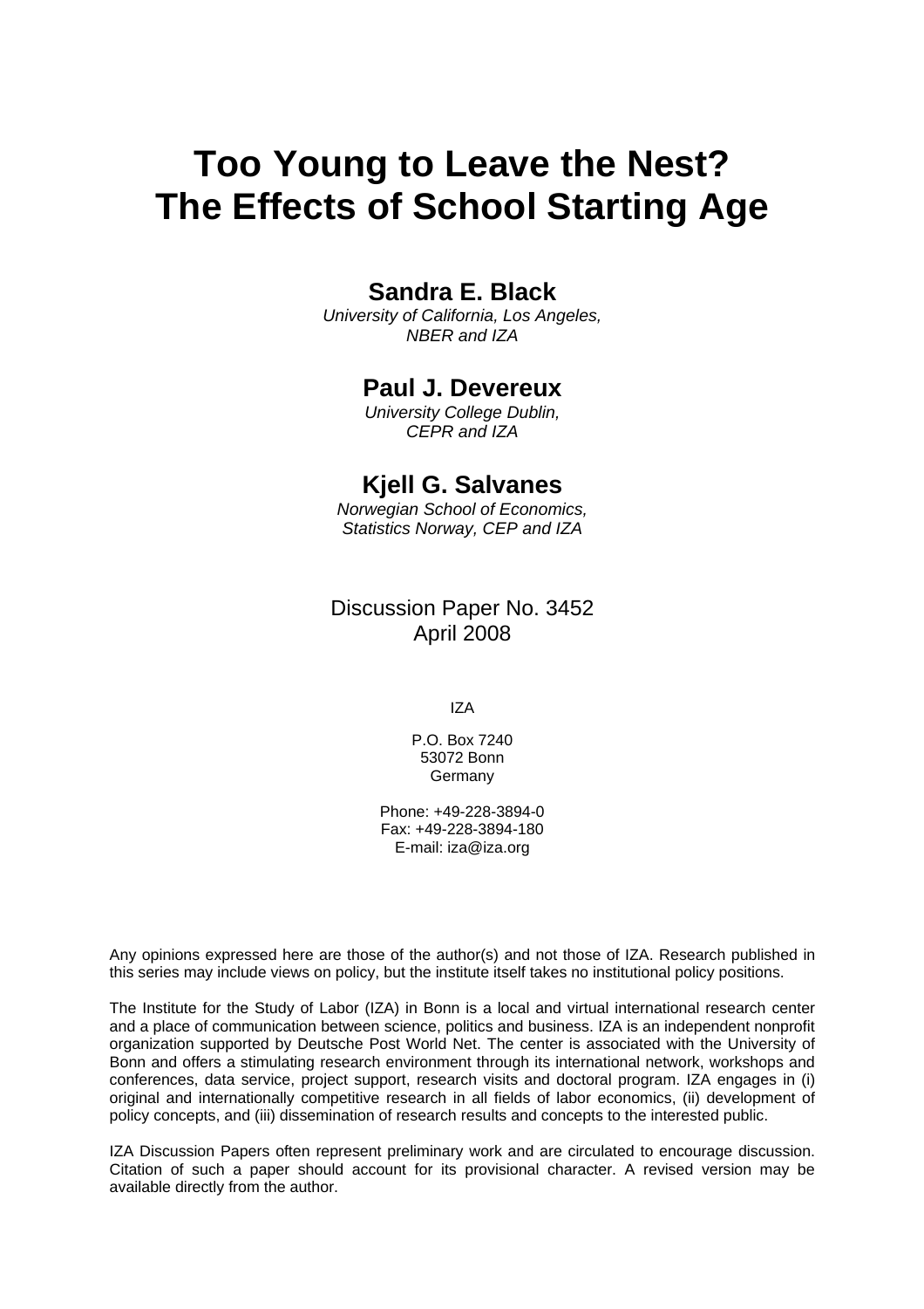# Too Young to Leave the Nest? The Effects of School Starting Age

**Sandra E. Black**

*University of California, Los Angeles, NBER and IZA*

**Paul J. Devereux**

*University College Dublin, CEPR and IZA*

**Kjell G. Salvanes**

*Norwegian School of Economics, Statistics Norway, CEP and IZA*

Discussion Paper No. 3452
April 2008

IZA

P.O. Box 7240
53072 Bonn
Germany

Phone: +49-228-3894-0
Fax: +49-228-3894-180
E-mail: iza@iza.org

Any opinions expressed here are those of the author(s) and not those of IZA. Research published in this series may include views on policy, but the institute itself takes no institutional policy positions.

The Institute for the Study of Labor (IZA) in Bonn is a local and virtual international research center and a place of communication between science, politics and business. IZA is an independent nonprofit organization supported by Deutsche Post World Net. The center is associated with the University of Bonn and offers a stimulating research environment through its international network, workshops and conferences, data service, project support, research visits and doctoral program. IZA engages in (i) original and internationally competitive research in all fields of labor economics, (ii) development of policy concepts, and (iii) dissemination of research results and concepts to the interested public.

IZA Discussion Papers often represent preliminary work and are circulated to encourage discussion. Citation of such a paper should account for its provisional character. A revised version may be available directly from the author.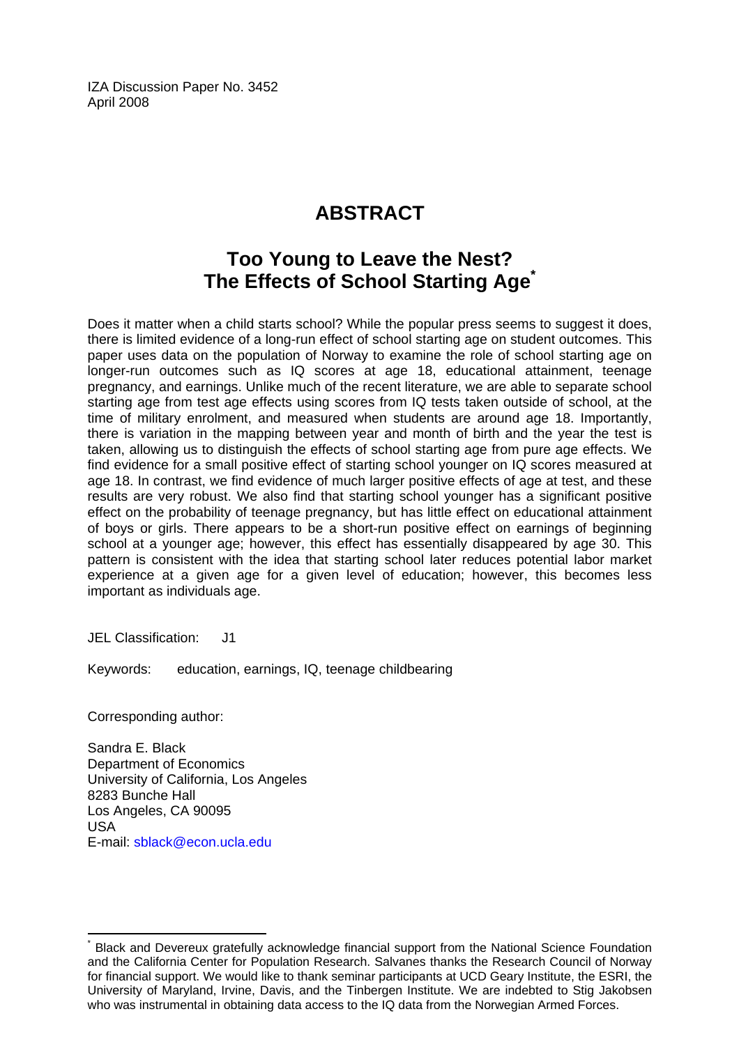IZA Discussion Paper No. 3452
April 2008

# ABSTRACT

## Too Young to Leave the Nest? The Effects of School Starting Age[*]

Does it matter when a child starts school? While the popular press seems to suggest it does, there is limited evidence of a long-run effect of school starting age on student outcomes. This paper uses data on the population of Norway to examine the role of school starting age on longer-run outcomes such as IQ scores at age 18, educational attainment, teenage pregnancy, and earnings. Unlike much of the recent literature, we are able to separate school starting age from test age effects using scores from IQ tests taken outside of school, at the time of military enrolment, and measured when students are around age 18. Importantly, there is variation in the mapping between year and month of birth and the year the test is taken, allowing us to distinguish the effects of school starting age from pure age effects. We find evidence for a small positive effect of starting school younger on IQ scores measured at age 18. In contrast, we find evidence of much larger positive effects of age at test, and these results are very robust. We also find that starting school younger has a significant positive effect on the probability of teenage pregnancy, but has little effect on educational attainment of boys or girls. There appears to be a short-run positive effect on earnings of beginning school at a younger age; however, this effect has essentially disappeared by age 30. This pattern is consistent with the idea that starting school later reduces potential labor market experience at a given age for a given level of education; however, this becomes less important as individuals age.

JEL Classification: J1

Keywords: education, earnings, IQ, teenage childbearing

Corresponding author:

Sandra E. Black
Department of Economics
University of California, Los Angeles
8283 Bunche Hall
Los Angeles, CA 90095
USA
E-mail: sblack@econ.ucla.edu

[*] Black and Devereux gratefully acknowledge financial support from the National Science Foundation and the California Center for Population Research. Salvanes thanks the Research Council of Norway for financial support. We would like to thank seminar participants at UCD Geary Institute, the ESRI, the University of Maryland, Irvine, Davis, and the Tinbergen Institute. We are indebted to Stig Jakobsen who was instrumental in obtaining data access to the IQ data from the Norwegian Armed Forces.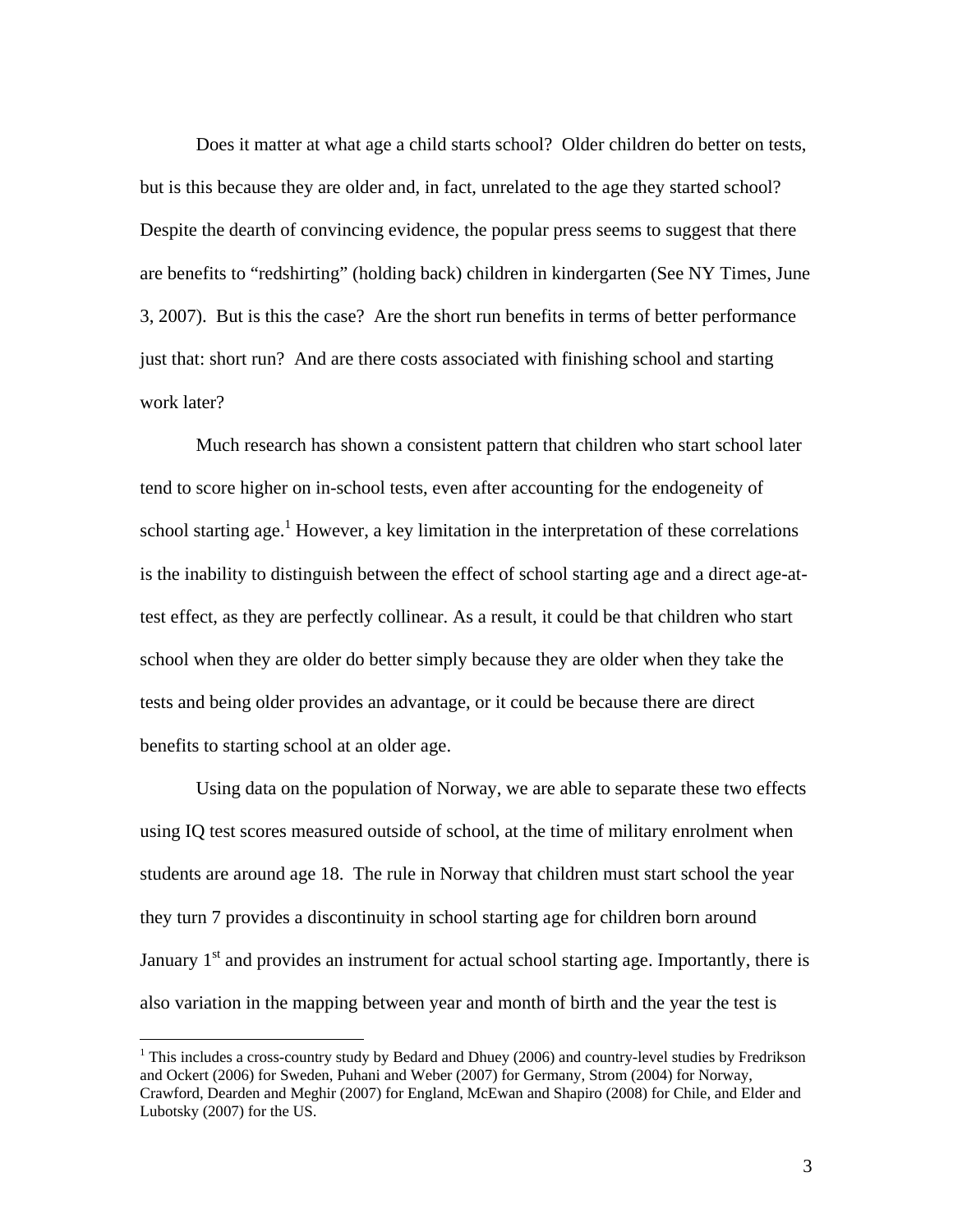Does it matter at what age a child starts school? Older children do better on tests, but is this because they are older and, in fact, unrelated to the age they started school? Despite the dearth of convincing evidence, the popular press seems to suggest that there are benefits to "redshirting" (holding back) children in kindergarten (See NY Times, June 3, 2007). But is this the case? Are the short run benefits in terms of better performance just that: short run? And are there costs associated with finishing school and starting work later?

Much research has shown a consistent pattern that children who start school later tend to score higher on in-school tests, even after accounting for the endogeneity of school starting age.[1] However, a key limitation in the interpretation of these correlations is the inability to distinguish between the effect of school starting age and a direct age-at-test effect, as they are perfectly collinear. As a result, it could be that children who start school when they are older do better simply because they are older when they take the tests and being older provides an advantage, or it could be because there are direct benefits to starting school at an older age.

Using data on the population of Norway, we are able to separate these two effects using IQ test scores measured outside of school, at the time of military enrolment when students are around age 18. The rule in Norway that children must start school the year they turn 7 provides a discontinuity in school starting age for children born around January 1st and provides an instrument for actual school starting age. Importantly, there is also variation in the mapping between year and month of birth and the year the test is

[1] This includes a cross-country study by Bedard and Dhuey (2006) and country-level studies by Fredrikson and Ockert (2006) for Sweden, Puhani and Weber (2007) for Germany, Strom (2004) for Norway, Crawford, Dearden and Meghir (2007) for England, McEwan and Shapiro (2008) for Chile, and Elder and Lubotsky (2007) for the US.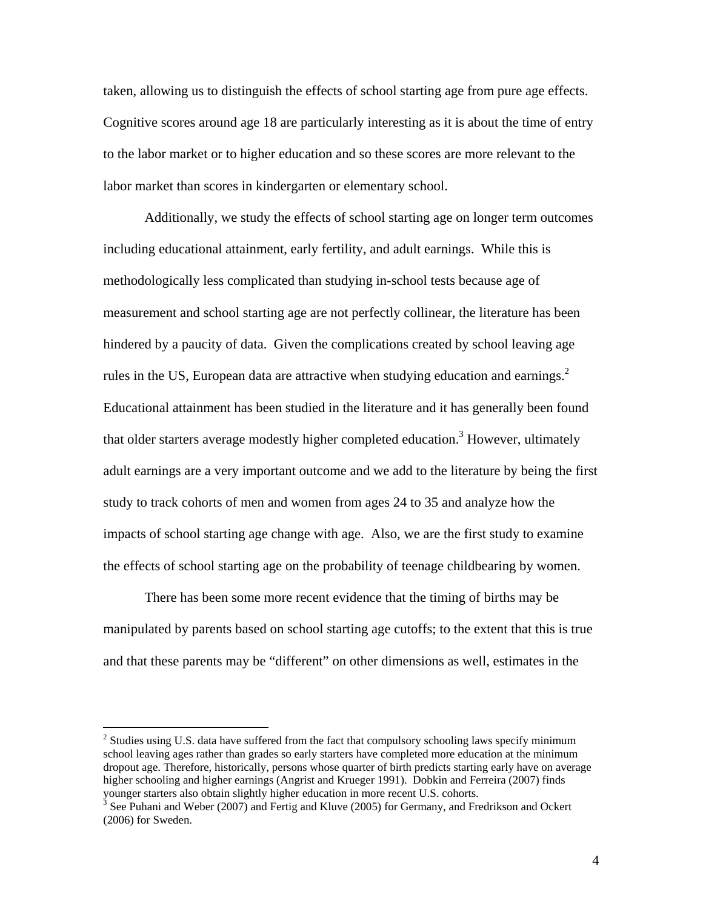taken, allowing us to distinguish the effects of school starting age from pure age effects. Cognitive scores around age 18 are particularly interesting as it is about the time of entry to the labor market or to higher education and so these scores are more relevant to the labor market than scores in kindergarten or elementary school.

Additionally, we study the effects of school starting age on longer term outcomes including educational attainment, early fertility, and adult earnings. While this is methodologically less complicated than studying in-school tests because age of measurement and school starting age are not perfectly collinear, the literature has been hindered by a paucity of data. Given the complications created by school leaving age rules in the US, European data are attractive when studying education and earnings.[2] Educational attainment has been studied in the literature and it has generally been found that older starters average modestly higher completed education.[3] However, ultimately adult earnings are a very important outcome and we add to the literature by being the first study to track cohorts of men and women from ages 24 to 35 and analyze how the impacts of school starting age change with age. Also, we are the first study to examine the effects of school starting age on the probability of teenage childbearing by women.

There has been some more recent evidence that the timing of births may be manipulated by parents based on school starting age cutoffs; to the extent that this is true and that these parents may be "different" on other dimensions as well, estimates in the

---

[2] Studies using U.S. data have suffered from the fact that compulsory schooling laws specify minimum school leaving ages rather than grades so early starters have completed more education at the minimum dropout age. Therefore, historically, persons whose quarter of birth predicts starting early have on average higher schooling and higher earnings (Angrist and Krueger 1991). Dobkin and Ferreira (2007) finds younger starters also obtain slightly higher education in more recent U.S. cohorts.

[3] See Puhani and Weber (2007) and Fertig and Kluve (2005) for Germany, and Fredrikson and Ockert (2006) for Sweden.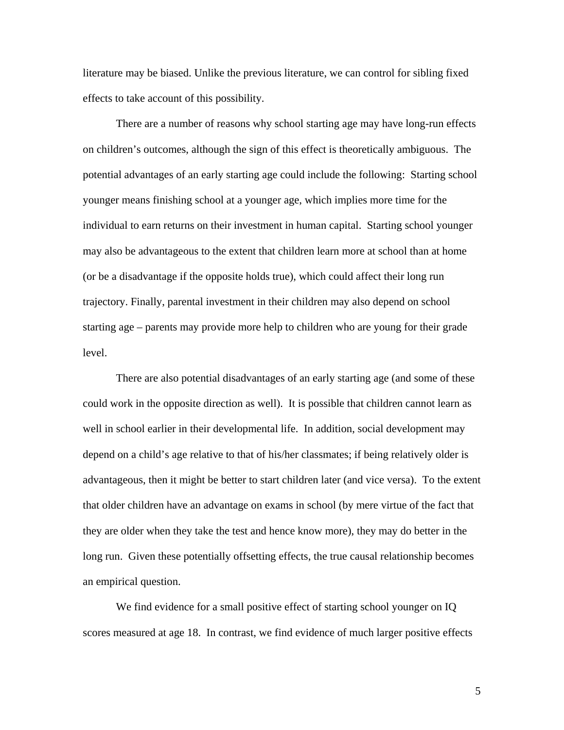literature may be biased. Unlike the previous literature, we can control for sibling fixed effects to take account of this possibility.

There are a number of reasons why school starting age may have long-run effects on children's outcomes, although the sign of this effect is theoretically ambiguous. The potential advantages of an early starting age could include the following: Starting school younger means finishing school at a younger age, which implies more time for the individual to earn returns on their investment in human capital. Starting school younger may also be advantageous to the extent that children learn more at school than at home (or be a disadvantage if the opposite holds true), which could affect their long run trajectory. Finally, parental investment in their children may also depend on school starting age – parents may provide more help to children who are young for their grade level.

There are also potential disadvantages of an early starting age (and some of these could work in the opposite direction as well). It is possible that children cannot learn as well in school earlier in their developmental life. In addition, social development may depend on a child's age relative to that of his/her classmates; if being relatively older is advantageous, then it might be better to start children later (and vice versa). To the extent that older children have an advantage on exams in school (by mere virtue of the fact that they are older when they take the test and hence know more), they may do better in the long run. Given these potentially offsetting effects, the true causal relationship becomes an empirical question.

We find evidence for a small positive effect of starting school younger on IQ scores measured at age 18. In contrast, we find evidence of much larger positive effects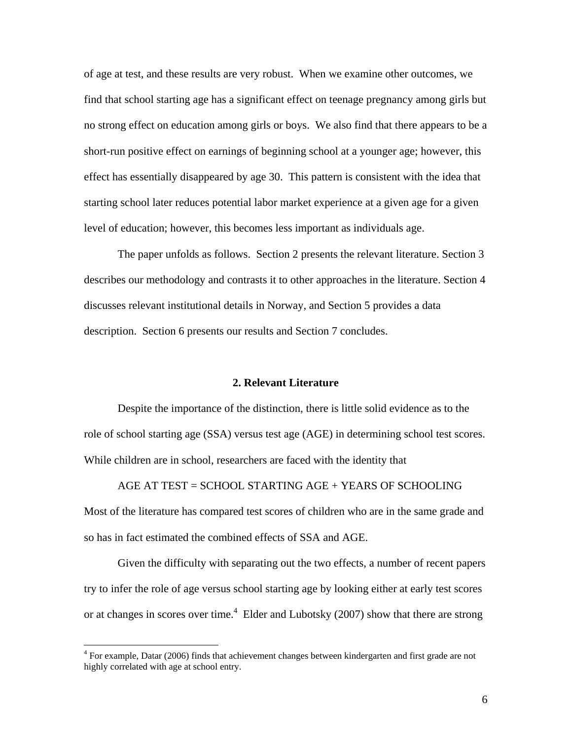of age at test, and these results are very robust. When we examine other outcomes, we find that school starting age has a significant effect on teenage pregnancy among girls but no strong effect on education among girls or boys. We also find that there appears to be a short-run positive effect on earnings of beginning school at a younger age; however, this effect has essentially disappeared by age 30. This pattern is consistent with the idea that starting school later reduces potential labor market experience at a given age for a given level of education; however, this becomes less important as individuals age.

The paper unfolds as follows. Section 2 presents the relevant literature. Section 3 describes our methodology and contrasts it to other approaches in the literature. Section 4 discusses relevant institutional details in Norway, and Section 5 provides a data description. Section 6 presents our results and Section 7 concludes.

## 2. Relevant Literature

Despite the importance of the distinction, there is little solid evidence as to the role of school starting age (SSA) versus test age (AGE) in determining school test scores. While children are in school, researchers are faced with the identity that

AGE AT TEST = SCHOOL STARTING AGE + YEARS OF SCHOOLING

Most of the literature has compared test scores of children who are in the same grade and so has in fact estimated the combined effects of SSA and AGE.

Given the difficulty with separating out the two effects, a number of recent papers try to infer the role of age versus school starting age by looking either at early test scores or at changes in scores over time.[4] Elder and Lubotsky (2007) show that there are strong

[4] For example, Datar (2006) finds that achievement changes between kindergarten and first grade are not highly correlated with age at school entry.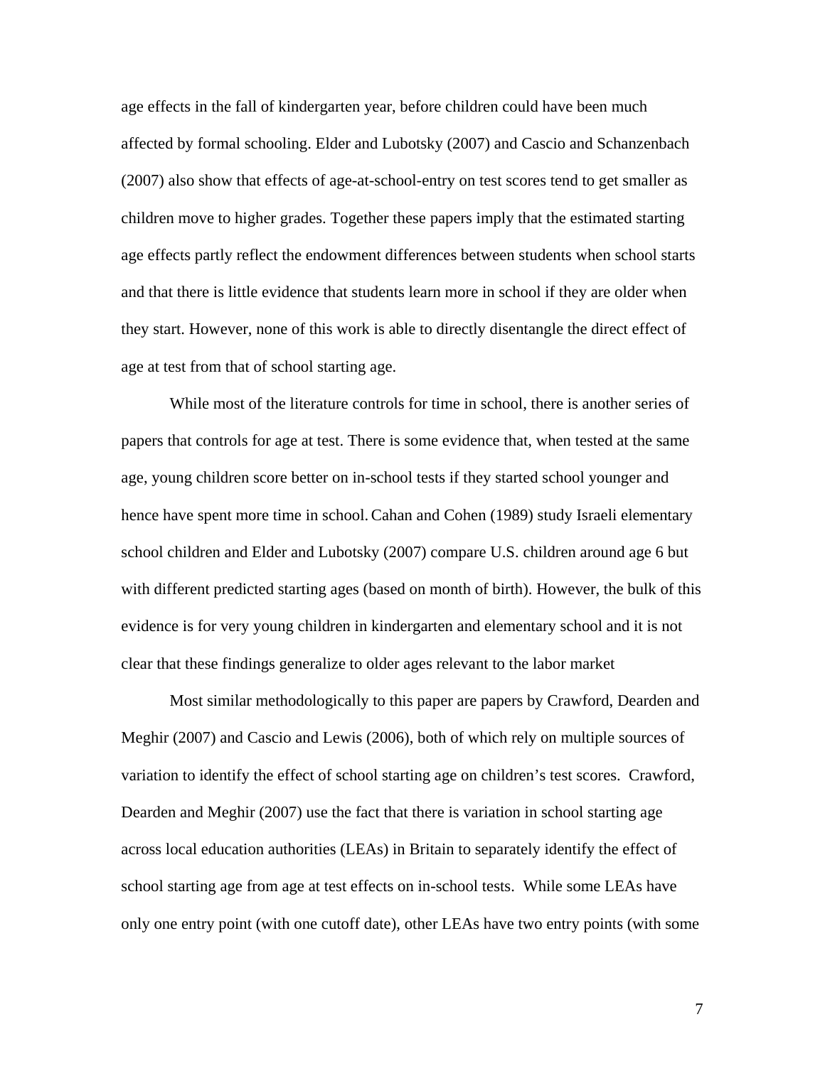age effects in the fall of kindergarten year, before children could have been much affected by formal schooling. Elder and Lubotsky (2007) and Cascio and Schanzenbach (2007) also show that effects of age-at-school-entry on test scores tend to get smaller as children move to higher grades. Together these papers imply that the estimated starting age effects partly reflect the endowment differences between students when school starts and that there is little evidence that students learn more in school if they are older when they start. However, none of this work is able to directly disentangle the direct effect of age at test from that of school starting age.

While most of the literature controls for time in school, there is another series of papers that controls for age at test. There is some evidence that, when tested at the same age, young children score better on in-school tests if they started school younger and hence have spent more time in school. Cahan and Cohen (1989) study Israeli elementary school children and Elder and Lubotsky (2007) compare U.S. children around age 6 but with different predicted starting ages (based on month of birth). However, the bulk of this evidence is for very young children in kindergarten and elementary school and it is not clear that these findings generalize to older ages relevant to the labor market

Most similar methodologically to this paper are papers by Crawford, Dearden and Meghir (2007) and Cascio and Lewis (2006), both of which rely on multiple sources of variation to identify the effect of school starting age on children's test scores. Crawford, Dearden and Meghir (2007) use the fact that there is variation in school starting age across local education authorities (LEAs) in Britain to separately identify the effect of school starting age from age at test effects on in-school tests. While some LEAs have only one entry point (with one cutoff date), other LEAs have two entry points (with some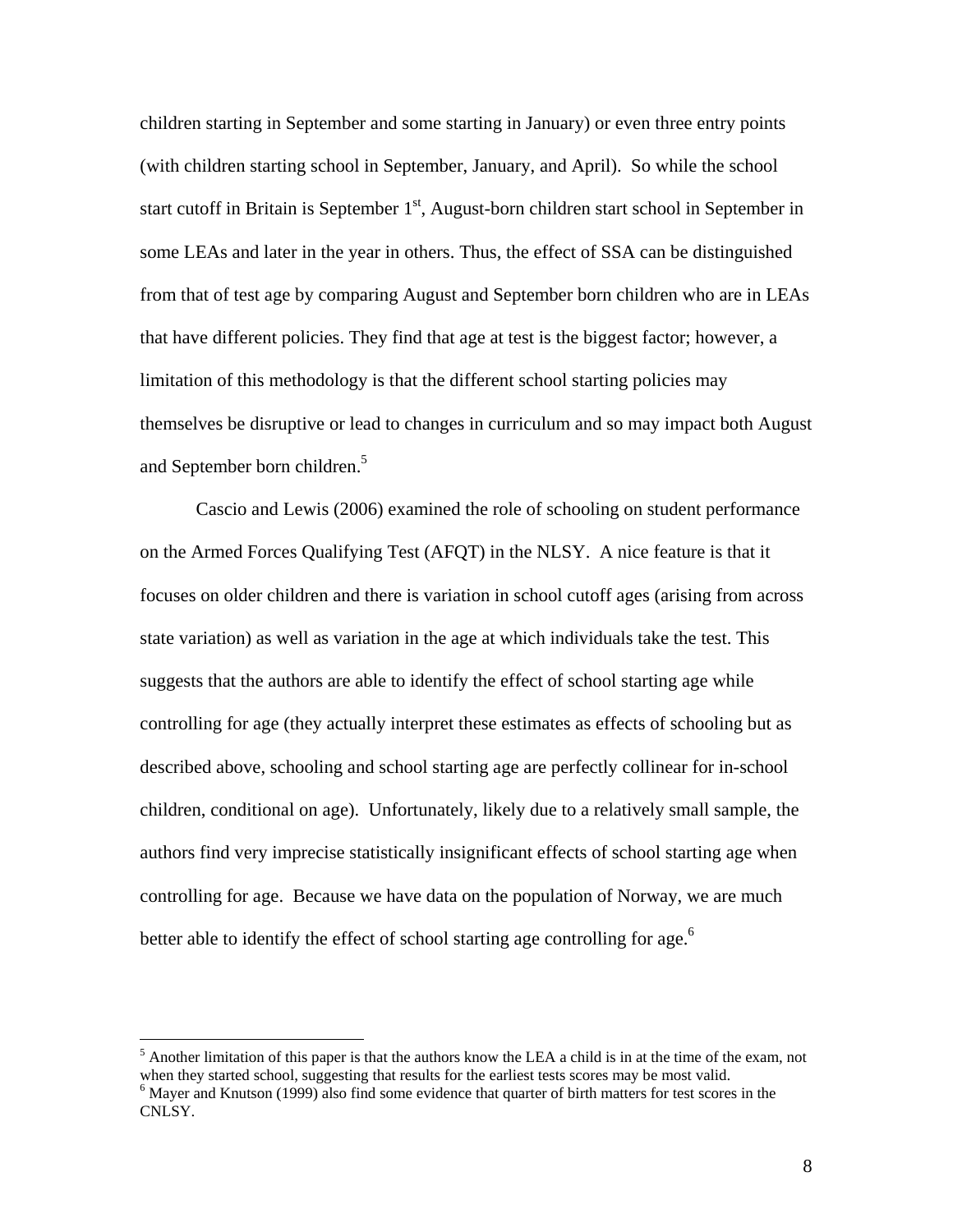children starting in September and some starting in January) or even three entry points (with children starting school in September, January, and April). So while the school start cutoff in Britain is September 1st, August-born children start school in September in some LEAs and later in the year in others. Thus, the effect of SSA can be distinguished from that of test age by comparing August and September born children who are in LEAs that have different policies. They find that age at test is the biggest factor; however, a limitation of this methodology is that the different school starting policies may themselves be disruptive or lead to changes in curriculum and so may impact both August and September born children.[5]

Cascio and Lewis (2006) examined the role of schooling on student performance on the Armed Forces Qualifying Test (AFQT) in the NLSY. A nice feature is that it focuses on older children and there is variation in school cutoff ages (arising from across state variation) as well as variation in the age at which individuals take the test. This suggests that the authors are able to identify the effect of school starting age while controlling for age (they actually interpret these estimates as effects of schooling but as described above, schooling and school starting age are perfectly collinear for in-school children, conditional on age). Unfortunately, likely due to a relatively small sample, the authors find very imprecise statistically insignificant effects of school starting age when controlling for age. Because we have data on the population of Norway, we are much better able to identify the effect of school starting age controlling for age.[6]

---

[5] Another limitation of this paper is that the authors know the LEA a child is in at the time of the exam, not when they started school, suggesting that results for the earliest tests scores may be most valid.

[6] Mayer and Knutson (1999) also find some evidence that quarter of birth matters for test scores in the CNLSY.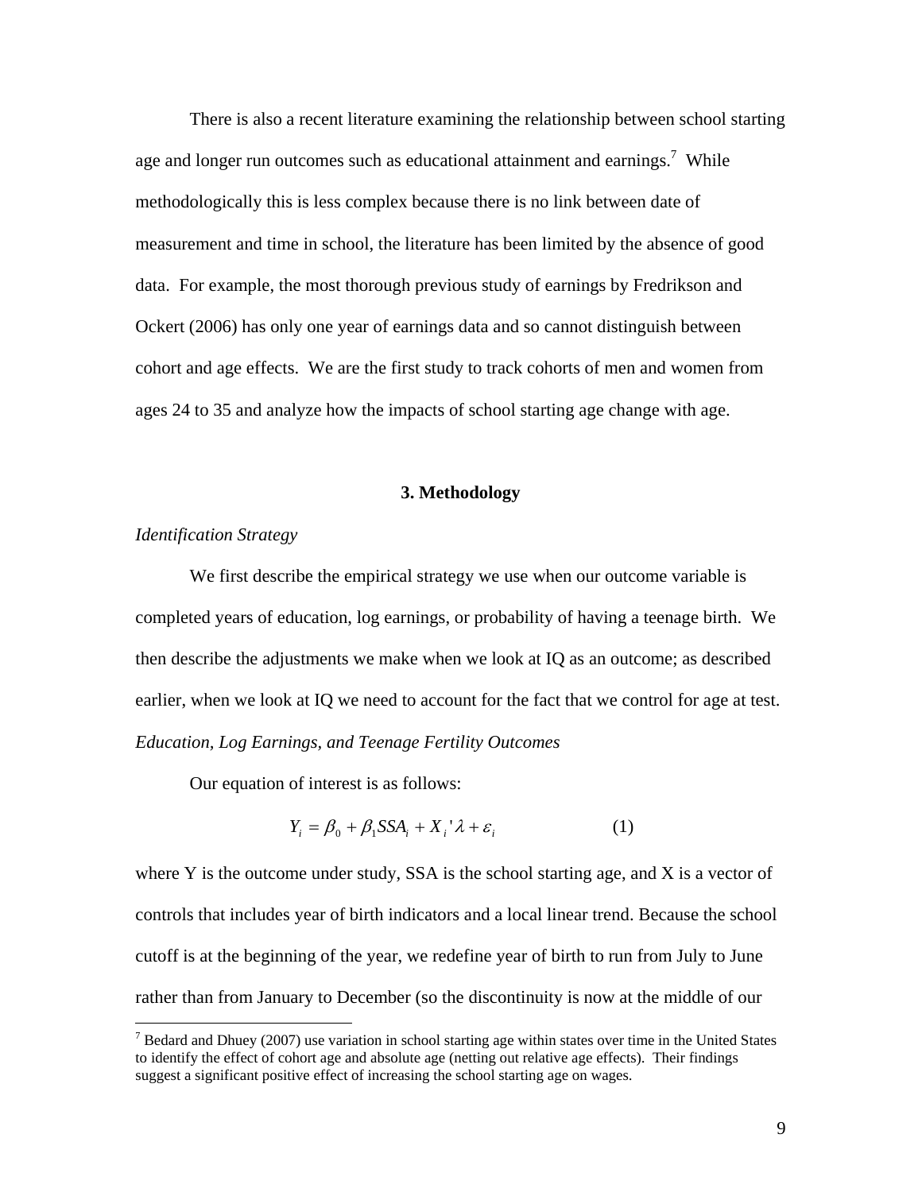There is also a recent literature examining the relationship between school starting age and longer run outcomes such as educational attainment and earnings.[7] While methodologically this is less complex because there is no link between date of measurement and time in school, the literature has been limited by the absence of good data. For example, the most thorough previous study of earnings by Fredrikson and Ockert (2006) has only one year of earnings data and so cannot distinguish between cohort and age effects. We are the first study to track cohorts of men and women from ages 24 to 35 and analyze how the impacts of school starting age change with age.

## 3. Methodology

*Identification Strategy*

We first describe the empirical strategy we use when our outcome variable is completed years of education, log earnings, or probability of having a teenage birth. We then describe the adjustments we make when we look at IQ as an outcome; as described earlier, when we look at IQ we need to account for the fact that we control for age at test.

*Education, Log Earnings, and Teenage Fertility Outcomes*

Our equation of interest is as follows:

$$Y_i = \beta_0 + \beta_1 SSA_i + X_i'\lambda + \varepsilon_i \qquad (1)$$

where Y is the outcome under study, SSA is the school starting age, and X is a vector of controls that includes year of birth indicators and a local linear trend. Because the school cutoff is at the beginning of the year, we redefine year of birth to run from July to June rather than from January to December (so the discontinuity is now at the middle of our

[7] Bedard and Dhuey (2007) use variation in school starting age within states over time in the United States to identify the effect of cohort age and absolute age (netting out relative age effects). Their findings suggest a significant positive effect of increasing the school starting age on wages.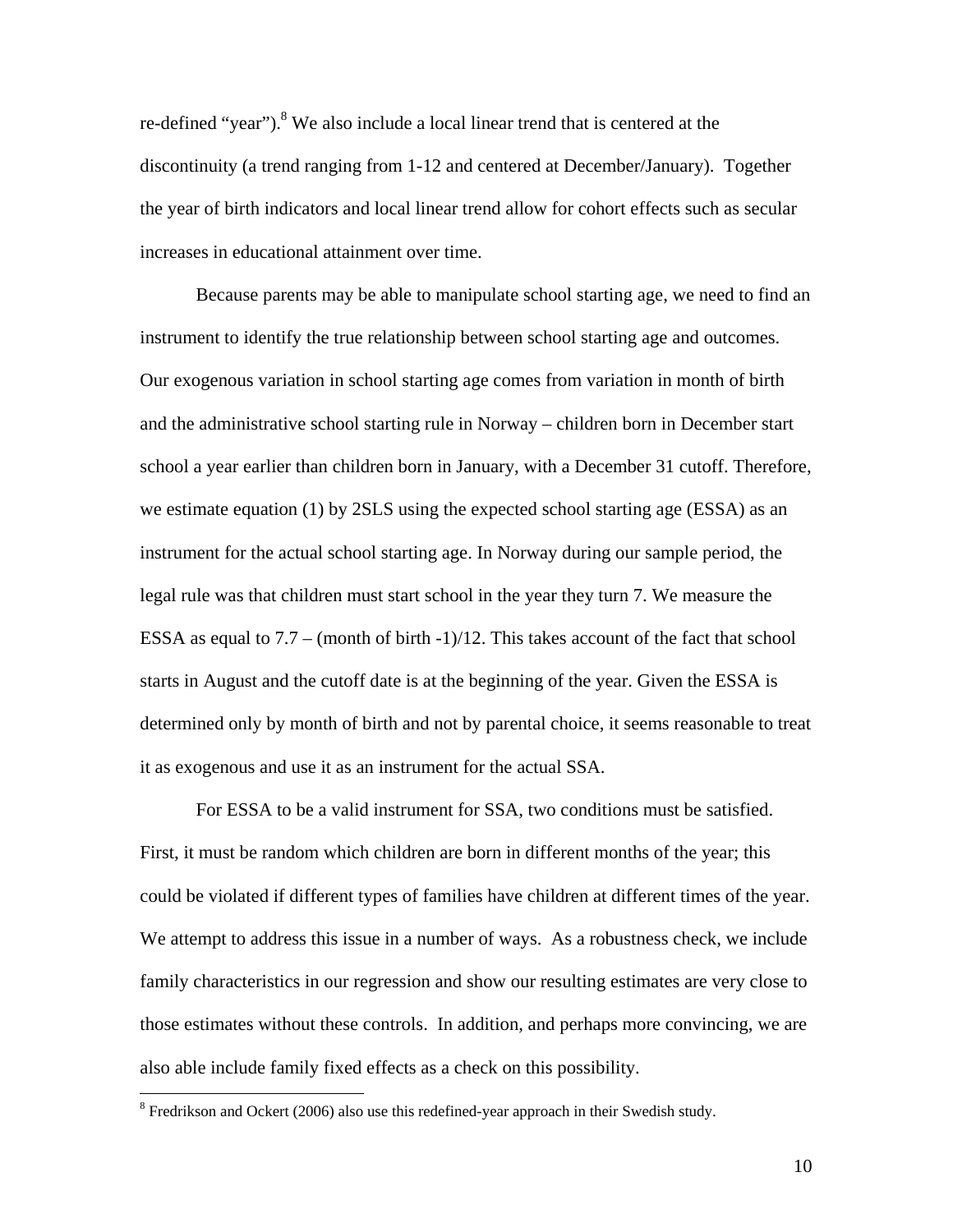re-defined "year").[8] We also include a local linear trend that is centered at the discontinuity (a trend ranging from 1-12 and centered at December/January). Together the year of birth indicators and local linear trend allow for cohort effects such as secular increases in educational attainment over time.

Because parents may be able to manipulate school starting age, we need to find an instrument to identify the true relationship between school starting age and outcomes. Our exogenous variation in school starting age comes from variation in month of birth and the administrative school starting rule in Norway – children born in December start school a year earlier than children born in January, with a December 31 cutoff. Therefore, we estimate equation (1) by 2SLS using the expected school starting age (ESSA) as an instrument for the actual school starting age. In Norway during our sample period, the legal rule was that children must start school in the year they turn 7. We measure the ESSA as equal to 7.7 – (month of birth -1)/12. This takes account of the fact that school starts in August and the cutoff date is at the beginning of the year. Given the ESSA is determined only by month of birth and not by parental choice, it seems reasonable to treat it as exogenous and use it as an instrument for the actual SSA.

For ESSA to be a valid instrument for SSA, two conditions must be satisfied. First, it must be random which children are born in different months of the year; this could be violated if different types of families have children at different times of the year. We attempt to address this issue in a number of ways. As a robustness check, we include family characteristics in our regression and show our resulting estimates are very close to those estimates without these controls. In addition, and perhaps more convincing, we are also able include family fixed effects as a check on this possibility.

---

[8] Fredrikson and Ockert (2006) also use this redefined-year approach in their Swedish study.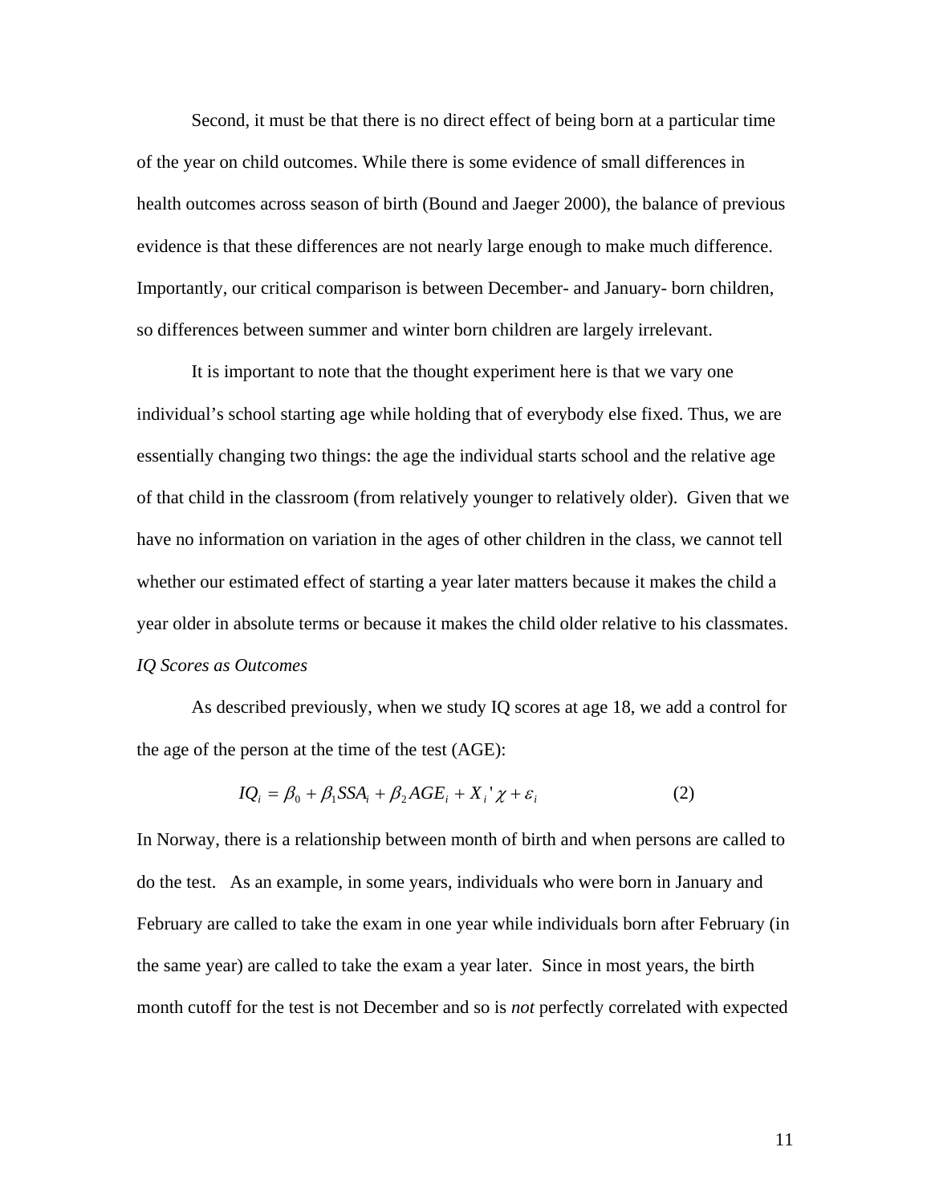Second, it must be that there is no direct effect of being born at a particular time of the year on child outcomes. While there is some evidence of small differences in health outcomes across season of birth (Bound and Jaeger 2000), the balance of previous evidence is that these differences are not nearly large enough to make much difference. Importantly, our critical comparison is between December- and January- born children, so differences between summer and winter born children are largely irrelevant.

It is important to note that the thought experiment here is that we vary one individual's school starting age while holding that of everybody else fixed. Thus, we are essentially changing two things: the age the individual starts school and the relative age of that child in the classroom (from relatively younger to relatively older). Given that we have no information on variation in the ages of other children in the class, we cannot tell whether our estimated effect of starting a year later matters because it makes the child a year older in absolute terms or because it makes the child older relative to his classmates.

*IQ Scores as Outcomes*

As described previously, when we study IQ scores at age 18, we add a control for the age of the person at the time of the test (AGE):

$$IQ_i = \beta_0 + \beta_1 SSA_i + \beta_2 AGE_i + X_i'\chi + \varepsilon_i \qquad (2)$$

In Norway, there is a relationship between month of birth and when persons are called to do the test. As an example, in some years, individuals who were born in January and February are called to take the exam in one year while individuals born after February (in the same year) are called to take the exam a year later. Since in most years, the birth month cutoff for the test is not December and so is *not* perfectly correlated with expected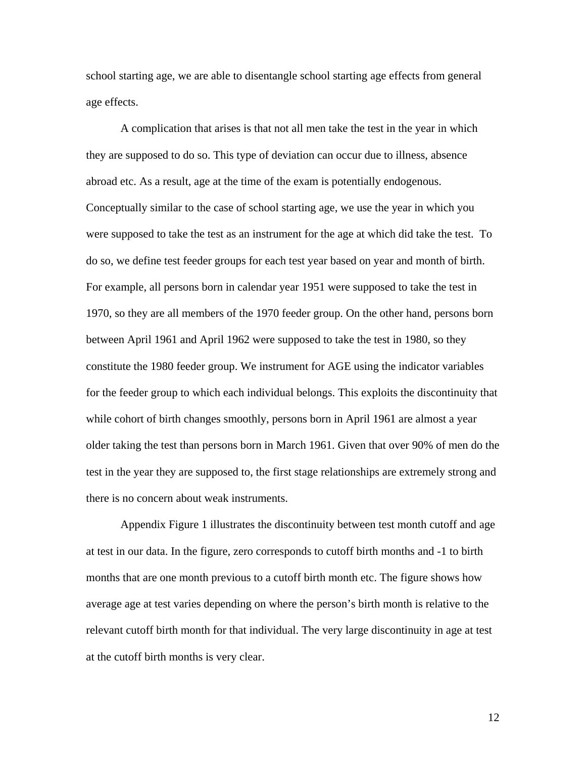school starting age, we are able to disentangle school starting age effects from general age effects.

A complication that arises is that not all men take the test in the year in which they are supposed to do so. This type of deviation can occur due to illness, absence abroad etc. As a result, age at the time of the exam is potentially endogenous. Conceptually similar to the case of school starting age, we use the year in which you were supposed to take the test as an instrument for the age at which did take the test. To do so, we define test feeder groups for each test year based on year and month of birth. For example, all persons born in calendar year 1951 were supposed to take the test in 1970, so they are all members of the 1970 feeder group. On the other hand, persons born between April 1961 and April 1962 were supposed to take the test in 1980, so they constitute the 1980 feeder group. We instrument for AGE using the indicator variables for the feeder group to which each individual belongs. This exploits the discontinuity that while cohort of birth changes smoothly, persons born in April 1961 are almost a year older taking the test than persons born in March 1961. Given that over 90% of men do the test in the year they are supposed to, the first stage relationships are extremely strong and there is no concern about weak instruments.

Appendix Figure 1 illustrates the discontinuity between test month cutoff and age at test in our data. In the figure, zero corresponds to cutoff birth months and -1 to birth months that are one month previous to a cutoff birth month etc. The figure shows how average age at test varies depending on where the person's birth month is relative to the relevant cutoff birth month for that individual. The very large discontinuity in age at test at the cutoff birth months is very clear.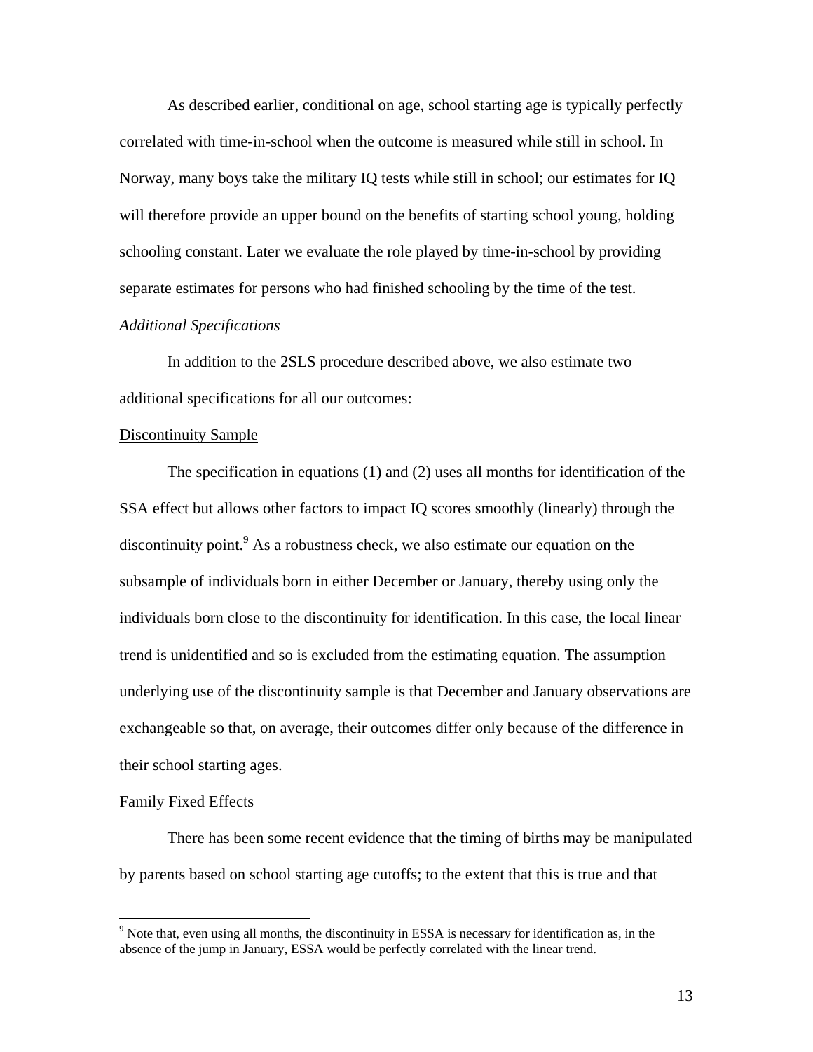As described earlier, conditional on age, school starting age is typically perfectly correlated with time-in-school when the outcome is measured while still in school. In Norway, many boys take the military IQ tests while still in school; our estimates for IQ will therefore provide an upper bound on the benefits of starting school young, holding schooling constant. Later we evaluate the role played by time-in-school by providing separate estimates for persons who had finished schooling by the time of the test.

*Additional Specifications*

In addition to the 2SLS procedure described above, we also estimate two additional specifications for all our outcomes:

<u>Discontinuity Sample</u>

The specification in equations (1) and (2) uses all months for identification of the SSA effect but allows other factors to impact IQ scores smoothly (linearly) through the discontinuity point.[9] As a robustness check, we also estimate our equation on the subsample of individuals born in either December or January, thereby using only the individuals born close to the discontinuity for identification. In this case, the local linear trend is unidentified and so is excluded from the estimating equation. The assumption underlying use of the discontinuity sample is that December and January observations are exchangeable so that, on average, their outcomes differ only because of the difference in their school starting ages.

<u>Family Fixed Effects</u>

There has been some recent evidence that the timing of births may be manipulated by parents based on school starting age cutoffs; to the extent that this is true and that

[9] Note that, even using all months, the discontinuity in ESSA is necessary for identification as, in the absence of the jump in January, ESSA would be perfectly correlated with the linear trend.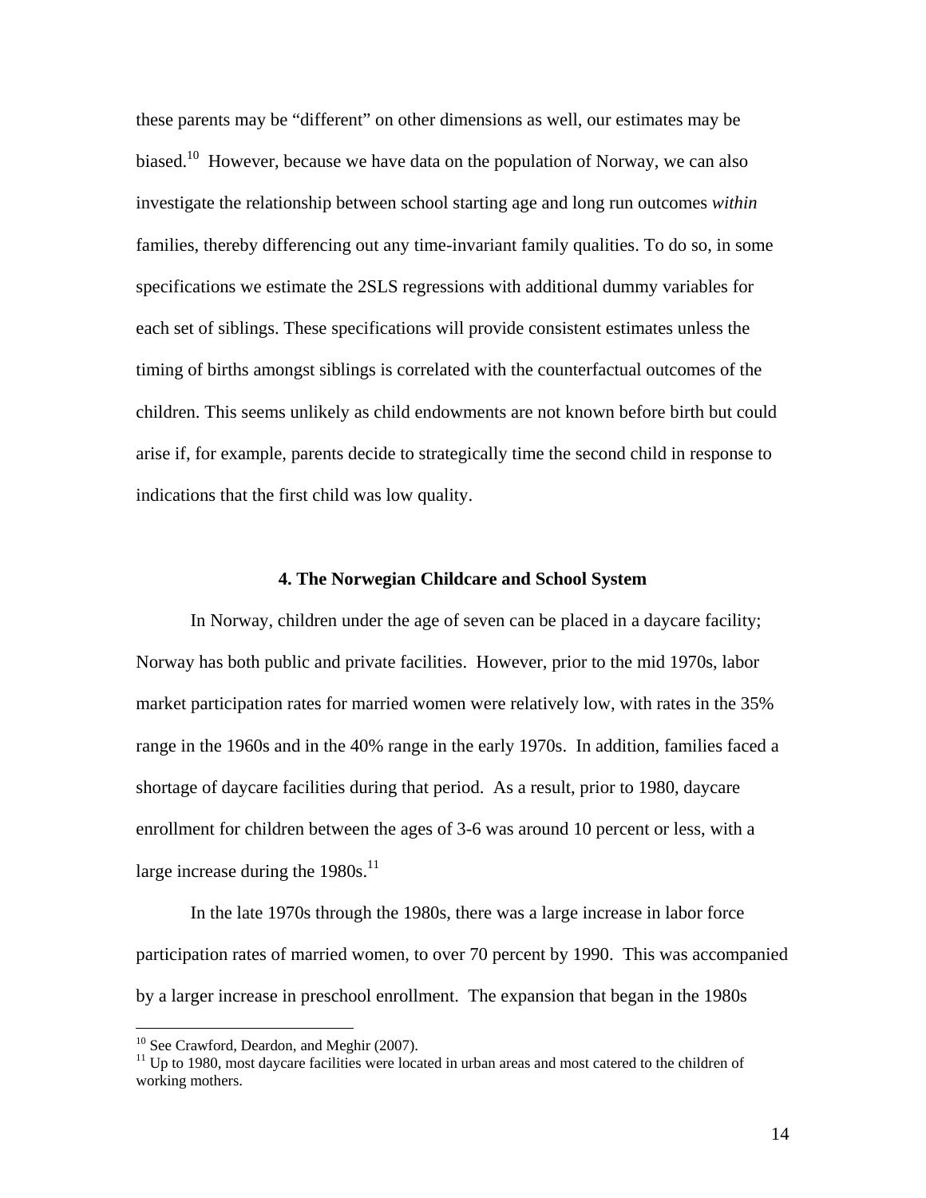these parents may be "different" on other dimensions as well, our estimates may be biased.[10] However, because we have data on the population of Norway, we can also investigate the relationship between school starting age and long run outcomes *within* families, thereby differencing out any time-invariant family qualities. To do so, in some specifications we estimate the 2SLS regressions with additional dummy variables for each set of siblings. These specifications will provide consistent estimates unless the timing of births amongst siblings is correlated with the counterfactual outcomes of the children. This seems unlikely as child endowments are not known before birth but could arise if, for example, parents decide to strategically time the second child in response to indications that the first child was low quality.

## 4. The Norwegian Childcare and School System

In Norway, children under the age of seven can be placed in a daycare facility; Norway has both public and private facilities. However, prior to the mid 1970s, labor market participation rates for married women were relatively low, with rates in the 35% range in the 1960s and in the 40% range in the early 1970s. In addition, families faced a shortage of daycare facilities during that period. As a result, prior to 1980, daycare enrollment for children between the ages of 3-6 was around 10 percent or less, with a large increase during the 1980s.[11]

In the late 1970s through the 1980s, there was a large increase in labor force participation rates of married women, to over 70 percent by 1990. This was accompanied by a larger increase in preschool enrollment. The expansion that began in the 1980s

[10] See Crawford, Deardon, and Meghir (2007).

[11] Up to 1980, most daycare facilities were located in urban areas and most catered to the children of working mothers.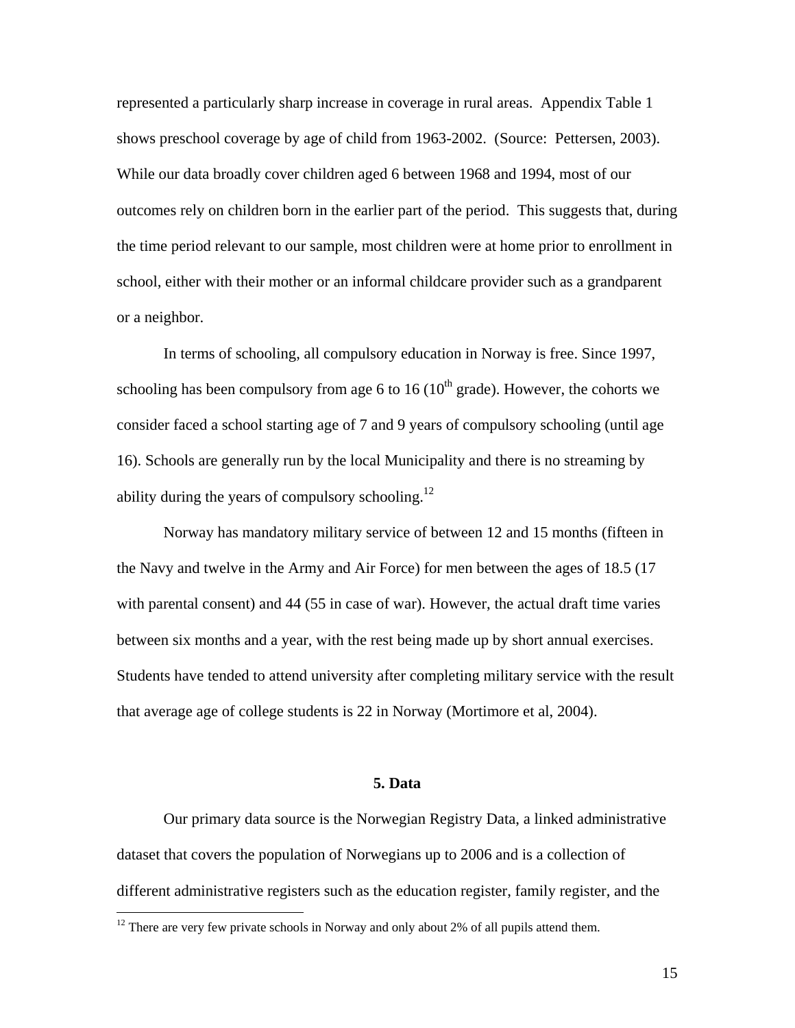represented a particularly sharp increase in coverage in rural areas. Appendix Table 1 shows preschool coverage by age of child from 1963-2002. (Source: Pettersen, 2003). While our data broadly cover children aged 6 between 1968 and 1994, most of our outcomes rely on children born in the earlier part of the period. This suggests that, during the time period relevant to our sample, most children were at home prior to enrollment in school, either with their mother or an informal childcare provider such as a grandparent or a neighbor.

In terms of schooling, all compulsory education in Norway is free. Since 1997, schooling has been compulsory from age 6 to 16 (10th grade). However, the cohorts we consider faced a school starting age of 7 and 9 years of compulsory schooling (until age 16). Schools are generally run by the local Municipality and there is no streaming by ability during the years of compulsory schooling.[12]

Norway has mandatory military service of between 12 and 15 months (fifteen in the Navy and twelve in the Army and Air Force) for men between the ages of 18.5 (17 with parental consent) and 44 (55 in case of war). However, the actual draft time varies between six months and a year, with the rest being made up by short annual exercises. Students have tended to attend university after completing military service with the result that average age of college students is 22 in Norway (Mortimore et al, 2004).

## 5. Data

Our primary data source is the Norwegian Registry Data, a linked administrative dataset that covers the population of Norwegians up to 2006 and is a collection of different administrative registers such as the education register, family register, and the

[12] There are very few private schools in Norway and only about 2% of all pupils attend them.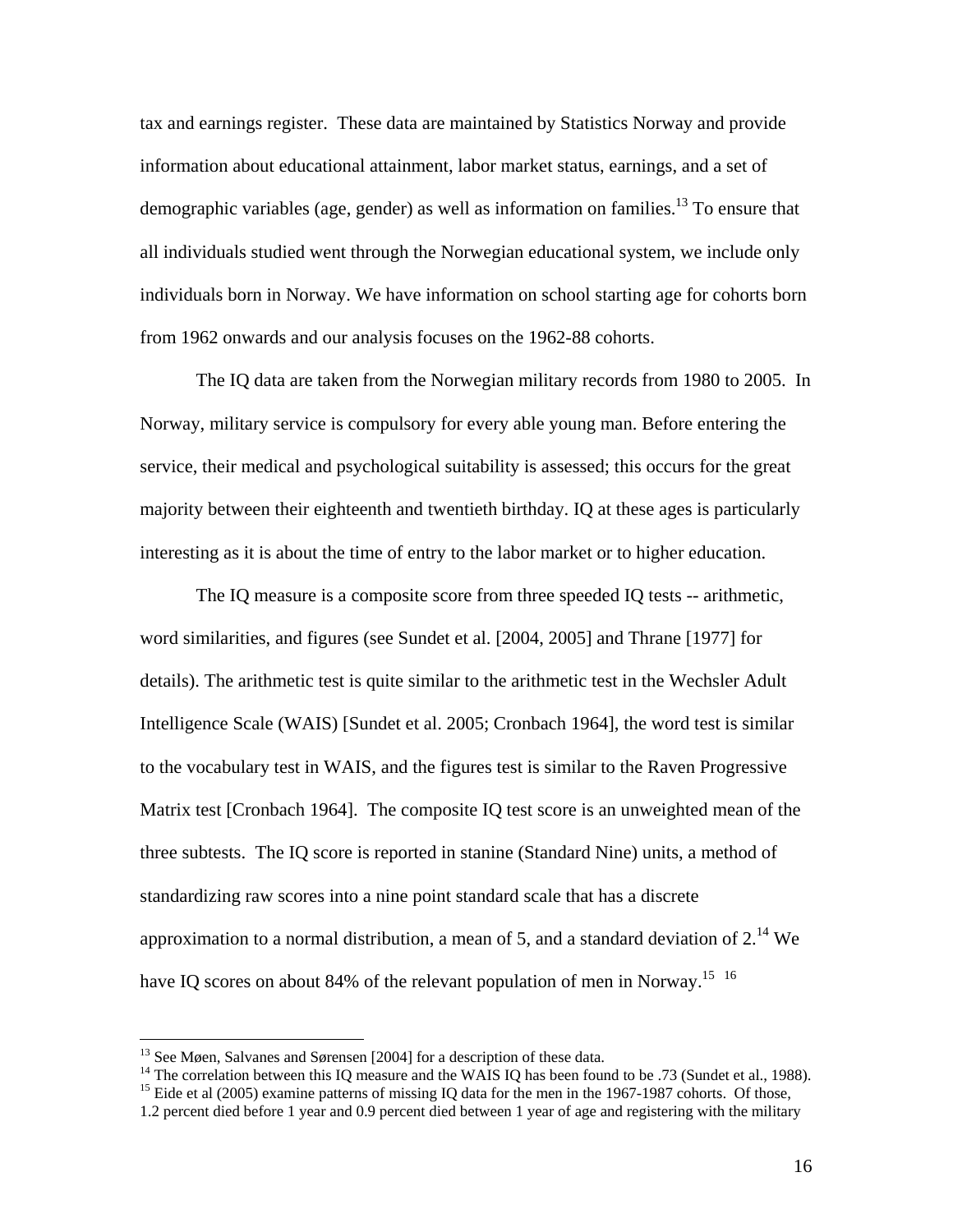tax and earnings register. These data are maintained by Statistics Norway and provide information about educational attainment, labor market status, earnings, and a set of demographic variables (age, gender) as well as information on families.[13] To ensure that all individuals studied went through the Norwegian educational system, we include only individuals born in Norway. We have information on school starting age for cohorts born from 1962 onwards and our analysis focuses on the 1962-88 cohorts.

The IQ data are taken from the Norwegian military records from 1980 to 2005. In Norway, military service is compulsory for every able young man. Before entering the service, their medical and psychological suitability is assessed; this occurs for the great majority between their eighteenth and twentieth birthday. IQ at these ages is particularly interesting as it is about the time of entry to the labor market or to higher education.

The IQ measure is a composite score from three speeded IQ tests -- arithmetic, word similarities, and figures (see Sundet et al. [2004, 2005] and Thrane [1977] for details). The arithmetic test is quite similar to the arithmetic test in the Wechsler Adult Intelligence Scale (WAIS) [Sundet et al. 2005; Cronbach 1964], the word test is similar to the vocabulary test in WAIS, and the figures test is similar to the Raven Progressive Matrix test [Cronbach 1964]. The composite IQ test score is an unweighted mean of the three subtests. The IQ score is reported in stanine (Standard Nine) units, a method of standardizing raw scores into a nine point standard scale that has a discrete approximation to a normal distribution, a mean of 5, and a standard deviation of 2.[14] We have IQ scores on about 84% of the relevant population of men in Norway.[15] [16]

---

[13] See Møen, Salvanes and Sørensen [2004] for a description of these data.

[14] The correlation between this IQ measure and the WAIS IQ has been found to be .73 (Sundet et al., 1988).

[15] Eide et al (2005) examine patterns of missing IQ data for the men in the 1967-1987 cohorts. Of those, 1.2 percent died before 1 year and 0.9 percent died between 1 year of age and registering with the military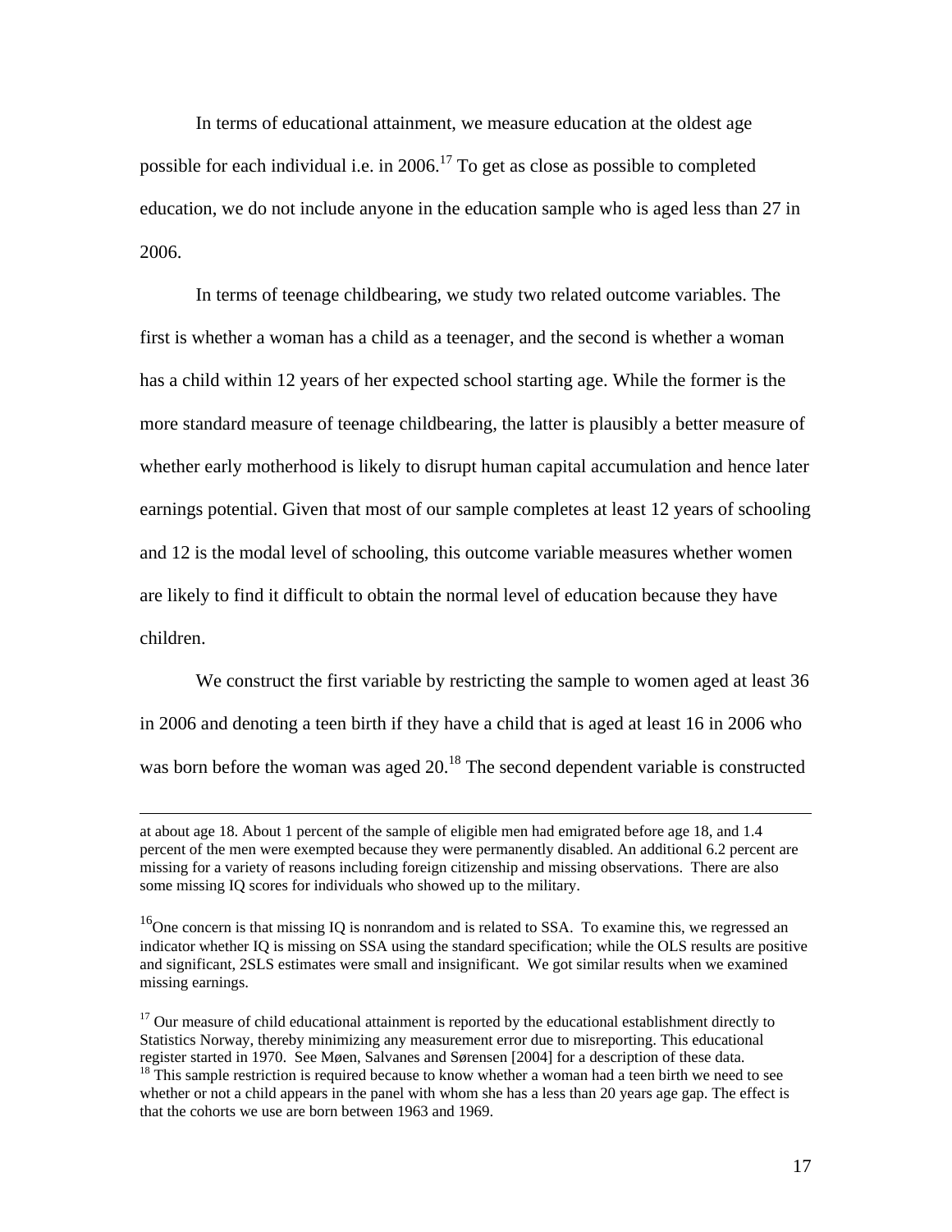In terms of educational attainment, we measure education at the oldest age possible for each individual i.e. in 2006.[17] To get as close as possible to completed education, we do not include anyone in the education sample who is aged less than 27 in 2006.

In terms of teenage childbearing, we study two related outcome variables. The first is whether a woman has a child as a teenager, and the second is whether a woman has a child within 12 years of her expected school starting age. While the former is the more standard measure of teenage childbearing, the latter is plausibly a better measure of whether early motherhood is likely to disrupt human capital accumulation and hence later earnings potential. Given that most of our sample completes at least 12 years of schooling and 12 is the modal level of schooling, this outcome variable measures whether women are likely to find it difficult to obtain the normal level of education because they have children.

We construct the first variable by restricting the sample to women aged at least 36 in 2006 and denoting a teen birth if they have a child that is aged at least 16 in 2006 who was born before the woman was aged 20.[18] The second dependent variable is constructed

---

at about age 18. About 1 percent of the sample of eligible men had emigrated before age 18, and 1.4 percent of the men were exempted because they were permanently disabled. An additional 6.2 percent are missing for a variety of reasons including foreign citizenship and missing observations. There are also some missing IQ scores for individuals who showed up to the military.

[16] One concern is that missing IQ is nonrandom and is related to SSA. To examine this, we regressed an indicator whether IQ is missing on SSA using the standard specification; while the OLS results are positive and significant, 2SLS estimates were small and insignificant. We got similar results when we examined missing earnings.

[17] Our measure of child educational attainment is reported by the educational establishment directly to Statistics Norway, thereby minimizing any measurement error due to misreporting. This educational register started in 1970. See Møen, Salvanes and Sørensen [2004] for a description of these data.

[18] This sample restriction is required because to know whether a woman had a teen birth we need to see whether or not a child appears in the panel with whom she has a less than 20 years age gap. The effect is that the cohorts we use are born between 1963 and 1969.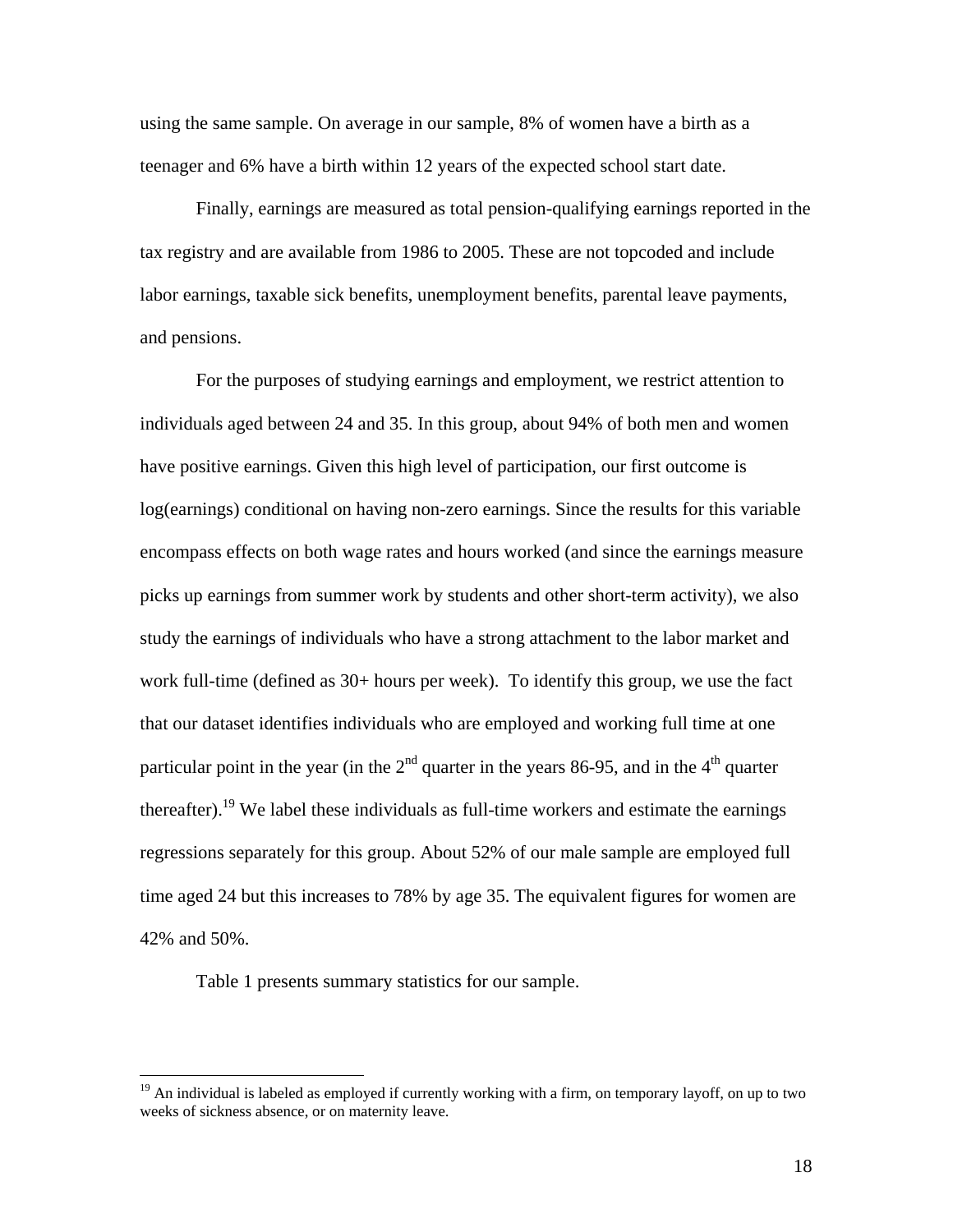using the same sample. On average in our sample, 8% of women have a birth as a teenager and 6% have a birth within 12 years of the expected school start date.

Finally, earnings are measured as total pension-qualifying earnings reported in the tax registry and are available from 1986 to 2005. These are not topcoded and include labor earnings, taxable sick benefits, unemployment benefits, parental leave payments, and pensions.

For the purposes of studying earnings and employment, we restrict attention to individuals aged between 24 and 35. In this group, about 94% of both men and women have positive earnings. Given this high level of participation, our first outcome is log(earnings) conditional on having non-zero earnings. Since the results for this variable encompass effects on both wage rates and hours worked (and since the earnings measure picks up earnings from summer work by students and other short-term activity), we also study the earnings of individuals who have a strong attachment to the labor market and work full-time (defined as 30+ hours per week). To identify this group, we use the fact that our dataset identifies individuals who are employed and working full time at one particular point in the year (in the 2nd quarter in the years 86-95, and in the 4th quarter thereafter).[19] We label these individuals as full-time workers and estimate the earnings regressions separately for this group. About 52% of our male sample are employed full time aged 24 but this increases to 78% by age 35. The equivalent figures for women are 42% and 50%.

Table 1 presents summary statistics for our sample.

[19] An individual is labeled as employed if currently working with a firm, on temporary layoff, on up to two weeks of sickness absence, or on maternity leave.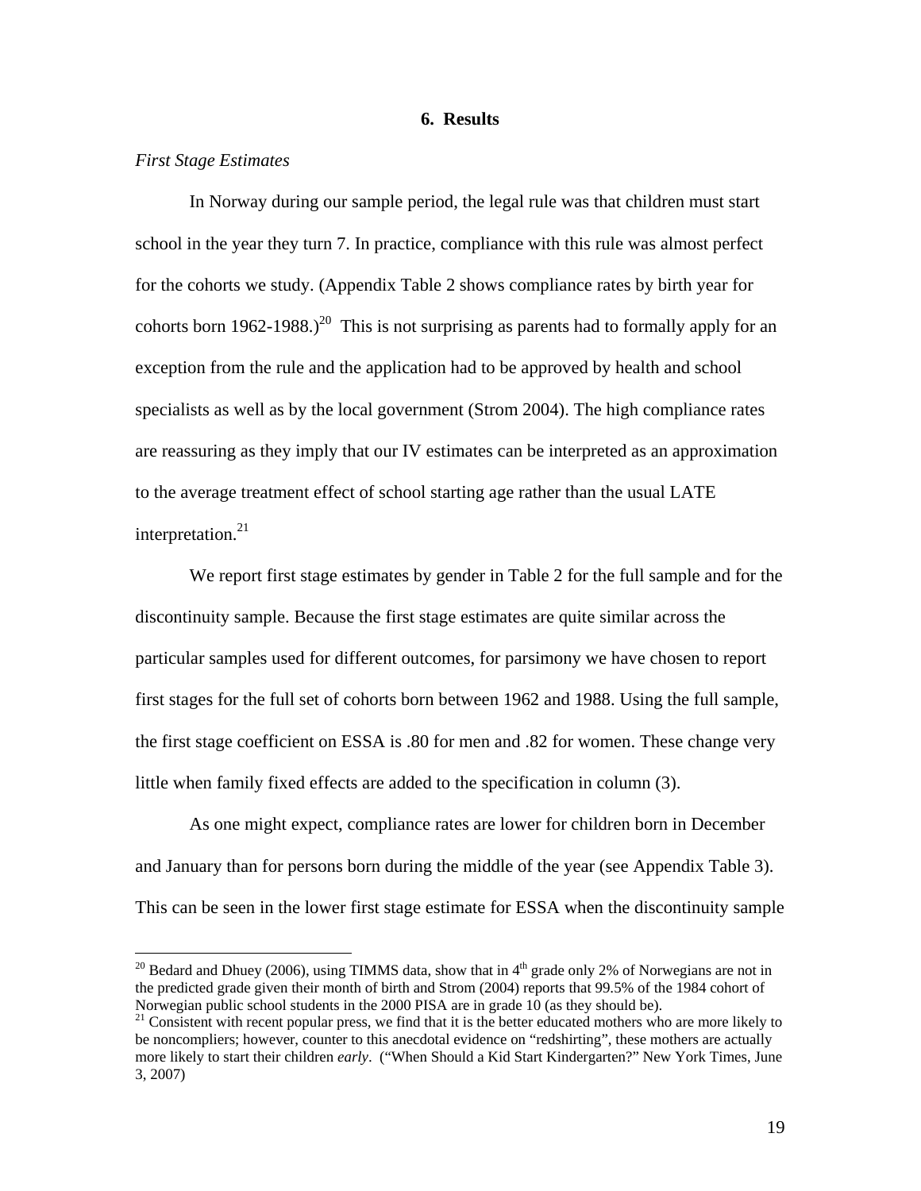## 6. Results

*First Stage Estimates*

In Norway during our sample period, the legal rule was that children must start school in the year they turn 7. In practice, compliance with this rule was almost perfect for the cohorts we study. (Appendix Table 2 shows compliance rates by birth year for cohorts born 1962-1988.)[20] This is not surprising as parents had to formally apply for an exception from the rule and the application had to be approved by health and school specialists as well as by the local government (Strom 2004). The high compliance rates are reassuring as they imply that our IV estimates can be interpreted as an approximation to the average treatment effect of school starting age rather than the usual LATE interpretation.[21]

We report first stage estimates by gender in Table 2 for the full sample and for the discontinuity sample. Because the first stage estimates are quite similar across the particular samples used for different outcomes, for parsimony we have chosen to report first stages for the full set of cohorts born between 1962 and 1988. Using the full sample, the first stage coefficient on ESSA is .80 for men and .82 for women. These change very little when family fixed effects are added to the specification in column (3).

As one might expect, compliance rates are lower for children born in December and January than for persons born during the middle of the year (see Appendix Table 3). This can be seen in the lower first stage estimate for ESSA when the discontinuity sample

---

[20] Bedard and Dhuey (2006), using TIMMS data, show that in 4th grade only 2% of Norwegians are not in the predicted grade given their month of birth and Strom (2004) reports that 99.5% of the 1984 cohort of Norwegian public school students in the 2000 PISA are in grade 10 (as they should be).

[21] Consistent with recent popular press, we find that it is the better educated mothers who are more likely to be noncompliers; however, counter to this anecdotal evidence on "redshirting", these mothers are actually more likely to start their children *early*. ("When Should a Kid Start Kindergarten?" New York Times, June 3, 2007)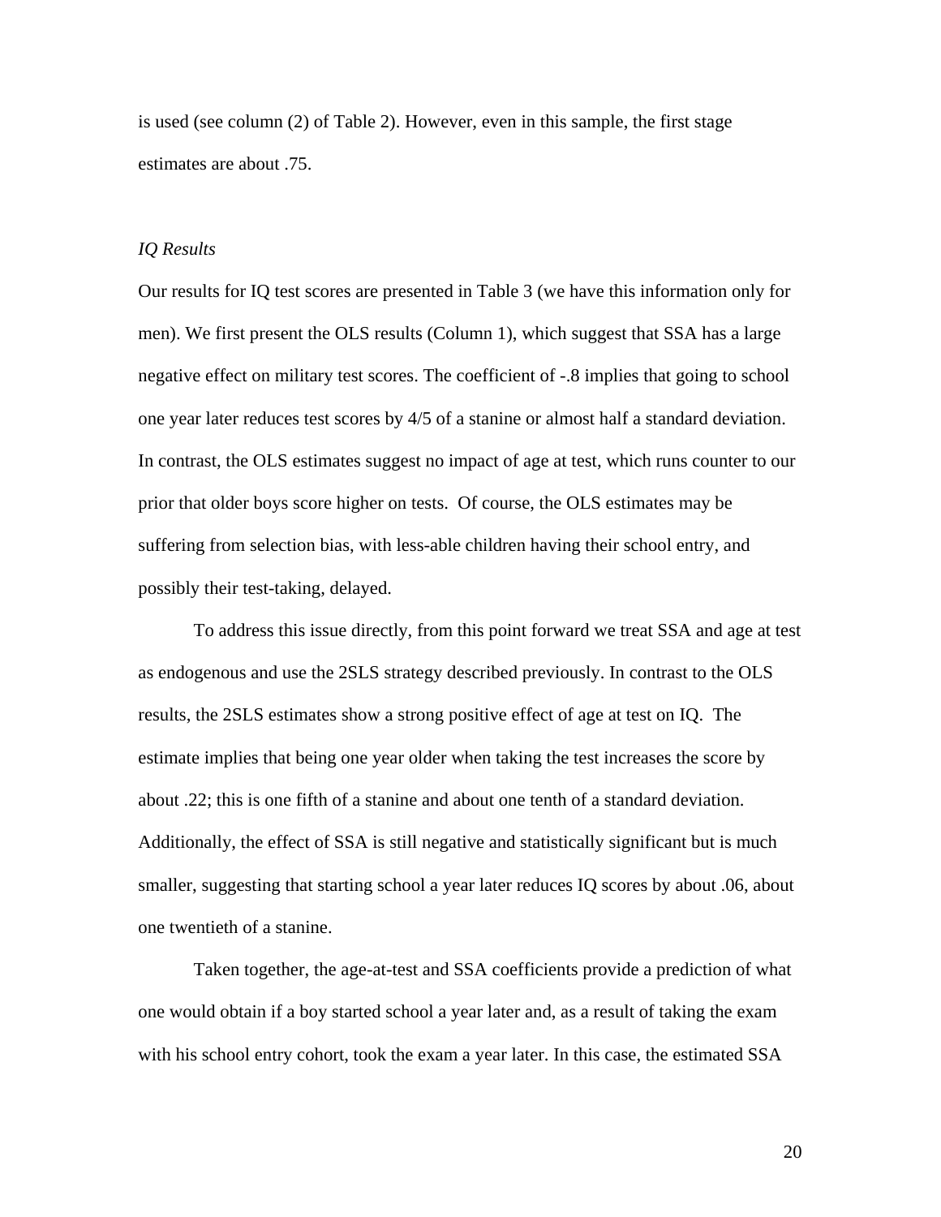is used (see column (2) of Table 2). However, even in this sample, the first stage estimates are about .75.

*IQ Results*

Our results for IQ test scores are presented in Table 3 (we have this information only for men). We first present the OLS results (Column 1), which suggest that SSA has a large negative effect on military test scores. The coefficient of -.8 implies that going to school one year later reduces test scores by 4/5 of a stanine or almost half a standard deviation. In contrast, the OLS estimates suggest no impact of age at test, which runs counter to our prior that older boys score higher on tests. Of course, the OLS estimates may be suffering from selection bias, with less-able children having their school entry, and possibly their test-taking, delayed.

To address this issue directly, from this point forward we treat SSA and age at test as endogenous and use the 2SLS strategy described previously. In contrast to the OLS results, the 2SLS estimates show a strong positive effect of age at test on IQ. The estimate implies that being one year older when taking the test increases the score by about .22; this is one fifth of a stanine and about one tenth of a standard deviation. Additionally, the effect of SSA is still negative and statistically significant but is much smaller, suggesting that starting school a year later reduces IQ scores by about .06, about one twentieth of a stanine.

Taken together, the age-at-test and SSA coefficients provide a prediction of what one would obtain if a boy started school a year later and, as a result of taking the exam with his school entry cohort, took the exam a year later. In this case, the estimated SSA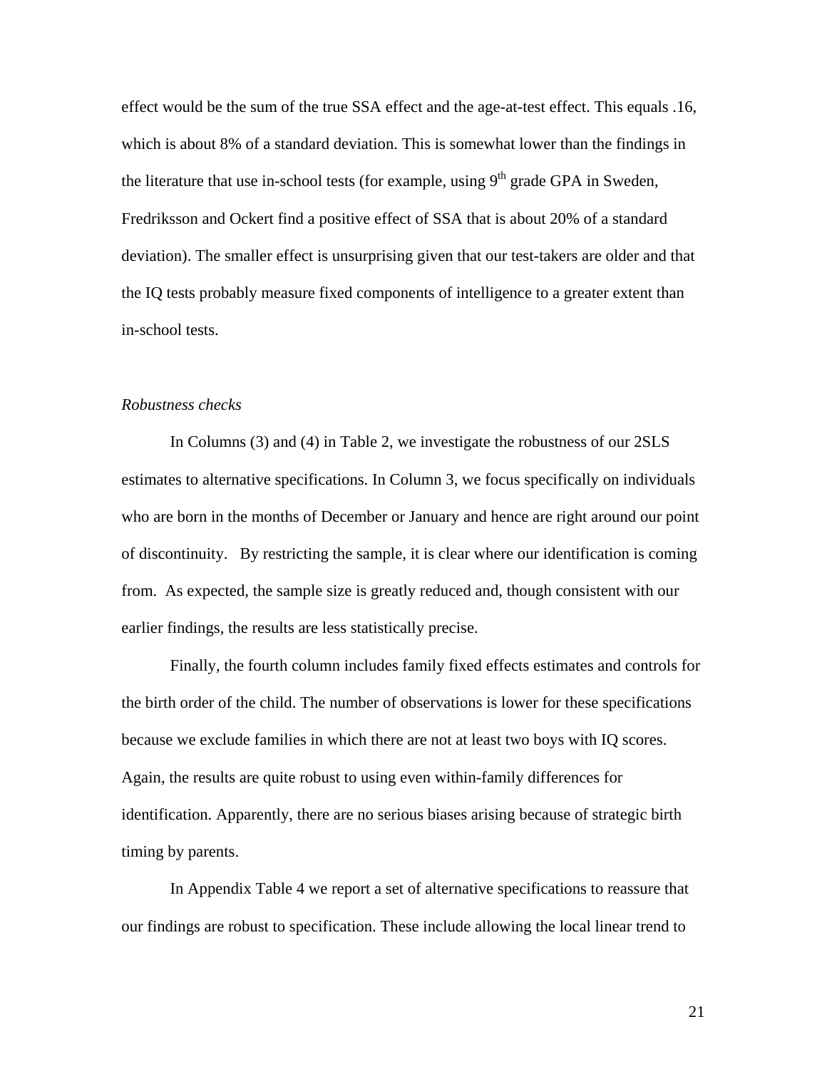effect would be the sum of the true SSA effect and the age-at-test effect. This equals .16, which is about 8% of a standard deviation. This is somewhat lower than the findings in the literature that use in-school tests (for example, using 9th grade GPA in Sweden, Fredriksson and Ockert find a positive effect of SSA that is about 20% of a standard deviation). The smaller effect is unsurprising given that our test-takers are older and that the IQ tests probably measure fixed components of intelligence to a greater extent than in-school tests.

*Robustness checks*

In Columns (3) and (4) in Table 2, we investigate the robustness of our 2SLS estimates to alternative specifications. In Column 3, we focus specifically on individuals who are born in the months of December or January and hence are right around our point of discontinuity. By restricting the sample, it is clear where our identification is coming from. As expected, the sample size is greatly reduced and, though consistent with our earlier findings, the results are less statistically precise.

Finally, the fourth column includes family fixed effects estimates and controls for the birth order of the child. The number of observations is lower for these specifications because we exclude families in which there are not at least two boys with IQ scores. Again, the results are quite robust to using even within-family differences for identification. Apparently, there are no serious biases arising because of strategic birth timing by parents.

In Appendix Table 4 we report a set of alternative specifications to reassure that our findings are robust to specification. These include allowing the local linear trend to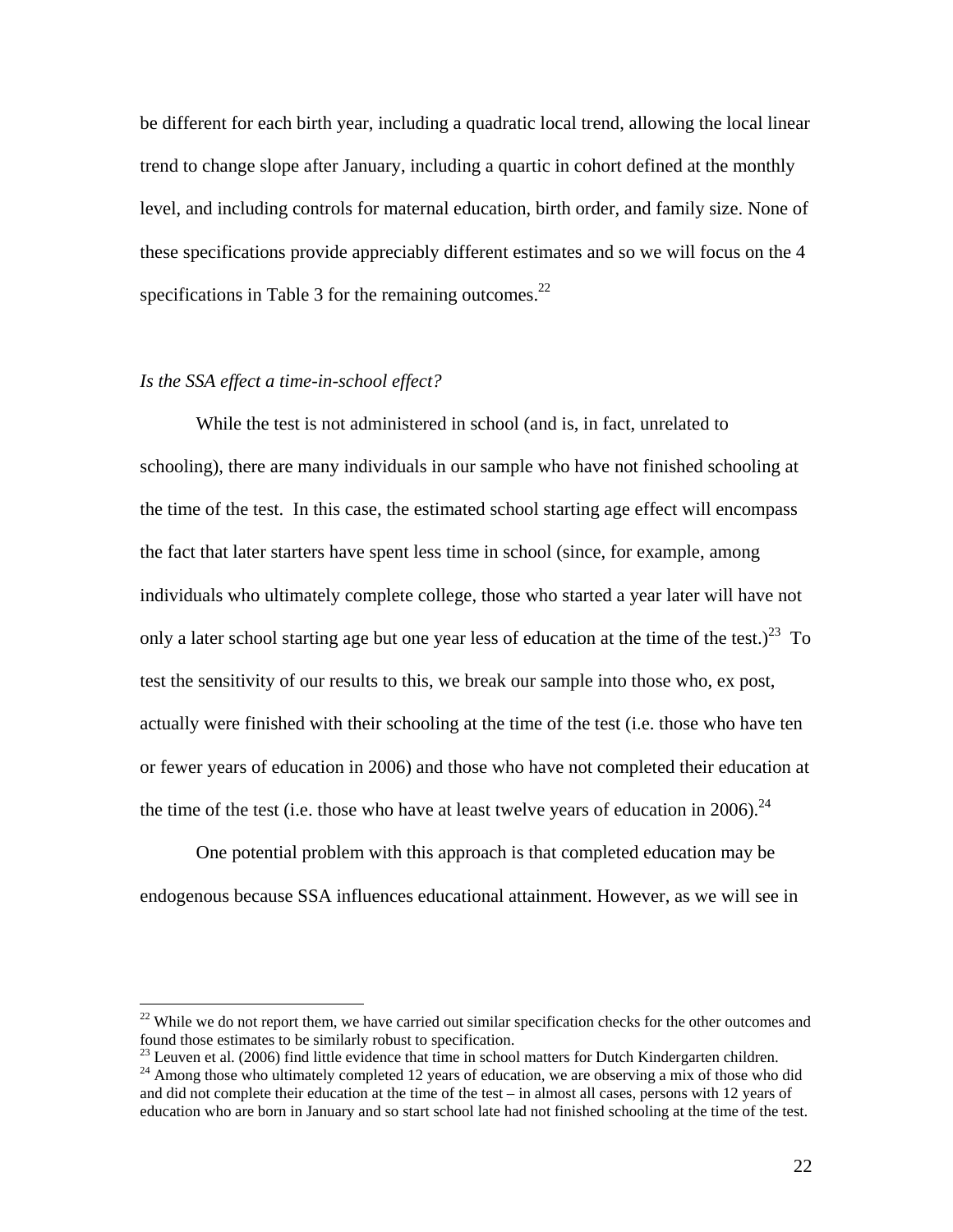be different for each birth year, including a quadratic local trend, allowing the local linear trend to change slope after January, including a quartic in cohort defined at the monthly level, and including controls for maternal education, birth order, and family size. None of these specifications provide appreciably different estimates and so we will focus on the 4 specifications in Table 3 for the remaining outcomes.[22]

*Is the SSA effect a time-in-school effect?*

While the test is not administered in school (and is, in fact, unrelated to schooling), there are many individuals in our sample who have not finished schooling at the time of the test. In this case, the estimated school starting age effect will encompass the fact that later starters have spent less time in school (since, for example, among individuals who ultimately complete college, those who started a year later will have not only a later school starting age but one year less of education at the time of the test.)[23] To test the sensitivity of our results to this, we break our sample into those who, ex post, actually were finished with their schooling at the time of the test (i.e. those who have ten or fewer years of education in 2006) and those who have not completed their education at the time of the test (i.e. those who have at least twelve years of education in 2006).[24]

One potential problem with this approach is that completed education may be endogenous because SSA influences educational attainment. However, as we will see in

[22] While we do not report them, we have carried out similar specification checks for the other outcomes and found those estimates to be similarly robust to specification.

[23] Leuven et al. (2006) find little evidence that time in school matters for Dutch Kindergarten children.

[24] Among those who ultimately completed 12 years of education, we are observing a mix of those who did and did not complete their education at the time of the test – in almost all cases, persons with 12 years of education who are born in January and so start school late had not finished schooling at the time of the test.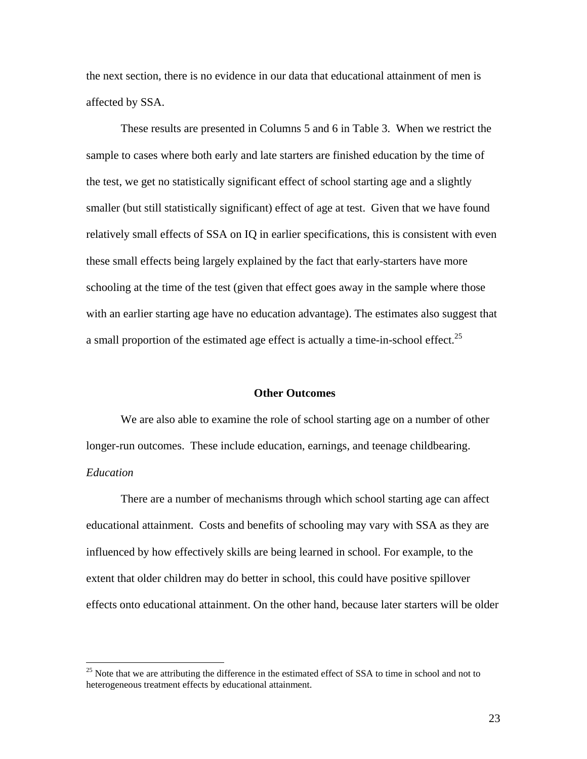the next section, there is no evidence in our data that educational attainment of men is affected by SSA.

These results are presented in Columns 5 and 6 in Table 3. When we restrict the sample to cases where both early and late starters are finished education by the time of the test, we get no statistically significant effect of school starting age and a slightly smaller (but still statistically significant) effect of age at test. Given that we have found relatively small effects of SSA on IQ in earlier specifications, this is consistent with even these small effects being largely explained by the fact that early-starters have more schooling at the time of the test (given that effect goes away in the sample where those with an earlier starting age have no education advantage). The estimates also suggest that a small proportion of the estimated age effect is actually a time-in-school effect.[25]

### Other Outcomes

We are also able to examine the role of school starting age on a number of other longer-run outcomes. These include education, earnings, and teenage childbearing.

*Education*

There are a number of mechanisms through which school starting age can affect educational attainment. Costs and benefits of schooling may vary with SSA as they are influenced by how effectively skills are being learned in school. For example, to the extent that older children may do better in school, this could have positive spillover effects onto educational attainment. On the other hand, because later starters will be older

---

[25] Note that we are attributing the difference in the estimated effect of SSA to time in school and not to heterogeneous treatment effects by educational attainment.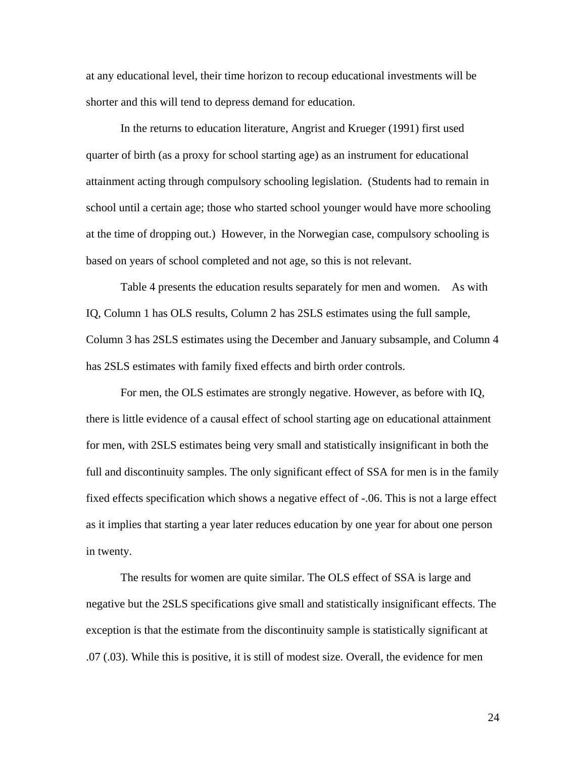at any educational level, their time horizon to recoup educational investments will be shorter and this will tend to depress demand for education.

In the returns to education literature, Angrist and Krueger (1991) first used quarter of birth (as a proxy for school starting age) as an instrument for educational attainment acting through compulsory schooling legislation. (Students had to remain in school until a certain age; those who started school younger would have more schooling at the time of dropping out.) However, in the Norwegian case, compulsory schooling is based on years of school completed and not age, so this is not relevant.

Table 4 presents the education results separately for men and women. As with IQ, Column 1 has OLS results, Column 2 has 2SLS estimates using the full sample, Column 3 has 2SLS estimates using the December and January subsample, and Column 4 has 2SLS estimates with family fixed effects and birth order controls.

For men, the OLS estimates are strongly negative. However, as before with IQ, there is little evidence of a causal effect of school starting age on educational attainment for men, with 2SLS estimates being very small and statistically insignificant in both the full and discontinuity samples. The only significant effect of SSA for men is in the family fixed effects specification which shows a negative effect of -.06. This is not a large effect as it implies that starting a year later reduces education by one year for about one person in twenty.

The results for women are quite similar. The OLS effect of SSA is large and negative but the 2SLS specifications give small and statistically insignificant effects. The exception is that the estimate from the discontinuity sample is statistically significant at .07 (.03). While this is positive, it is still of modest size. Overall, the evidence for men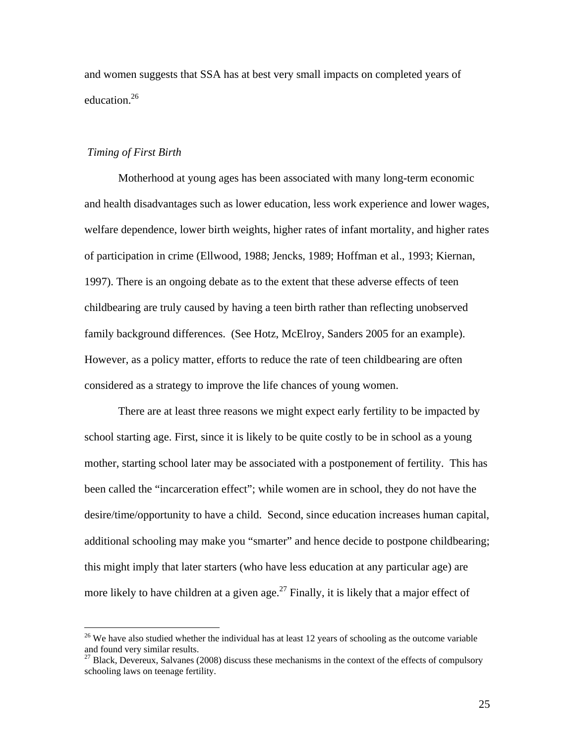and women suggests that SSA has at best very small impacts on completed years of education.[26]

*Timing of First Birth*

Motherhood at young ages has been associated with many long-term economic and health disadvantages such as lower education, less work experience and lower wages, welfare dependence, lower birth weights, higher rates of infant mortality, and higher rates of participation in crime (Ellwood, 1988; Jencks, 1989; Hoffman et al., 1993; Kiernan, 1997). There is an ongoing debate as to the extent that these adverse effects of teen childbearing are truly caused by having a teen birth rather than reflecting unobserved family background differences. (See Hotz, McElroy, Sanders 2005 for an example). However, as a policy matter, efforts to reduce the rate of teen childbearing are often considered as a strategy to improve the life chances of young women.

There are at least three reasons we might expect early fertility to be impacted by school starting age. First, since it is likely to be quite costly to be in school as a young mother, starting school later may be associated with a postponement of fertility. This has been called the "incarceration effect"; while women are in school, they do not have the desire/time/opportunity to have a child. Second, since education increases human capital, additional schooling may make you "smarter" and hence decide to postpone childbearing; this might imply that later starters (who have less education at any particular age) are more likely to have children at a given age.[27] Finally, it is likely that a major effect of

[26] We have also studied whether the individual has at least 12 years of schooling as the outcome variable and found very similar results.

[27] Black, Devereux, Salvanes (2008) discuss these mechanisms in the context of the effects of compulsory schooling laws on teenage fertility.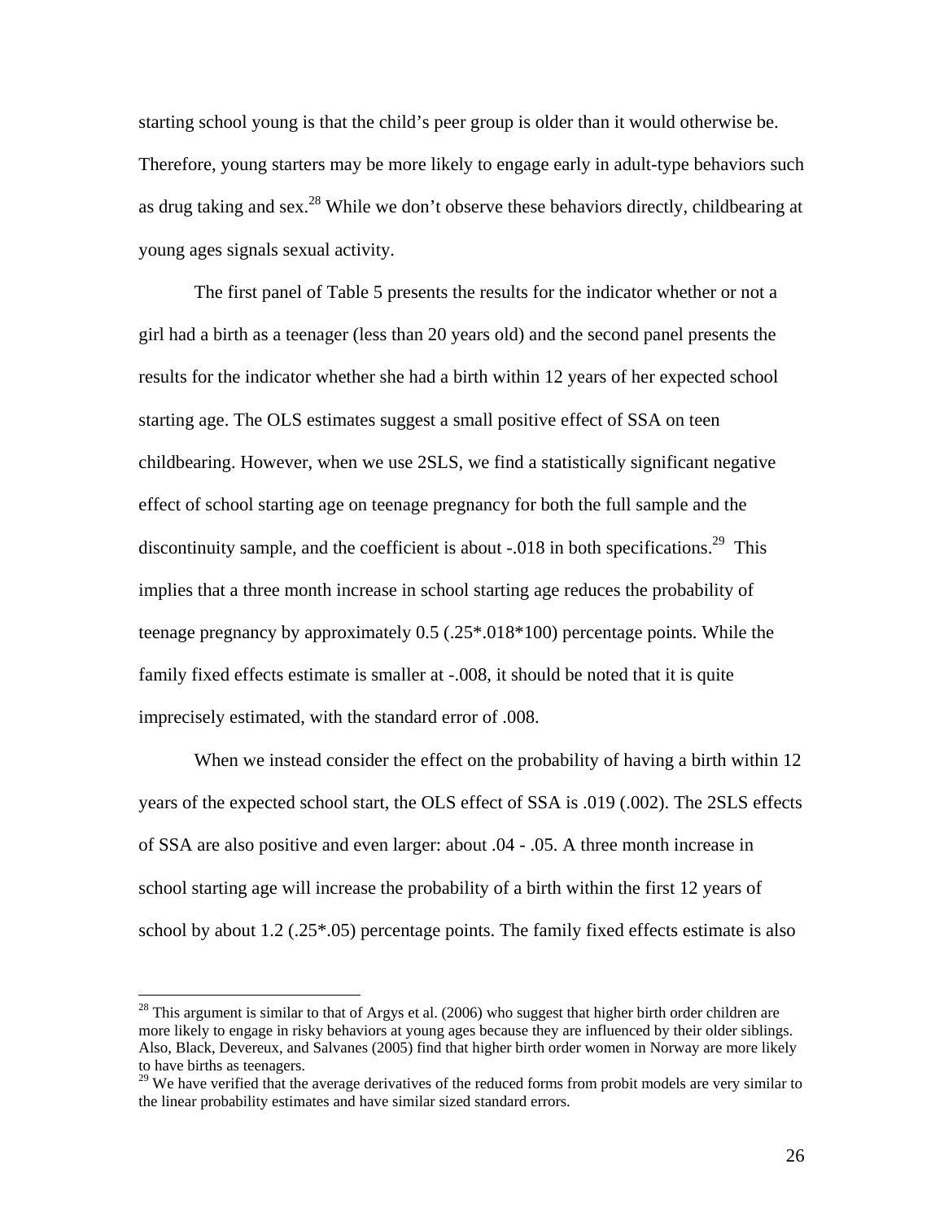starting school young is that the child's peer group is older than it would otherwise be. Therefore, young starters may be more likely to engage early in adult-type behaviors such as drug taking and sex.[28] While we don't observe these behaviors directly, childbearing at young ages signals sexual activity.

The first panel of Table 5 presents the results for the indicator whether or not a girl had a birth as a teenager (less than 20 years old) and the second panel presents the results for the indicator whether she had a birth within 12 years of her expected school starting age. The OLS estimates suggest a small positive effect of SSA on teen childbearing. However, when we use 2SLS, we find a statistically significant negative effect of school starting age on teenage pregnancy for both the full sample and the discontinuity sample, and the coefficient is about -.018 in both specifications.[29] This implies that a three month increase in school starting age reduces the probability of teenage pregnancy by approximately 0.5 (.25*.018*100) percentage points. While the family fixed effects estimate is smaller at -.008, it should be noted that it is quite imprecisely estimated, with the standard error of .008.

When we instead consider the effect on the probability of having a birth within 12 years of the expected school start, the OLS effect of SSA is .019 (.002). The 2SLS effects of SSA are also positive and even larger: about .04 - .05. A three month increase in school starting age will increase the probability of a birth within the first 12 years of school by about 1.2 (.25*.05) percentage points. The family fixed effects estimate is also

---

[28] This argument is similar to that of Argys et al. (2006) who suggest that higher birth order children are more likely to engage in risky behaviors at young ages because they are influenced by their older siblings. Also, Black, Devereux, and Salvanes (2005) find that higher birth order women in Norway are more likely to have births as teenagers.

[29] We have verified that the average derivatives of the reduced forms from probit models are very similar to the linear probability estimates and have similar sized standard errors.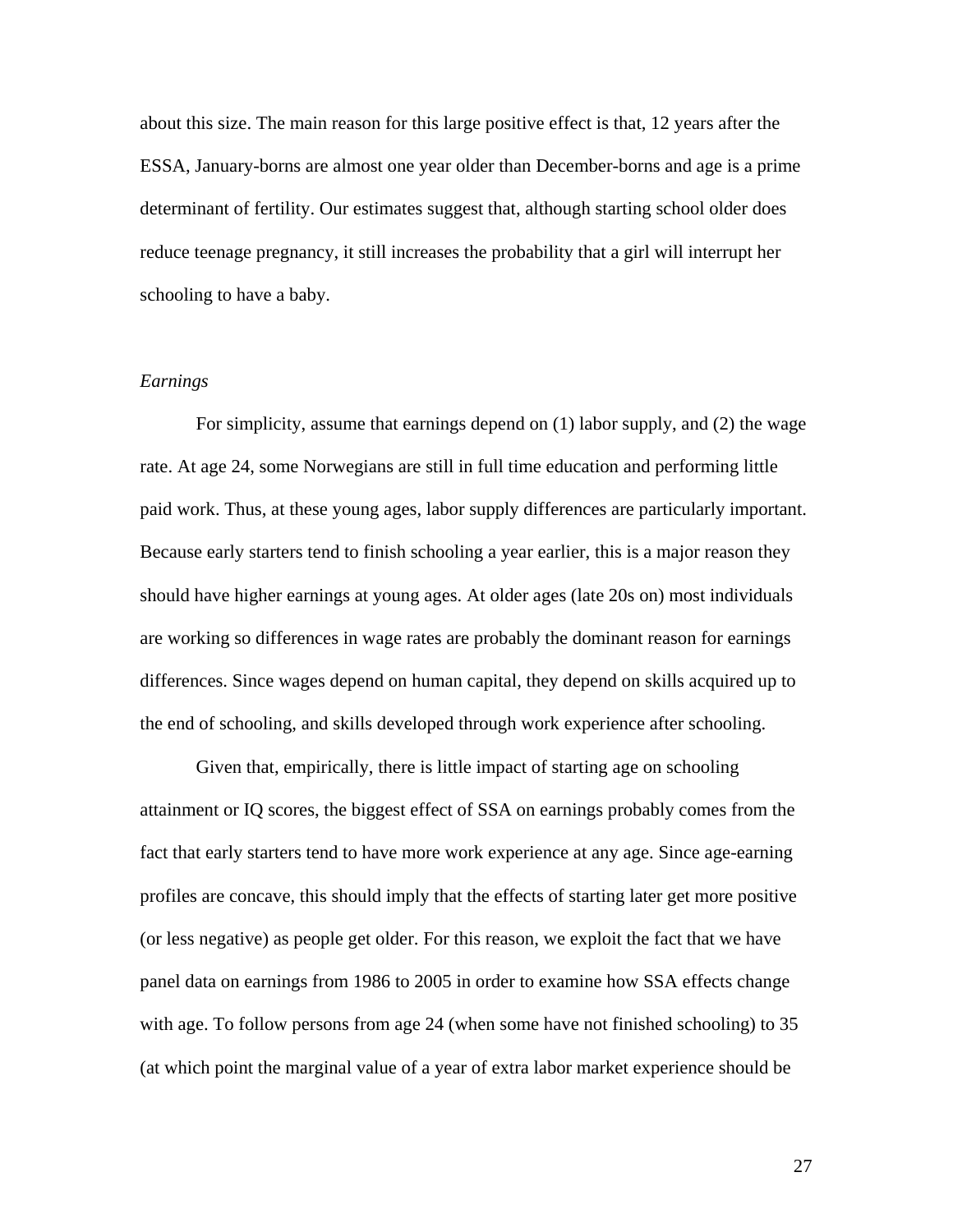about this size. The main reason for this large positive effect is that, 12 years after the ESSA, January-borns are almost one year older than December-borns and age is a prime determinant of fertility. Our estimates suggest that, although starting school older does reduce teenage pregnancy, it still increases the probability that a girl will interrupt her schooling to have a baby.

*Earnings*

For simplicity, assume that earnings depend on (1) labor supply, and (2) the wage rate. At age 24, some Norwegians are still in full time education and performing little paid work. Thus, at these young ages, labor supply differences are particularly important. Because early starters tend to finish schooling a year earlier, this is a major reason they should have higher earnings at young ages. At older ages (late 20s on) most individuals are working so differences in wage rates are probably the dominant reason for earnings differences. Since wages depend on human capital, they depend on skills acquired up to the end of schooling, and skills developed through work experience after schooling.

Given that, empirically, there is little impact of starting age on schooling attainment or IQ scores, the biggest effect of SSA on earnings probably comes from the fact that early starters tend to have more work experience at any age. Since age-earning profiles are concave, this should imply that the effects of starting later get more positive (or less negative) as people get older. For this reason, we exploit the fact that we have panel data on earnings from 1986 to 2005 in order to examine how SSA effects change with age. To follow persons from age 24 (when some have not finished schooling) to 35 (at which point the marginal value of a year of extra labor market experience should be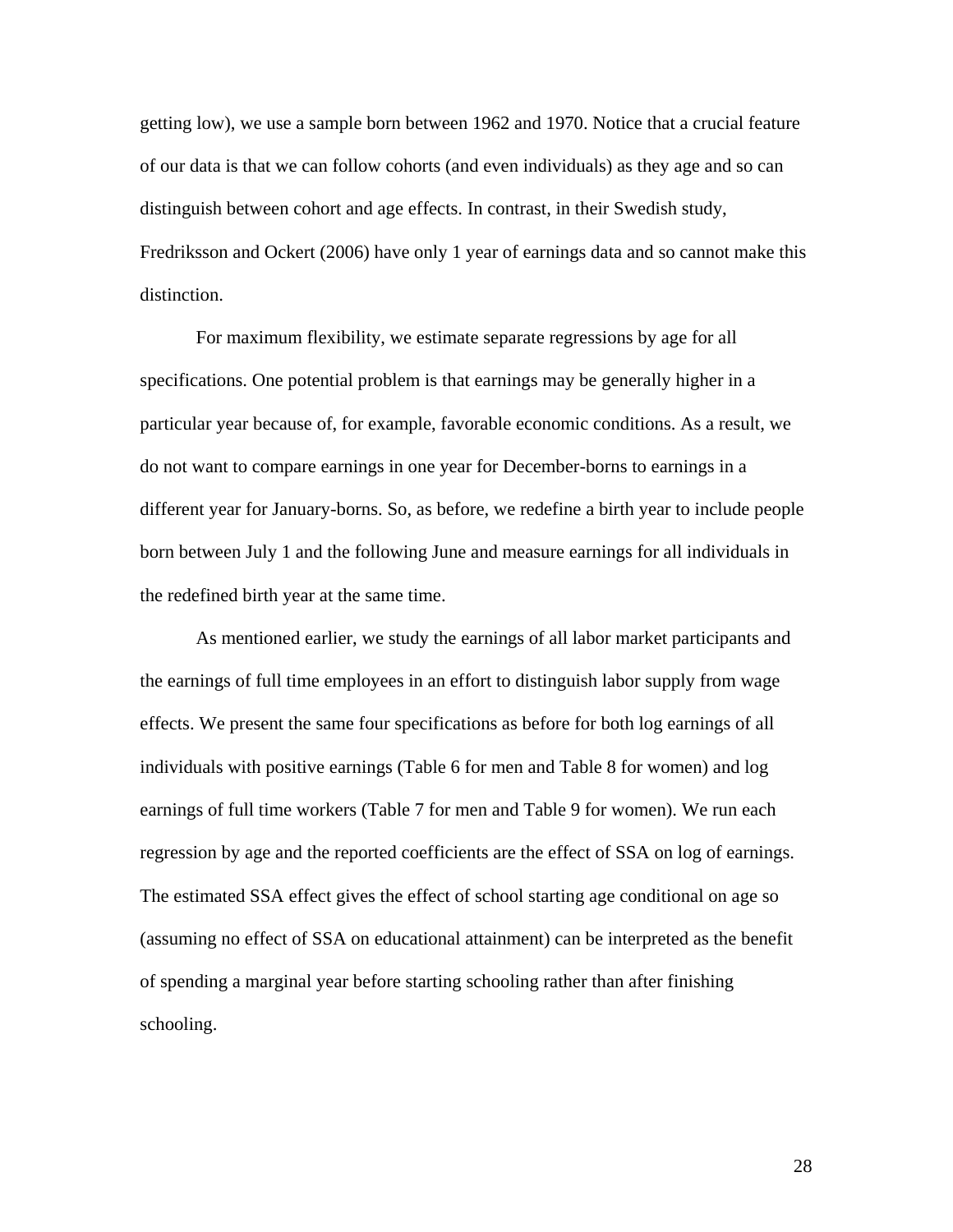getting low), we use a sample born between 1962 and 1970. Notice that a crucial feature of our data is that we can follow cohorts (and even individuals) as they age and so can distinguish between cohort and age effects. In contrast, in their Swedish study, Fredriksson and Ockert (2006) have only 1 year of earnings data and so cannot make this distinction.

For maximum flexibility, we estimate separate regressions by age for all specifications. One potential problem is that earnings may be generally higher in a particular year because of, for example, favorable economic conditions. As a result, we do not want to compare earnings in one year for December-borns to earnings in a different year for January-borns. So, as before, we redefine a birth year to include people born between July 1 and the following June and measure earnings for all individuals in the redefined birth year at the same time.

As mentioned earlier, we study the earnings of all labor market participants and the earnings of full time employees in an effort to distinguish labor supply from wage effects. We present the same four specifications as before for both log earnings of all individuals with positive earnings (Table 6 for men and Table 8 for women) and log earnings of full time workers (Table 7 for men and Table 9 for women). We run each regression by age and the reported coefficients are the effect of SSA on log of earnings. The estimated SSA effect gives the effect of school starting age conditional on age so (assuming no effect of SSA on educational attainment) can be interpreted as the benefit of spending a marginal year before starting schooling rather than after finishing schooling.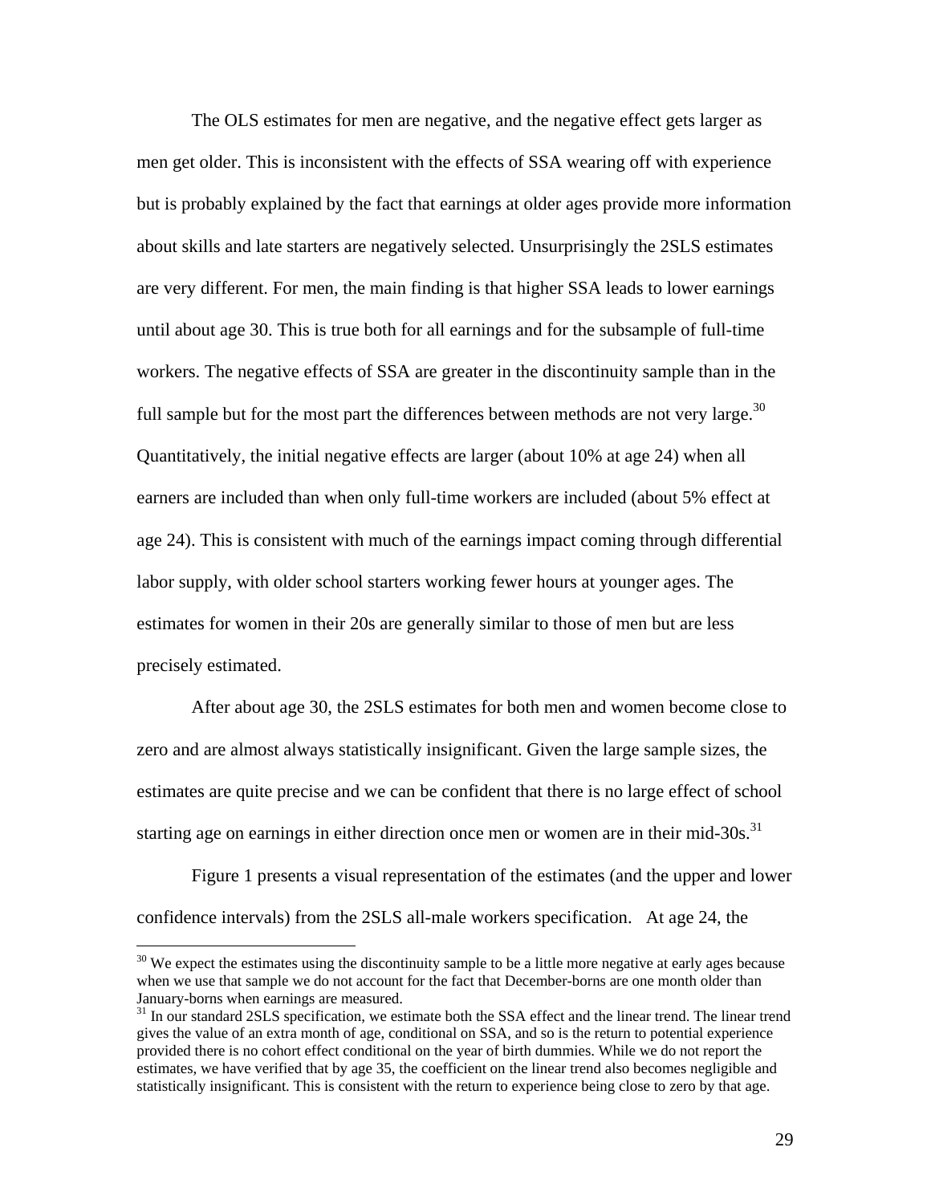The OLS estimates for men are negative, and the negative effect gets larger as men get older. This is inconsistent with the effects of SSA wearing off with experience but is probably explained by the fact that earnings at older ages provide more information about skills and late starters are negatively selected. Unsurprisingly the 2SLS estimates are very different. For men, the main finding is that higher SSA leads to lower earnings until about age 30. This is true both for all earnings and for the subsample of full-time workers. The negative effects of SSA are greater in the discontinuity sample than in the full sample but for the most part the differences between methods are not very large.[30] Quantitatively, the initial negative effects are larger (about 10% at age 24) when all earners are included than when only full-time workers are included (about 5% effect at age 24). This is consistent with much of the earnings impact coming through differential labor supply, with older school starters working fewer hours at younger ages. The estimates for women in their 20s are generally similar to those of men but are less precisely estimated.

After about age 30, the 2SLS estimates for both men and women become close to zero and are almost always statistically insignificant. Given the large sample sizes, the estimates are quite precise and we can be confident that there is no large effect of school starting age on earnings in either direction once men or women are in their mid-30s.[31]

Figure 1 presents a visual representation of the estimates (and the upper and lower confidence intervals) from the 2SLS all-male workers specification. At age 24, the

[30] We expect the estimates using the discontinuity sample to be a little more negative at early ages because when we use that sample we do not account for the fact that December-borns are one month older than January-borns when earnings are measured.

[31] In our standard 2SLS specification, we estimate both the SSA effect and the linear trend. The linear trend gives the value of an extra month of age, conditional on SSA, and so is the return to potential experience provided there is no cohort effect conditional on the year of birth dummies. While we do not report the estimates, we have verified that by age 35, the coefficient on the linear trend also becomes negligible and statistically insignificant. This is consistent with the return to experience being close to zero by that age.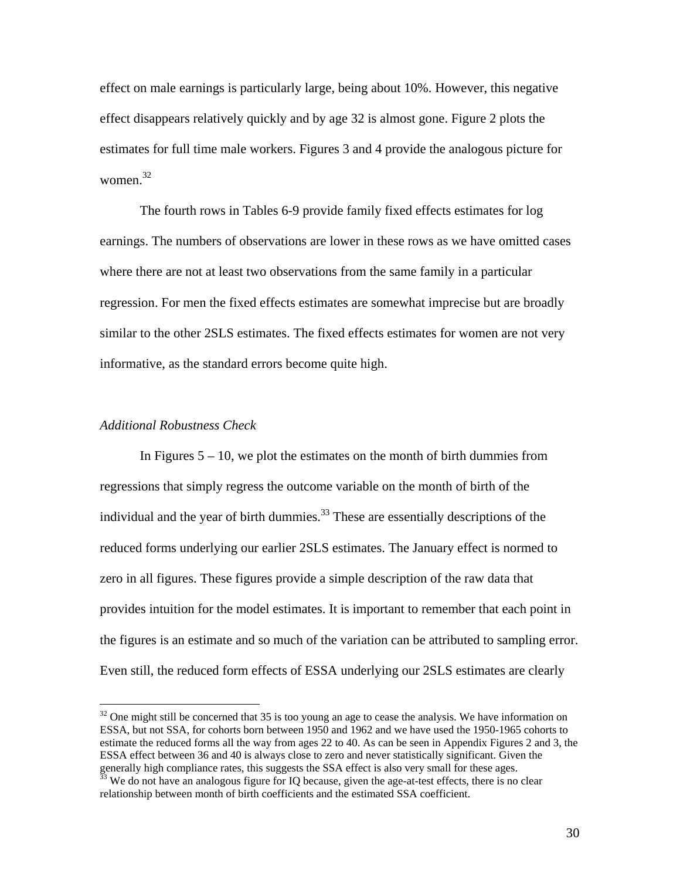effect on male earnings is particularly large, being about 10%. However, this negative effect disappears relatively quickly and by age 32 is almost gone. Figure 2 plots the estimates for full time male workers. Figures 3 and 4 provide the analogous picture for women.[32]

The fourth rows in Tables 6-9 provide family fixed effects estimates for log earnings. The numbers of observations are lower in these rows as we have omitted cases where there are not at least two observations from the same family in a particular regression. For men the fixed effects estimates are somewhat imprecise but are broadly similar to the other 2SLS estimates. The fixed effects estimates for women are not very informative, as the standard errors become quite high.

*Additional Robustness Check*

In Figures 5 – 10, we plot the estimates on the month of birth dummies from regressions that simply regress the outcome variable on the month of birth of the individual and the year of birth dummies.[33] These are essentially descriptions of the reduced forms underlying our earlier 2SLS estimates. The January effect is normed to zero in all figures. These figures provide a simple description of the raw data that provides intuition for the model estimates. It is important to remember that each point in the figures is an estimate and so much of the variation can be attributed to sampling error. Even still, the reduced form effects of ESSA underlying our 2SLS estimates are clearly

[32] One might still be concerned that 35 is too young an age to cease the analysis. We have information on ESSA, but not SSA, for cohorts born between 1950 and 1962 and we have used the 1950-1965 cohorts to estimate the reduced forms all the way from ages 22 to 40. As can be seen in Appendix Figures 2 and 3, the ESSA effect between 36 and 40 is always close to zero and never statistically significant. Given the generally high compliance rates, this suggests the SSA effect is also very small for these ages.

[33] We do not have an analogous figure for IQ because, given the age-at-test effects, there is no clear relationship between month of birth coefficients and the estimated SSA coefficient.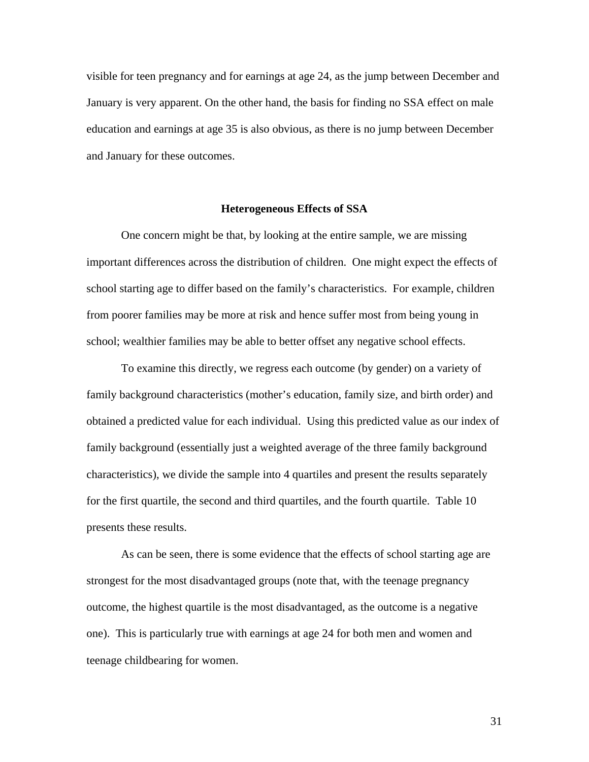visible for teen pregnancy and for earnings at age 24, as the jump between December and January is very apparent. On the other hand, the basis for finding no SSA effect on male education and earnings at age 35 is also obvious, as there is no jump between December and January for these outcomes.

## Heterogeneous Effects of SSA

One concern might be that, by looking at the entire sample, we are missing important differences across the distribution of children. One might expect the effects of school starting age to differ based on the family's characteristics. For example, children from poorer families may be more at risk and hence suffer most from being young in school; wealthier families may be able to better offset any negative school effects.

To examine this directly, we regress each outcome (by gender) on a variety of family background characteristics (mother's education, family size, and birth order) and obtained a predicted value for each individual. Using this predicted value as our index of family background (essentially just a weighted average of the three family background characteristics), we divide the sample into 4 quartiles and present the results separately for the first quartile, the second and third quartiles, and the fourth quartile. Table 10 presents these results.

As can be seen, there is some evidence that the effects of school starting age are strongest for the most disadvantaged groups (note that, with the teenage pregnancy outcome, the highest quartile is the most disadvantaged, as the outcome is a negative one). This is particularly true with earnings at age 24 for both men and women and teenage childbearing for women.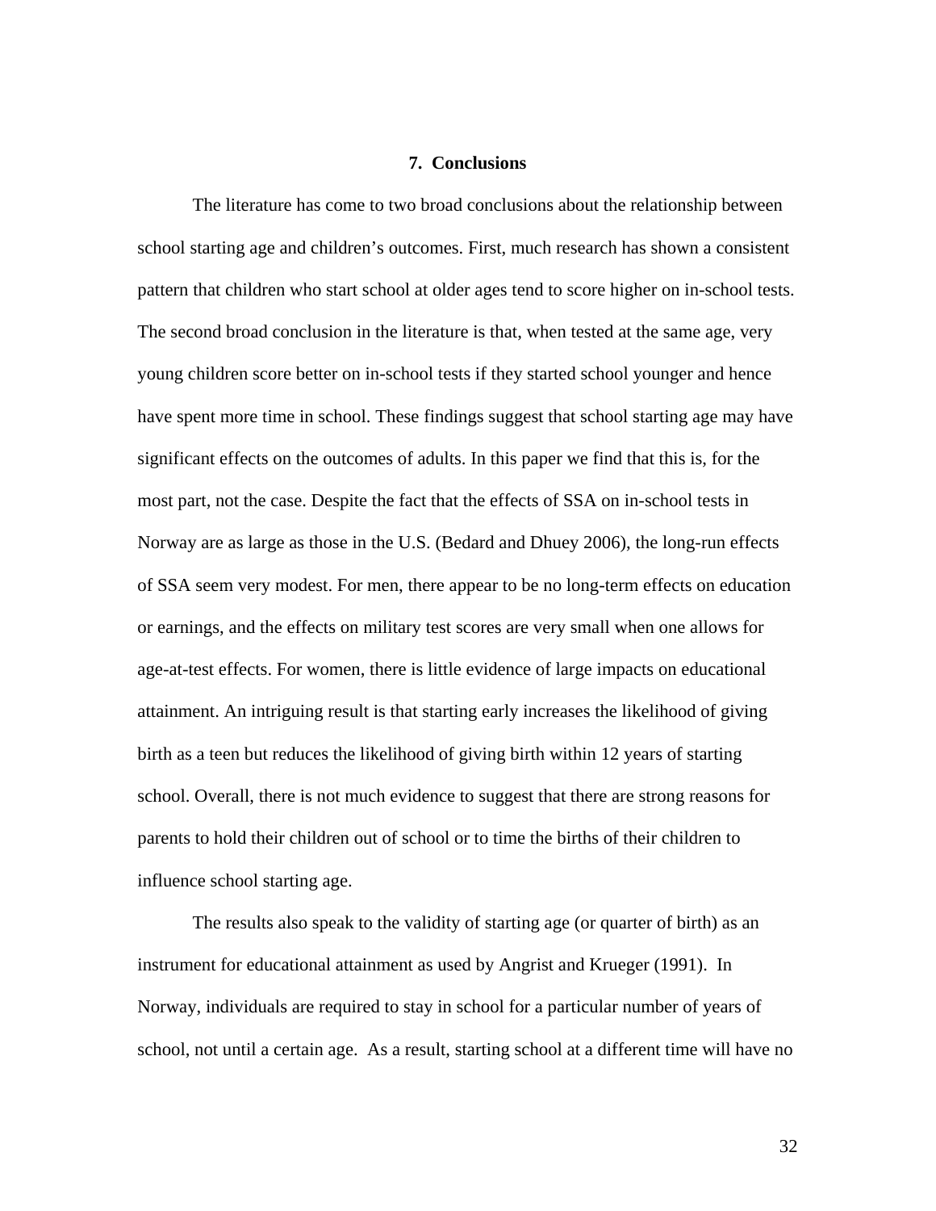## 7. Conclusions

The literature has come to two broad conclusions about the relationship between school starting age and children's outcomes. First, much research has shown a consistent pattern that children who start school at older ages tend to score higher on in-school tests. The second broad conclusion in the literature is that, when tested at the same age, very young children score better on in-school tests if they started school younger and hence have spent more time in school. These findings suggest that school starting age may have significant effects on the outcomes of adults. In this paper we find that this is, for the most part, not the case. Despite the fact that the effects of SSA on in-school tests in Norway are as large as those in the U.S. (Bedard and Dhuey 2006), the long-run effects of SSA seem very modest. For men, there appear to be no long-term effects on education or earnings, and the effects on military test scores are very small when one allows for age-at-test effects. For women, there is little evidence of large impacts on educational attainment. An intriguing result is that starting early increases the likelihood of giving birth as a teen but reduces the likelihood of giving birth within 12 years of starting school. Overall, there is not much evidence to suggest that there are strong reasons for parents to hold their children out of school or to time the births of their children to influence school starting age.

The results also speak to the validity of starting age (or quarter of birth) as an instrument for educational attainment as used by Angrist and Krueger (1991). In Norway, individuals are required to stay in school for a particular number of years of school, not until a certain age. As a result, starting school at a different time will have no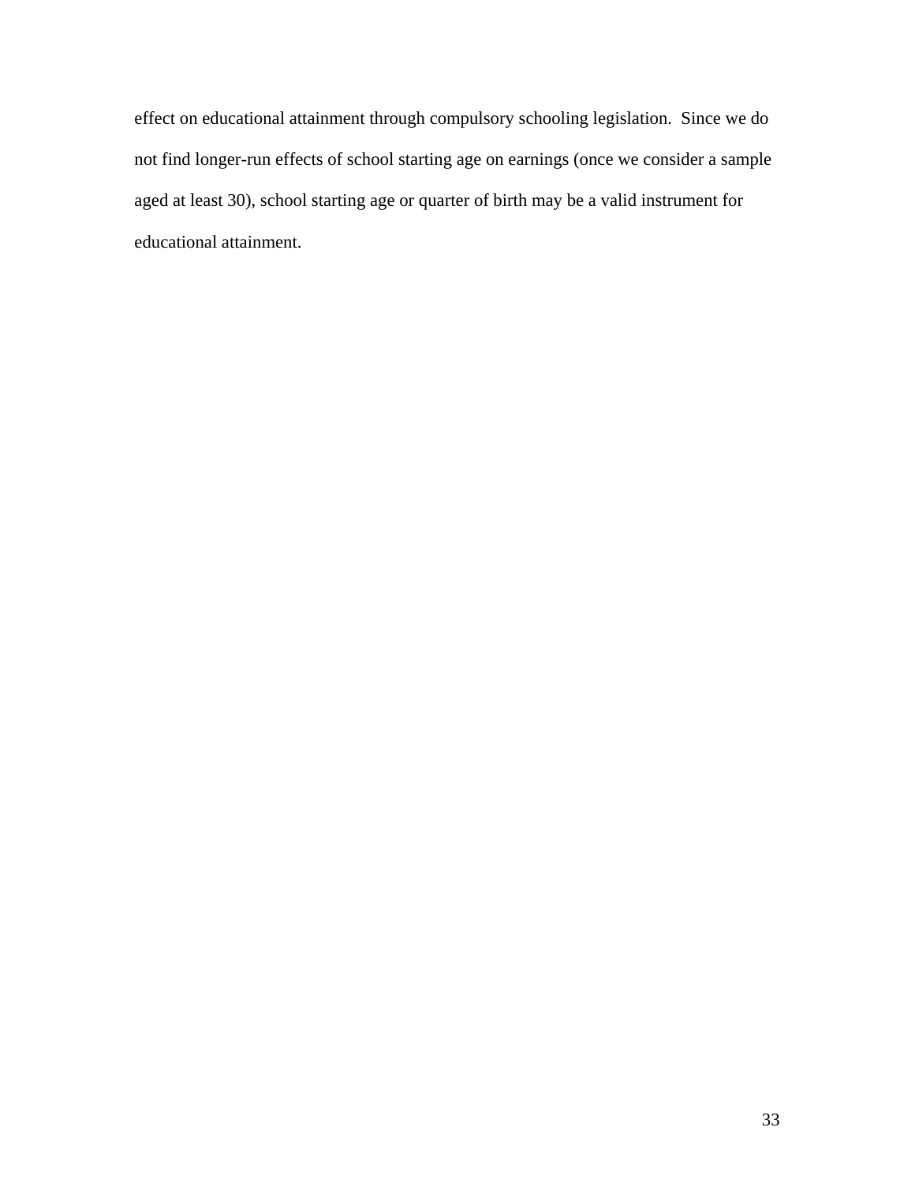effect on educational attainment through compulsory schooling legislation. Since we do not find longer-run effects of school starting age on earnings (once we consider a sample aged at least 30), school starting age or quarter of birth may be a valid instrument for educational attainment.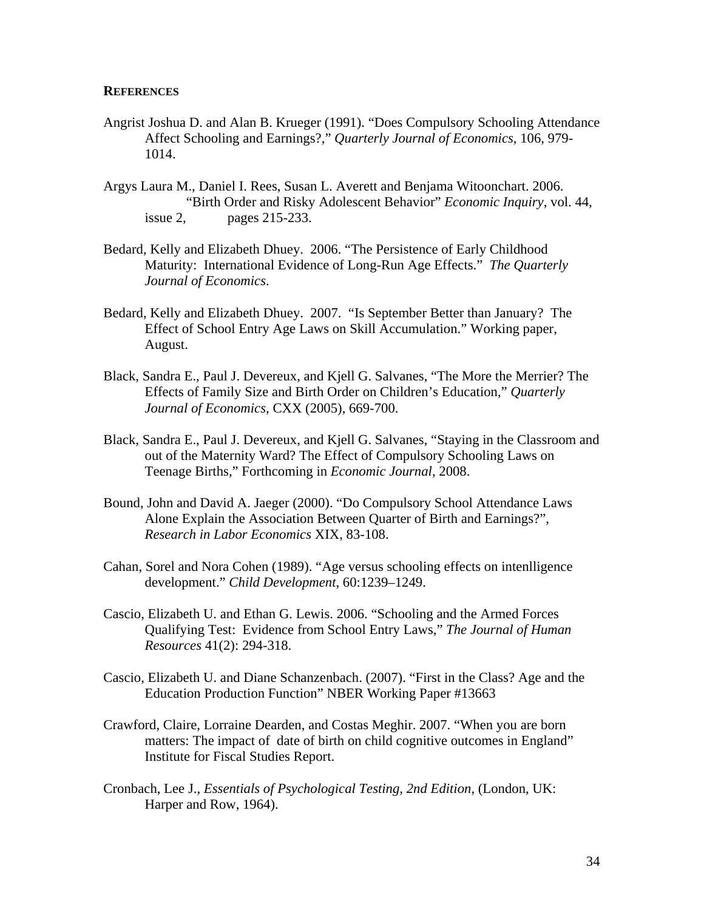**REFERENCES**

Angrist Joshua D. and Alan B. Krueger (1991). "Does Compulsory Schooling Attendance Affect Schooling and Earnings?," *Quarterly Journal of Economics*, 106, 979-1014.

Argys Laura M., Daniel I. Rees, Susan L. Averett and Benjama Witoonchart. 2006. "Birth Order and Risky Adolescent Behavior" *Economic Inquiry*, vol. 44, issue 2, pages 215-233.

Bedard, Kelly and Elizabeth Dhuey. 2006. "The Persistence of Early Childhood Maturity: International Evidence of Long-Run Age Effects." *The Quarterly Journal of Economics*.

Bedard, Kelly and Elizabeth Dhuey. 2007. "Is September Better than January? The Effect of School Entry Age Laws on Skill Accumulation." Working paper, August.

Black, Sandra E., Paul J. Devereux, and Kjell G. Salvanes, "The More the Merrier? The Effects of Family Size and Birth Order on Children's Education," *Quarterly Journal of Economics*, CXX (2005), 669-700.

Black, Sandra E., Paul J. Devereux, and Kjell G. Salvanes, "Staying in the Classroom and out of the Maternity Ward? The Effect of Compulsory Schooling Laws on Teenage Births," Forthcoming in *Economic Journal*, 2008.

Bound, John and David A. Jaeger (2000). "Do Compulsory School Attendance Laws Alone Explain the Association Between Quarter of Birth and Earnings?", *Research in Labor Economics* XIX, 83-108.

Cahan, Sorel and Nora Cohen (1989). "Age versus schooling effects on intenlligence development." *Child Development*, 60:1239–1249.

Cascio, Elizabeth U. and Ethan G. Lewis. 2006. "Schooling and the Armed Forces Qualifying Test: Evidence from School Entry Laws," *The Journal of Human Resources* 41(2): 294-318.

Cascio, Elizabeth U. and Diane Schanzenbach. (2007). "First in the Class? Age and the Education Production Function" NBER Working Paper #13663

Crawford, Claire, Lorraine Dearden, and Costas Meghir. 2007. "When you are born matters: The impact of date of birth on child cognitive outcomes in England" Institute for Fiscal Studies Report.

Cronbach, Lee J., *Essentials of Psychological Testing, 2nd Edition*, (London, UK: Harper and Row, 1964).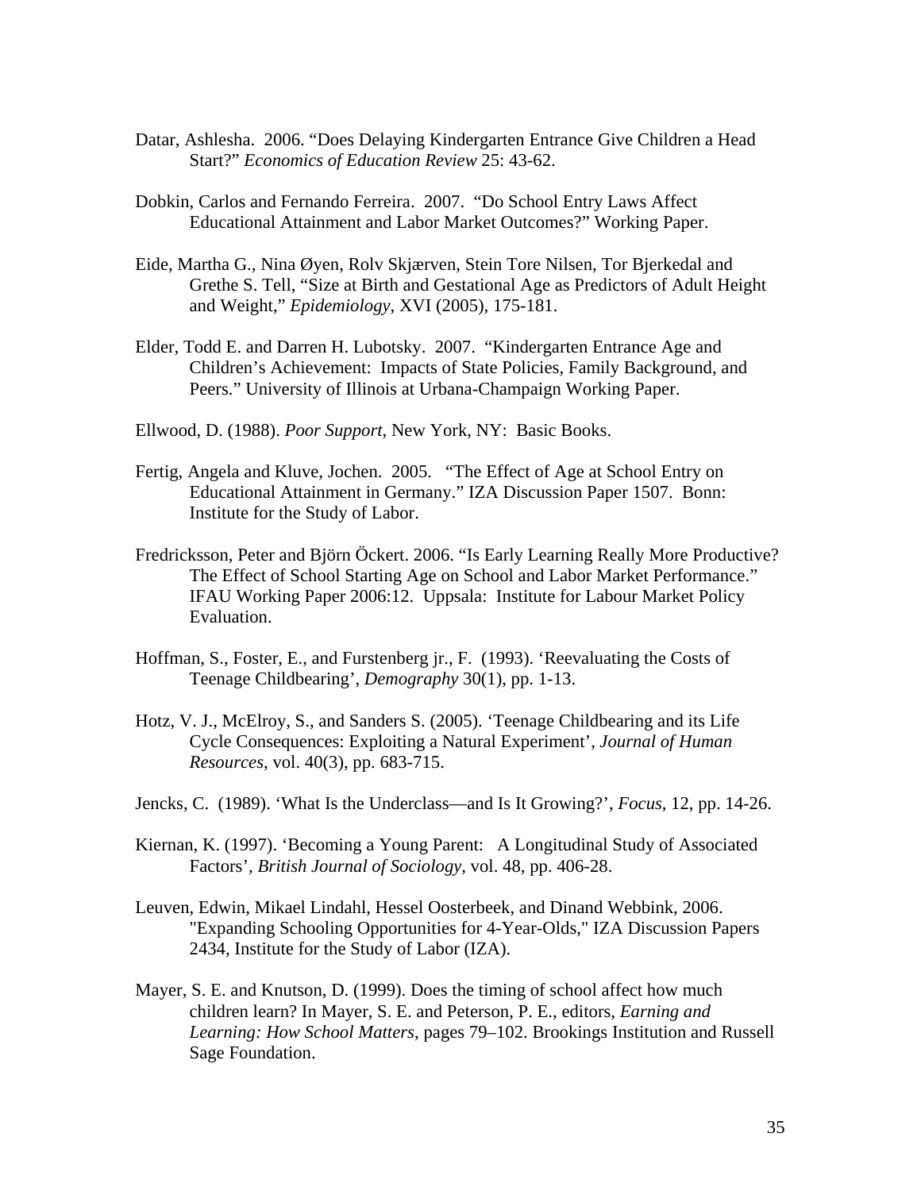Datar, Ashlesha. 2006. "Does Delaying Kindergarten Entrance Give Children a Head Start?" *Economics of Education Review* 25: 43-62.

Dobkin, Carlos and Fernando Ferreira. 2007. "Do School Entry Laws Affect Educational Attainment and Labor Market Outcomes?" Working Paper.

Eide, Martha G., Nina Øyen, Rolv Skjærven, Stein Tore Nilsen, Tor Bjerkedal and Grethe S. Tell, "Size at Birth and Gestational Age as Predictors of Adult Height and Weight," *Epidemiology*, XVI (2005), 175-181.

Elder, Todd E. and Darren H. Lubotsky. 2007. "Kindergarten Entrance Age and Children's Achievement: Impacts of State Policies, Family Background, and Peers." University of Illinois at Urbana-Champaign Working Paper.

Ellwood, D. (1988). *Poor Support*, New York, NY: Basic Books.

Fertig, Angela and Kluve, Jochen. 2005. "The Effect of Age at School Entry on Educational Attainment in Germany." IZA Discussion Paper 1507. Bonn: Institute for the Study of Labor.

Fredricksson, Peter and Björn Öckert. 2006. "Is Early Learning Really More Productive? The Effect of School Starting Age on School and Labor Market Performance." IFAU Working Paper 2006:12. Uppsala: Institute for Labour Market Policy Evaluation.

Hoffman, S., Foster, E., and Furstenberg jr., F. (1993). 'Reevaluating the Costs of Teenage Childbearing', *Demography* 30(1), pp. 1-13.

Hotz, V. J., McElroy, S., and Sanders S. (2005). 'Teenage Childbearing and its Life Cycle Consequences: Exploiting a Natural Experiment', *Journal of Human Resources*, vol. 40(3), pp. 683-715.

Jencks, C. (1989). 'What Is the Underclass—and Is It Growing?', *Focus*, 12, pp. 14-26.

Kiernan, K. (1997). 'Becoming a Young Parent: A Longitudinal Study of Associated Factors', *British Journal of Sociology*, vol. 48, pp. 406-28.

Leuven, Edwin, Mikael Lindahl, Hessel Oosterbeek, and Dinand Webbink, 2006. "Expanding Schooling Opportunities for 4-Year-Olds," IZA Discussion Papers 2434, Institute for the Study of Labor (IZA).

Mayer, S. E. and Knutson, D. (1999). Does the timing of school affect how much children learn? In Mayer, S. E. and Peterson, P. E., editors, *Earning and Learning: How School Matters*, pages 79–102. Brookings Institution and Russell Sage Foundation.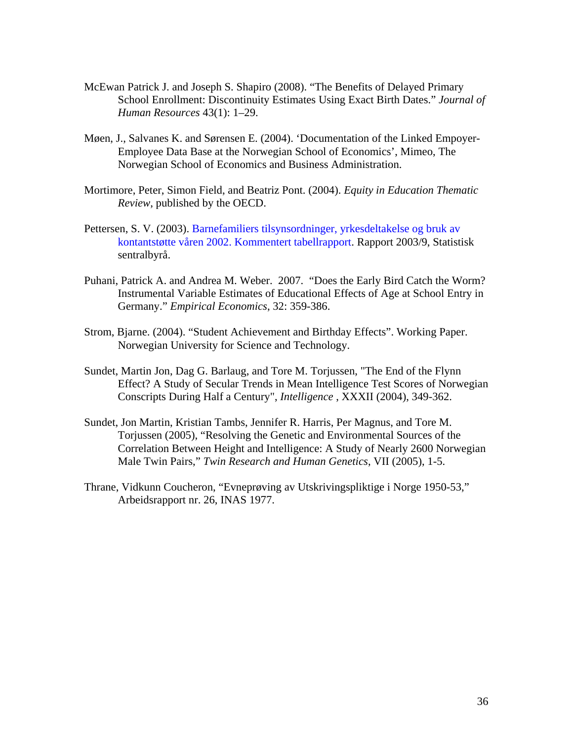McEwan Patrick J. and Joseph S. Shapiro (2008). "The Benefits of Delayed Primary School Enrollment: Discontinuity Estimates Using Exact Birth Dates." *Journal of Human Resources* 43(1): 1–29.

Møen, J., Salvanes K. and Sørensen E. (2004). 'Documentation of the Linked Empoyer-Employee Data Base at the Norwegian School of Economics', Mimeo, The Norwegian School of Economics and Business Administration.

Mortimore, Peter, Simon Field, and Beatriz Pont. (2004). *Equity in Education Thematic Review*, published by the OECD.

Pettersen, S. V. (2003). Barnefamiliers tilsynsordninger, yrkesdeltakelse og bruk av kontantstøtte våren 2002. Kommentert tabellrapport. Rapport 2003/9, Statistisk sentralbyrå.

Puhani, Patrick A. and Andrea M. Weber. 2007. "Does the Early Bird Catch the Worm? Instrumental Variable Estimates of Educational Effects of Age at School Entry in Germany." *Empirical Economics*, 32: 359-386.

Strom, Bjarne. (2004). "Student Achievement and Birthday Effects". Working Paper. Norwegian University for Science and Technology.

Sundet, Martin Jon, Dag G. Barlaug, and Tore M. Torjussen, "The End of the Flynn Effect? A Study of Secular Trends in Mean Intelligence Test Scores of Norwegian Conscripts During Half a Century", *Intelligence* , XXXII (2004), 349-362.

Sundet, Jon Martin, Kristian Tambs, Jennifer R. Harris, Per Magnus, and Tore M. Torjussen (2005), "Resolving the Genetic and Environmental Sources of the Correlation Between Height and Intelligence: A Study of Nearly 2600 Norwegian Male Twin Pairs," *Twin Research and Human Genetics*, VII (2005), 1-5.

Thrane, Vidkunn Coucheron, "Evneprøving av Utskrivingspliktige i Norge 1950-53," Arbeidsrapport nr. 26, INAS 1977.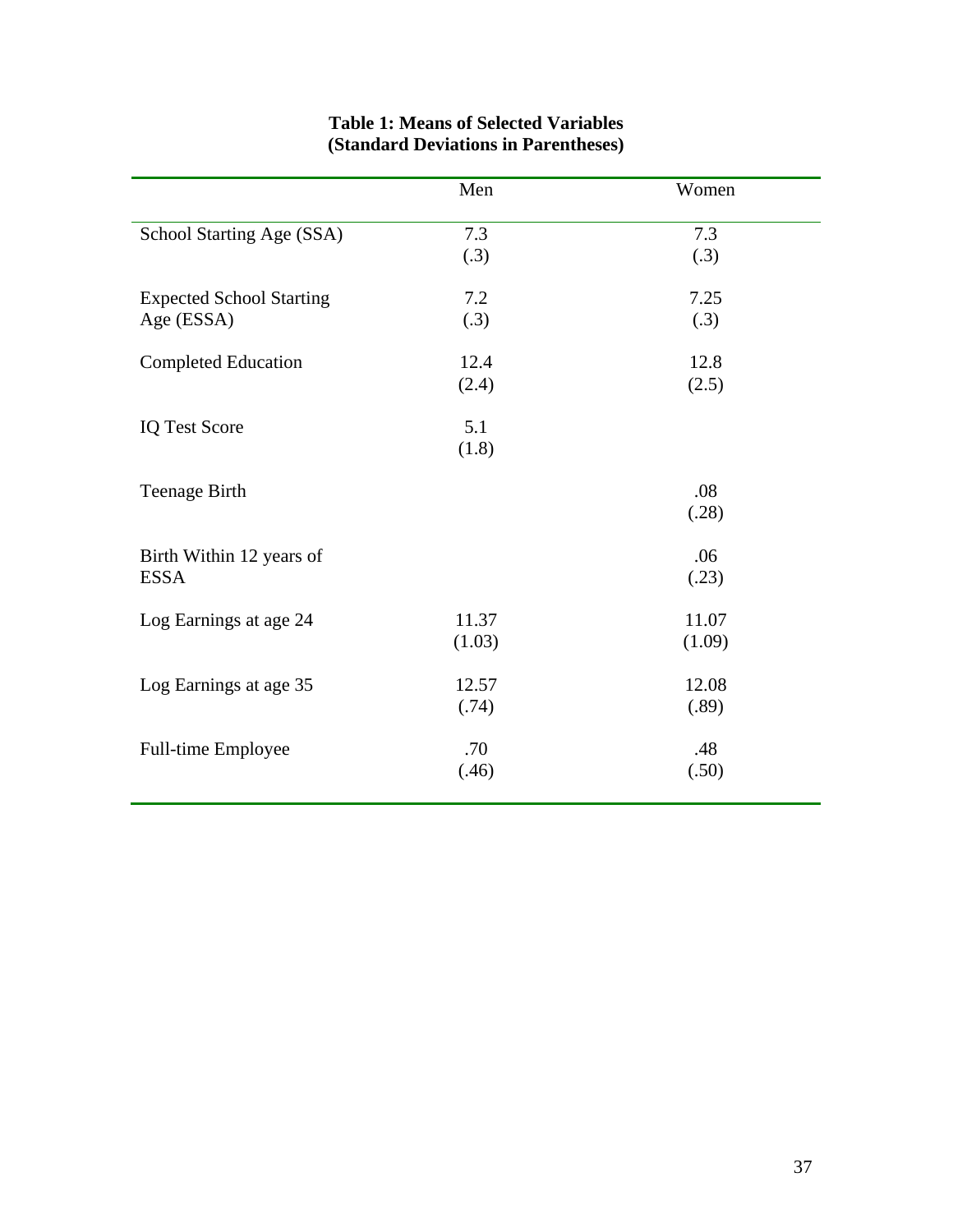**Table 1: Means of Selected Variables (Standard Deviations in Parentheses)**

| | Men | Women |
|---|---|---|
| School Starting Age (SSA) | 7.3<br>(.3) | 7.3<br>(.3) |
| Expected School Starting Age (ESSA) | 7.2<br>(.3) | 7.25<br>(.3) |
| Completed Education | 12.4<br>(2.4) | 12.8<br>(2.5) |
| IQ Test Score | 5.1<br>(1.8) | |
| Teenage Birth | | .08<br>(.28) |
| Birth Within 12 years of ESSA | | .06<br>(.23) |
| Log Earnings at age 24 | 11.37<br>(1.03) | 11.07<br>(1.09) |
| Log Earnings at age 35 | 12.57<br>(.74) | 12.08<br>(.89) |
| Full-time Employee | .70<br>(.46) | .48<br>(.50) |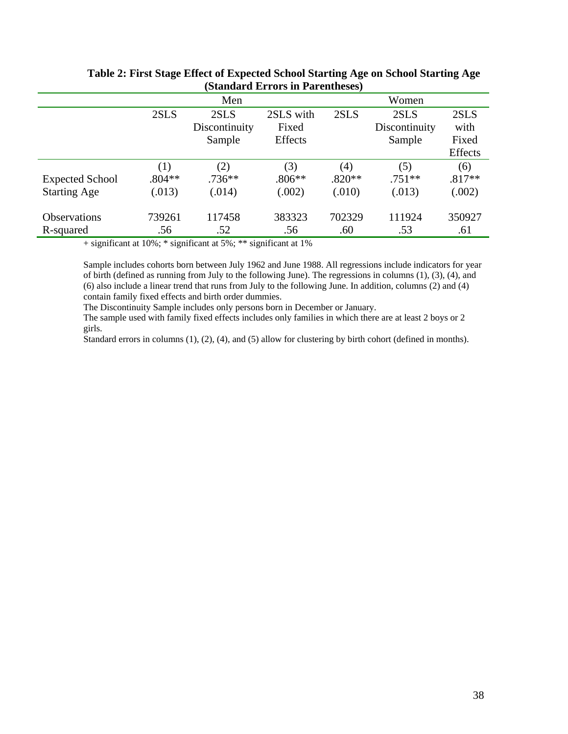**Table 2: First Stage Effect of Expected School Starting Age on School Starting Age (Standard Errors in Parentheses)**

| | Men | | | Women | | |
|---|---|---|---|---|---|---|
| | 2SLS | 2SLS Discontinuity Sample | 2SLS with Fixed Effects | 2SLS | 2SLS Discontinuity Sample | 2SLS with Fixed Effects |
| | (1) | (2) | (3) | (4) | (5) | (6) |
| Expected School Starting Age | .804** (.013) | .736** (.014) | .806** (.002) | .820** (.010) | .751** (.013) | .817** (.002) |
| Observations | 739261 | 117458 | 383323 | 702329 | 111924 | 350927 |
| R-squared | .56 | .52 | .56 | .60 | .53 | .61 |

+ significant at 10%; * significant at 5%; ** significant at 1%

Sample includes cohorts born between July 1962 and June 1988. All regressions include indicators for year of birth (defined as running from July to the following June). The regressions in columns (1), (3), (4), and (6) also include a linear trend that runs from July to the following June. In addition, columns (2) and (4) contain family fixed effects and birth order dummies.

The Discontinuity Sample includes only persons born in December or January.

The sample used with family fixed effects includes only families in which there are at least 2 boys or 2 girls.

Standard errors in columns (1), (2), (4), and (5) allow for clustering by birth cohort (defined in months).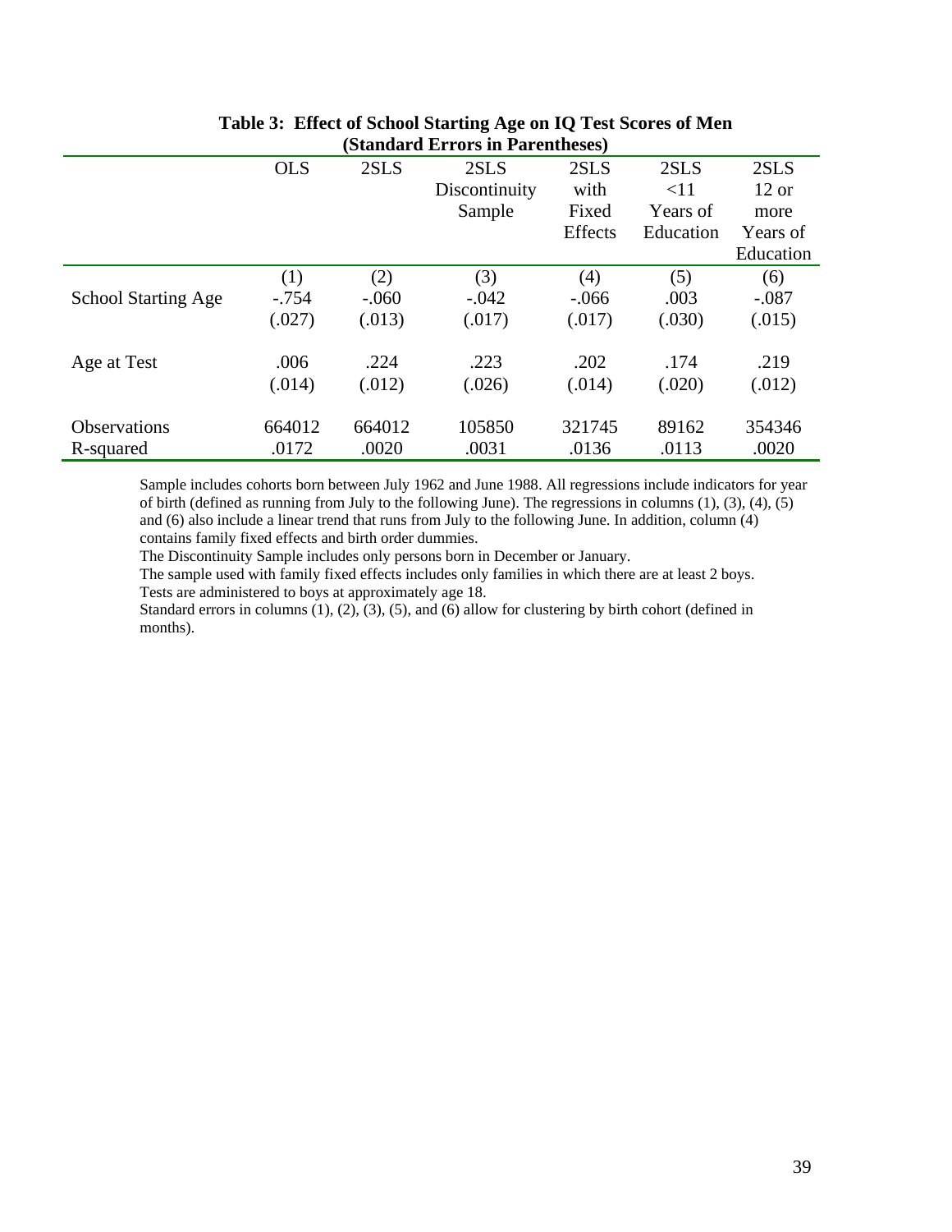**Table 3: Effect of School Starting Age on IQ Test Scores of Men (Standard Errors in Parentheses)**

| | OLS | 2SLS | 2SLS Discontinuity Sample | 2SLS with Fixed Effects | 2SLS <11 Years of Education | 2SLS 12 or more Years of Education |
|---|---|---|---|---|---|---|
| | (1) | (2) | (3) | (4) | (5) | (6) |
| School Starting Age | -.754 | -.060 | -.042 | -.066 | .003 | -.087 |
| | (.027) | (.013) | (.017) | (.017) | (.030) | (.015) |
| Age at Test | .006 | .224 | .223 | .202 | .174 | .219 |
| | (.014) | (.012) | (.026) | (.014) | (.020) | (.012) |
| Observations | 664012 | 664012 | 105850 | 321745 | 89162 | 354346 |
| R-squared | .0172 | .0020 | .0031 | .0136 | .0113 | .0020 |

Sample includes cohorts born between July 1962 and June 1988. All regressions include indicators for year of birth (defined as running from July to the following June). The regressions in columns (1), (3), (4), (5) and (6) also include a linear trend that runs from July to the following June. In addition, column (4) contains family fixed effects and birth order dummies.

The Discontinuity Sample includes only persons born in December or January.

The sample used with family fixed effects includes only families in which there are at least 2 boys.

Tests are administered to boys at approximately age 18.

Standard errors in columns (1), (2), (3), (5), and (6) allow for clustering by birth cohort (defined in months).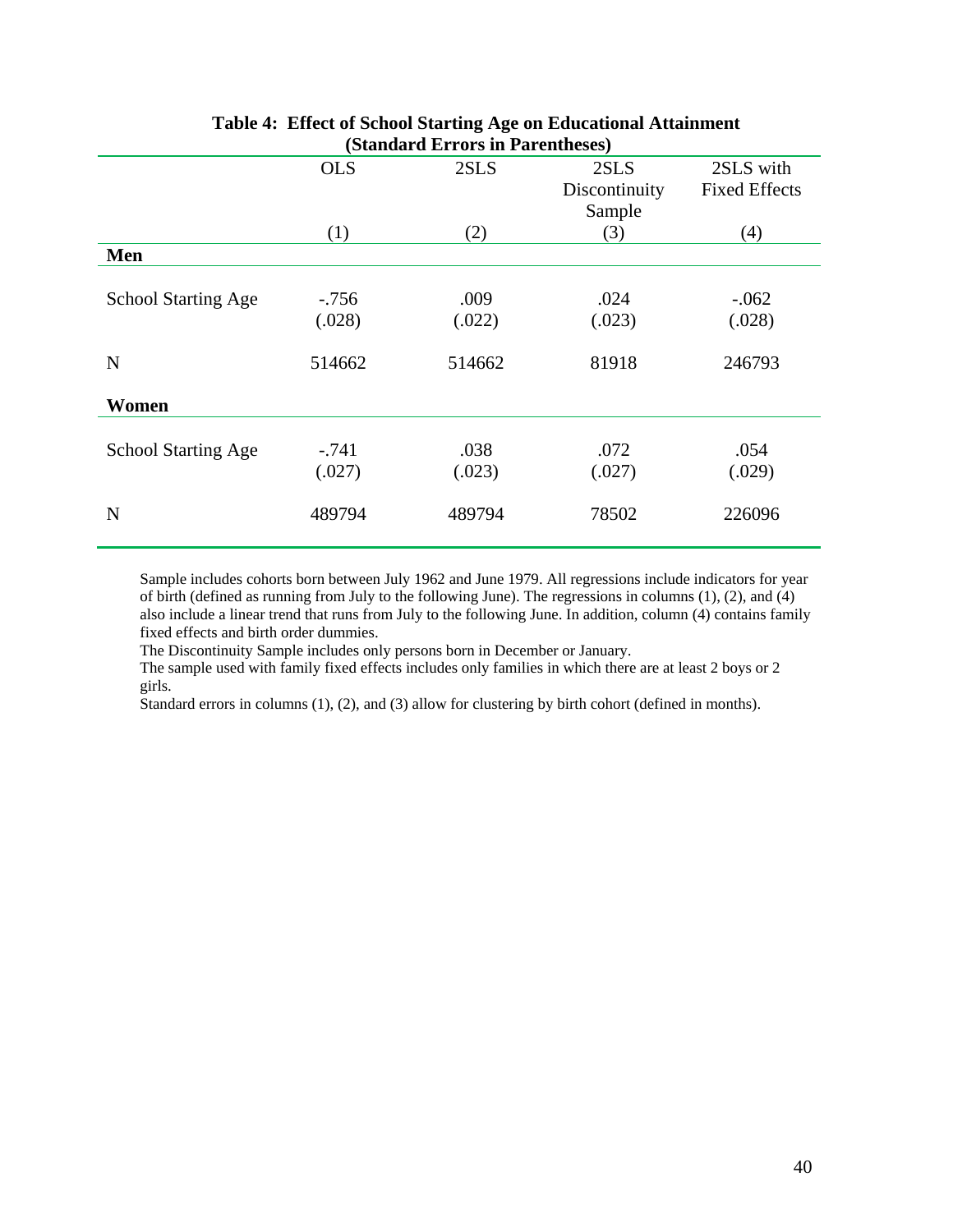**Table 4: Effect of School Starting Age on Educational Attainment (Standard Errors in Parentheses)**

| | OLS | 2SLS | 2SLS Discontinuity Sample | 2SLS with Fixed Effects |
|---|---|---|---|---|
| | (1) | (2) | (3) | (4) |
| **Men** | | | | |
| School Starting Age | -.756 | .009 | .024 | -.062 |
| | (.028) | (.022) | (.023) | (.028) |
| N | 514662 | 514662 | 81918 | 246793 |
| **Women** | | | | |
| School Starting Age | -.741 | .038 | .072 | .054 |
| | (.027) | (.023) | (.027) | (.029) |
| N | 489794 | 489794 | 78502 | 226096 |

Sample includes cohorts born between July 1962 and June 1979. All regressions include indicators for year of birth (defined as running from July to the following June). The regressions in columns (1), (2), and (4) also include a linear trend that runs from July to the following June. In addition, column (4) contains family fixed effects and birth order dummies.

The Discontinuity Sample includes only persons born in December or January.

The sample used with family fixed effects includes only families in which there are at least 2 boys or 2 girls.

Standard errors in columns (1), (2), and (3) allow for clustering by birth cohort (defined in months).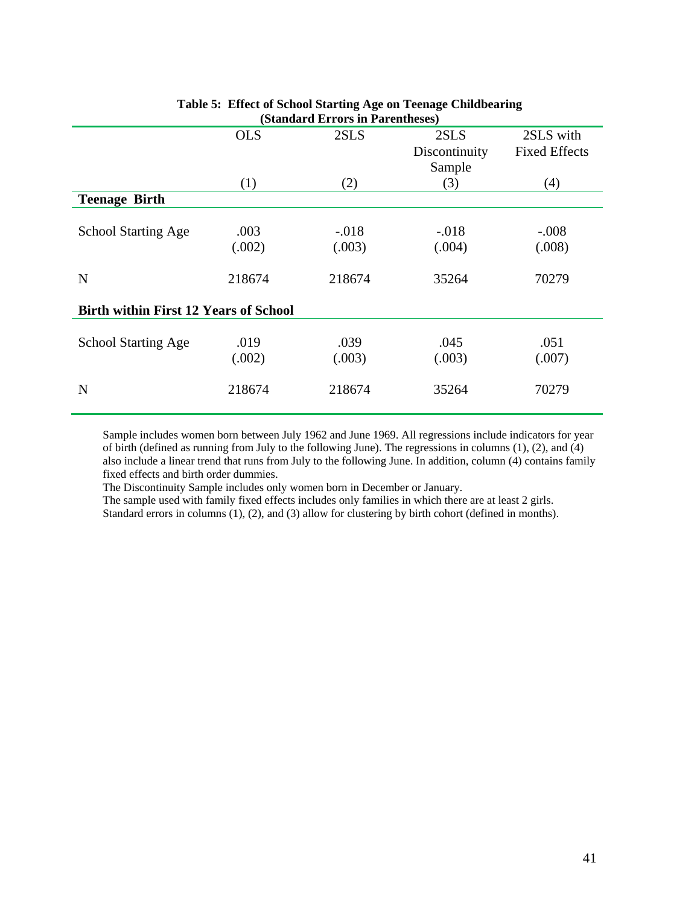**Table 5: Effect of School Starting Age on Teenage Childbearing (Standard Errors in Parentheses)**

| | OLS | 2SLS | 2SLS Discontinuity Sample | 2SLS with Fixed Effects |
|---|---|---|---|---|
| | (1) | (2) | (3) | (4) |
| **Teenage Birth** | | | | |
| School Starting Age | .003 | -.018 | -.018 | -.008 |
| | (.002) | (.003) | (.004) | (.008) |
| N | 218674 | 218674 | 35264 | 70279 |
| **Birth within First 12 Years of School** | | | | |
| School Starting Age | .019 | .039 | .045 | .051 |
| | (.002) | (.003) | (.003) | (.007) |
| N | 218674 | 218674 | 35264 | 70279 |

Sample includes women born between July 1962 and June 1969. All regressions include indicators for year of birth (defined as running from July to the following June). The regressions in columns (1), (2), and (4) also include a linear trend that runs from July to the following June. In addition, column (4) contains family fixed effects and birth order dummies.
The Discontinuity Sample includes only women born in December or January.
The sample used with family fixed effects includes only families in which there are at least 2 girls.
Standard errors in columns (1), (2), and (3) allow for clustering by birth cohort (defined in months).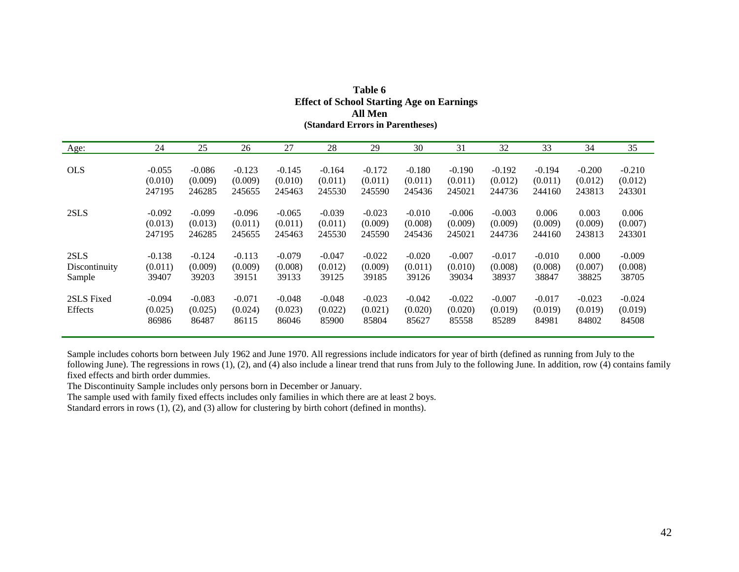**Table 6**
**Effect of School Starting Age on Earnings**
**All Men**
**(Standard Errors in Parentheses)**

| Age: | 24 | 25 | 26 | 27 | 28 | 29 | 30 | 31 | 32 | 33 | 34 | 35 |
|---|---|---|---|---|---|---|---|---|---|---|---|---|
| OLS | -0.055 | -0.086 | -0.123 | -0.145 | -0.164 | -0.172 | -0.180 | -0.190 | -0.192 | -0.194 | -0.200 | -0.210 |
| | (0.010) | (0.009) | (0.009) | (0.010) | (0.011) | (0.011) | (0.011) | (0.011) | (0.012) | (0.011) | (0.012) | (0.012) |
| | 247195 | 246285 | 245655 | 245463 | 245530 | 245590 | 245436 | 245021 | 244736 | 244160 | 243813 | 243301 |
| 2SLS | -0.092 | -0.099 | -0.096 | -0.065 | -0.039 | -0.023 | -0.010 | -0.006 | -0.003 | 0.006 | 0.003 | 0.006 |
| | (0.013) | (0.013) | (0.011) | (0.011) | (0.011) | (0.009) | (0.008) | (0.009) | (0.009) | (0.009) | (0.009) | (0.007) |
| | 247195 | 246285 | 245655 | 245463 | 245530 | 245590 | 245436 | 245021 | 244736 | 244160 | 243813 | 243301 |
| 2SLS | -0.138 | -0.124 | -0.113 | -0.079 | -0.047 | -0.022 | -0.020 | -0.007 | -0.017 | -0.010 | 0.000 | -0.009 |
| Discontinuity | (0.011) | (0.009) | (0.009) | (0.008) | (0.012) | (0.009) | (0.011) | (0.010) | (0.008) | (0.008) | (0.007) | (0.008) |
| Sample | 39407 | 39203 | 39151 | 39133 | 39125 | 39185 | 39126 | 39034 | 38937 | 38847 | 38825 | 38705 |
| 2SLS Fixed | -0.094 | -0.083 | -0.071 | -0.048 | -0.048 | -0.023 | -0.042 | -0.022 | -0.007 | -0.017 | -0.023 | -0.024 |
| Effects | (0.025) | (0.025) | (0.024) | (0.023) | (0.022) | (0.021) | (0.020) | (0.020) | (0.019) | (0.019) | (0.019) | (0.019) |
| | 86986 | 86487 | 86115 | 86046 | 85900 | 85804 | 85627 | 85558 | 85289 | 84981 | 84802 | 84508 |

Sample includes cohorts born between July 1962 and June 1970. All regressions include indicators for year of birth (defined as running from July to the following June). The regressions in rows (1), (2), and (4) also include a linear trend that runs from July to the following June. In addition, row (4) contains family fixed effects and birth order dummies.

The Discontinuity Sample includes only persons born in December or January.

The sample used with family fixed effects includes only families in which there are at least 2 boys.

Standard errors in rows (1), (2), and (3) allow for clustering by birth cohort (defined in months).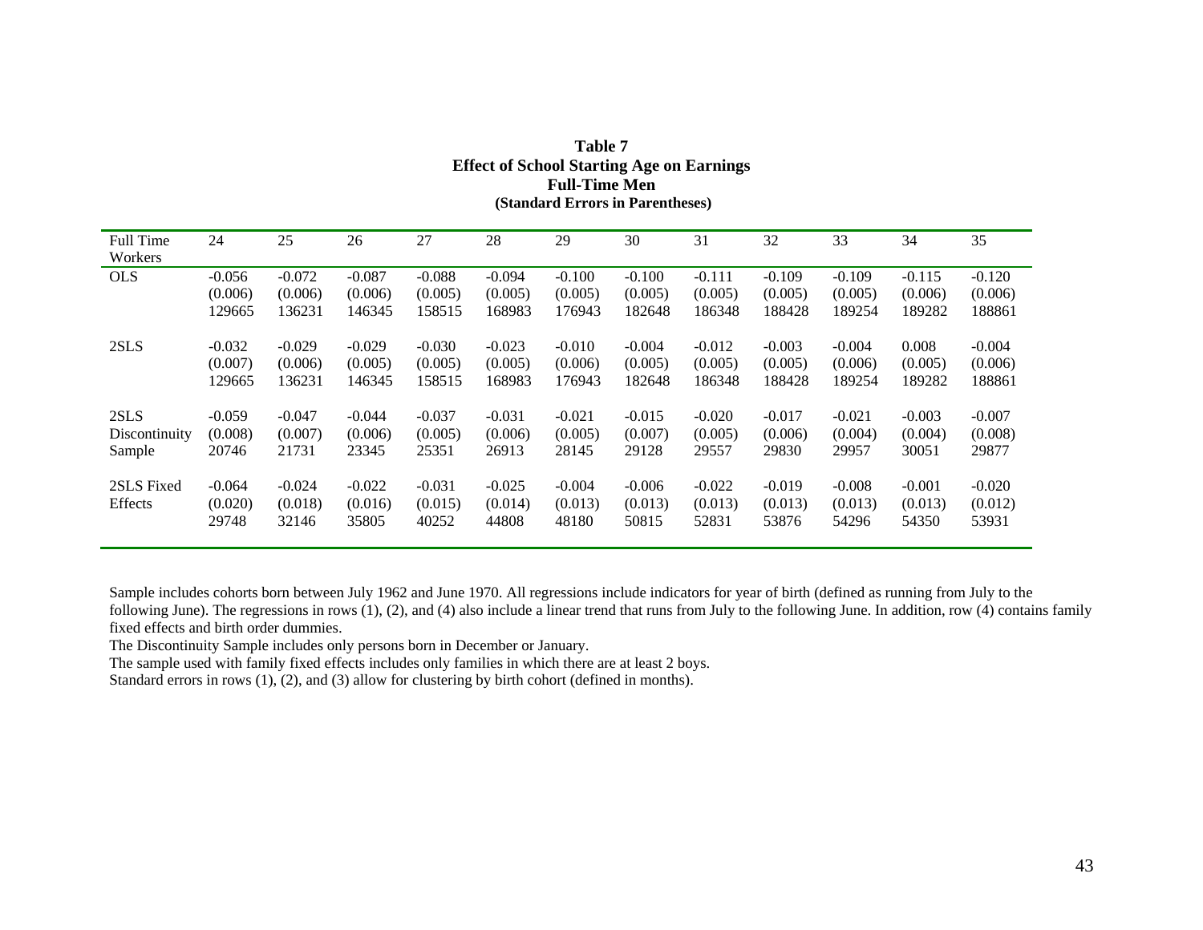**Table 7**
**Effect of School Starting Age on Earnings**
**Full-Time Men**
**(Standard Errors in Parentheses)**

| Full Time Workers | 24 | 25 | 26 | 27 | 28 | 29 | 30 | 31 | 32 | 33 | 34 | 35 |
|---|---|---|---|---|---|---|---|---|---|---|---|---|
| OLS | -0.056 | -0.072 | -0.087 | -0.088 | -0.094 | -0.100 | -0.100 | -0.111 | -0.109 | -0.109 | -0.115 | -0.120 |
| | (0.006) | (0.006) | (0.006) | (0.005) | (0.005) | (0.005) | (0.005) | (0.005) | (0.005) | (0.005) | (0.006) | (0.006) |
| | 129665 | 136231 | 146345 | 158515 | 168983 | 176943 | 182648 | 186348 | 188428 | 189254 | 189282 | 188861 |
| 2SLS | -0.032 | -0.029 | -0.029 | -0.030 | -0.023 | -0.010 | -0.004 | -0.012 | -0.003 | -0.004 | 0.008 | -0.004 |
| | (0.007) | (0.006) | (0.005) | (0.005) | (0.005) | (0.006) | (0.005) | (0.005) | (0.005) | (0.006) | (0.005) | (0.006) |
| | 129665 | 136231 | 146345 | 158515 | 168983 | 176943 | 182648 | 186348 | 188428 | 189254 | 189282 | 188861 |
| 2SLS Discontinuity Sample | -0.059 | -0.047 | -0.044 | -0.037 | -0.031 | -0.021 | -0.015 | -0.020 | -0.017 | -0.021 | -0.003 | -0.007 |
| | (0.008) | (0.007) | (0.006) | (0.005) | (0.006) | (0.005) | (0.007) | (0.005) | (0.006) | (0.004) | (0.004) | (0.008) |
| | 20746 | 21731 | 23345 | 25351 | 26913 | 28145 | 29128 | 29557 | 29830 | 29957 | 30051 | 29877 |
| 2SLS Fixed Effects | -0.064 | -0.024 | -0.022 | -0.031 | -0.025 | -0.004 | -0.006 | -0.022 | -0.019 | -0.008 | -0.001 | -0.020 |
| | (0.020) | (0.018) | (0.016) | (0.015) | (0.014) | (0.013) | (0.013) | (0.013) | (0.013) | (0.013) | (0.013) | (0.012) |
| | 29748 | 32146 | 35805 | 40252 | 44808 | 48180 | 50815 | 52831 | 53876 | 54296 | 54350 | 53931 |

Sample includes cohorts born between July 1962 and June 1970. All regressions include indicators for year of birth (defined as running from July to the following June). The regressions in rows (1), (2), and (4) also include a linear trend that runs from July to the following June. In addition, row (4) contains family fixed effects and birth order dummies.

The Discontinuity Sample includes only persons born in December or January.

The sample used with family fixed effects includes only families in which there are at least 2 boys.

Standard errors in rows (1), (2), and (3) allow for clustering by birth cohort (defined in months).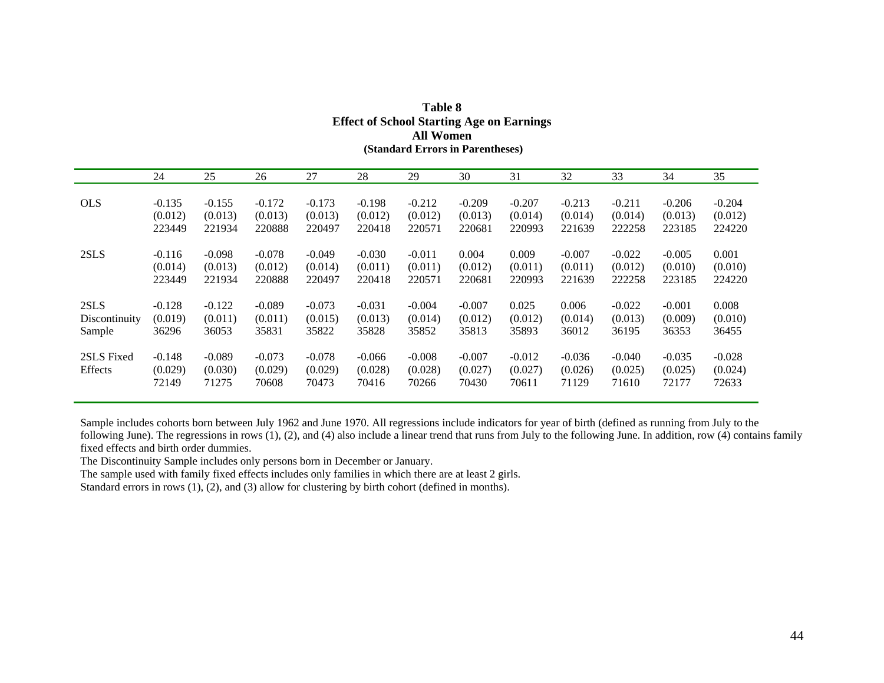**Table 8**
**Effect of School Starting Age on Earnings**
**All Women**
**(Standard Errors in Parentheses)**

| | 24 | 25 | 26 | 27 | 28 | 29 | 30 | 31 | 32 | 33 | 34 | 35 |
|---|---|---|---|---|---|---|---|---|---|---|---|---|
| OLS | -0.135 | -0.155 | -0.172 | -0.173 | -0.198 | -0.212 | -0.209 | -0.207 | -0.213 | -0.211 | -0.206 | -0.204 |
| | (0.012) | (0.013) | (0.013) | (0.013) | (0.012) | (0.012) | (0.013) | (0.014) | (0.014) | (0.014) | (0.013) | (0.012) |
| | 223449 | 221934 | 220888 | 220497 | 220418 | 220571 | 220681 | 220993 | 221639 | 222258 | 223185 | 224220 |
| 2SLS | -0.116 | -0.098 | -0.078 | -0.049 | -0.030 | -0.011 | 0.004 | 0.009 | -0.007 | -0.022 | -0.005 | 0.001 |
| | (0.014) | (0.013) | (0.012) | (0.014) | (0.011) | (0.011) | (0.012) | (0.011) | (0.011) | (0.012) | (0.010) | (0.010) |
| | 223449 | 221934 | 220888 | 220497 | 220418 | 220571 | 220681 | 220993 | 221639 | 222258 | 223185 | 224220 |
| 2SLS Discontinuity Sample | -0.128 | -0.122 | -0.089 | -0.073 | -0.031 | -0.004 | -0.007 | 0.025 | 0.006 | -0.022 | -0.001 | 0.008 |
| | (0.019) | (0.011) | (0.011) | (0.015) | (0.013) | (0.014) | (0.012) | (0.012) | (0.014) | (0.013) | (0.009) | (0.010) |
| | 36296 | 36053 | 35831 | 35822 | 35828 | 35852 | 35813 | 35893 | 36012 | 36195 | 36353 | 36455 |
| 2SLS Fixed Effects | -0.148 | -0.089 | -0.073 | -0.078 | -0.066 | -0.008 | -0.007 | -0.012 | -0.036 | -0.040 | -0.035 | -0.028 |
| | (0.029) | (0.030) | (0.029) | (0.029) | (0.028) | (0.028) | (0.027) | (0.027) | (0.026) | (0.025) | (0.025) | (0.024) |
| | 72149 | 71275 | 70608 | 70473 | 70416 | 70266 | 70430 | 70611 | 71129 | 71610 | 72177 | 72633 |

Sample includes cohorts born between July 1962 and June 1970. All regressions include indicators for year of birth (defined as running from July to the following June). The regressions in rows (1), (2), and (4) also include a linear trend that runs from July to the following June. In addition, row (4) contains family fixed effects and birth order dummies.

The Discontinuity Sample includes only persons born in December or January.

The sample used with family fixed effects includes only families in which there are at least 2 girls.

Standard errors in rows (1), (2), and (3) allow for clustering by birth cohort (defined in months).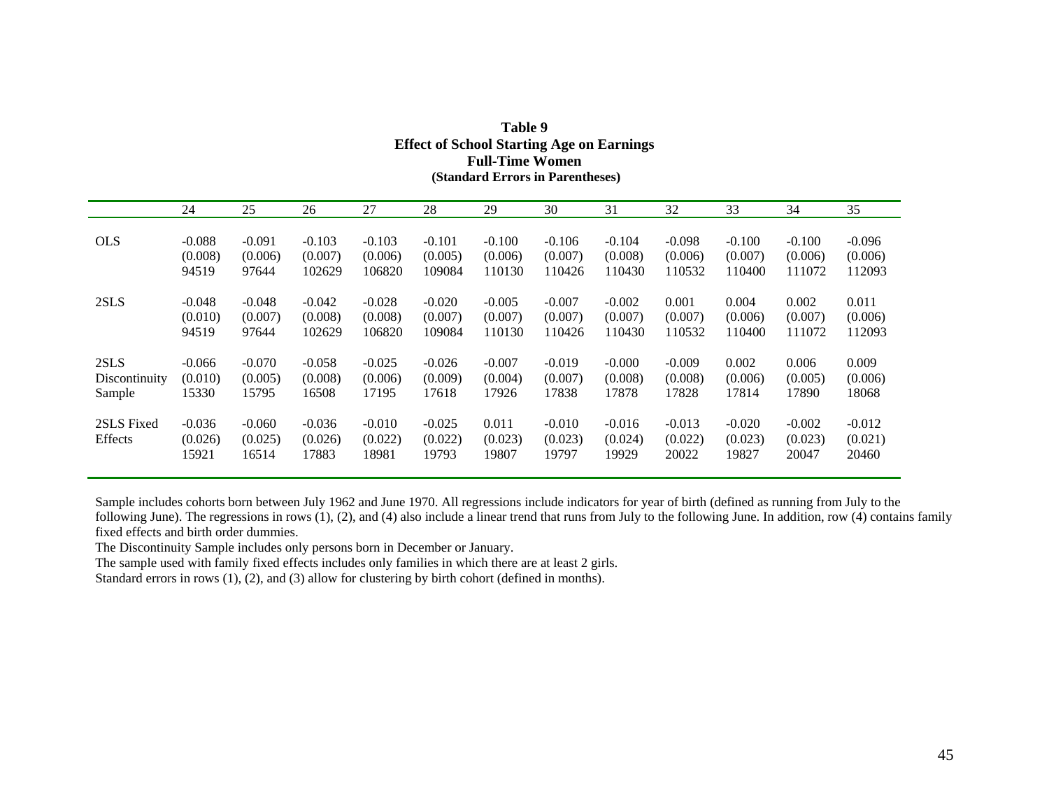**Table 9**
**Effect of School Starting Age on Earnings**
**Full-Time Women**
**(Standard Errors in Parentheses)**

| | 24 | 25 | 26 | 27 | 28 | 29 | 30 | 31 | 32 | 33 | 34 | 35 |
|---|---|---|---|---|---|---|---|---|---|---|---|---|
| OLS | -0.088 | -0.091 | -0.103 | -0.103 | -0.101 | -0.100 | -0.106 | -0.104 | -0.098 | -0.100 | -0.100 | -0.096 |
| | (0.008) | (0.006) | (0.007) | (0.006) | (0.005) | (0.006) | (0.007) | (0.008) | (0.006) | (0.007) | (0.006) | (0.006) |
| | 94519 | 97644 | 102629 | 106820 | 109084 | 110130 | 110426 | 110430 | 110532 | 110400 | 111072 | 112093 |
| 2SLS | -0.048 | -0.048 | -0.042 | -0.028 | -0.020 | -0.005 | -0.007 | -0.002 | 0.001 | 0.004 | 0.002 | 0.011 |
| | (0.010) | (0.007) | (0.008) | (0.008) | (0.007) | (0.007) | (0.007) | (0.007) | (0.007) | (0.006) | (0.007) | (0.006) |
| | 94519 | 97644 | 102629 | 106820 | 109084 | 110130 | 110426 | 110430 | 110532 | 110400 | 111072 | 112093 |
| 2SLS Discontinuity Sample | -0.066 | -0.070 | -0.058 | -0.025 | -0.026 | -0.007 | -0.019 | -0.000 | -0.009 | 0.002 | 0.006 | 0.009 |
| | (0.010) | (0.005) | (0.008) | (0.006) | (0.009) | (0.004) | (0.007) | (0.008) | (0.008) | (0.006) | (0.005) | (0.006) |
| | 15330 | 15795 | 16508 | 17195 | 17618 | 17926 | 17838 | 17878 | 17828 | 17814 | 17890 | 18068 |
| 2SLS Fixed Effects | -0.036 | -0.060 | -0.036 | -0.010 | -0.025 | 0.011 | -0.010 | -0.016 | -0.013 | -0.020 | -0.002 | -0.012 |
| | (0.026) | (0.025) | (0.026) | (0.022) | (0.022) | (0.023) | (0.023) | (0.024) | (0.022) | (0.023) | (0.023) | (0.021) |
| | 15921 | 16514 | 17883 | 18981 | 19793 | 19807 | 19797 | 19929 | 20022 | 19827 | 20047 | 20460 |

Sample includes cohorts born between July 1962 and June 1970. All regressions include indicators for year of birth (defined as running from July to the following June). The regressions in rows (1), (2), and (4) also include a linear trend that runs from July to the following June. In addition, row (4) contains family fixed effects and birth order dummies.

The Discontinuity Sample includes only persons born in December or January.

The sample used with family fixed effects includes only families in which there are at least 2 girls.

Standard errors in rows (1), (2), and (3) allow for clustering by birth cohort (defined in months).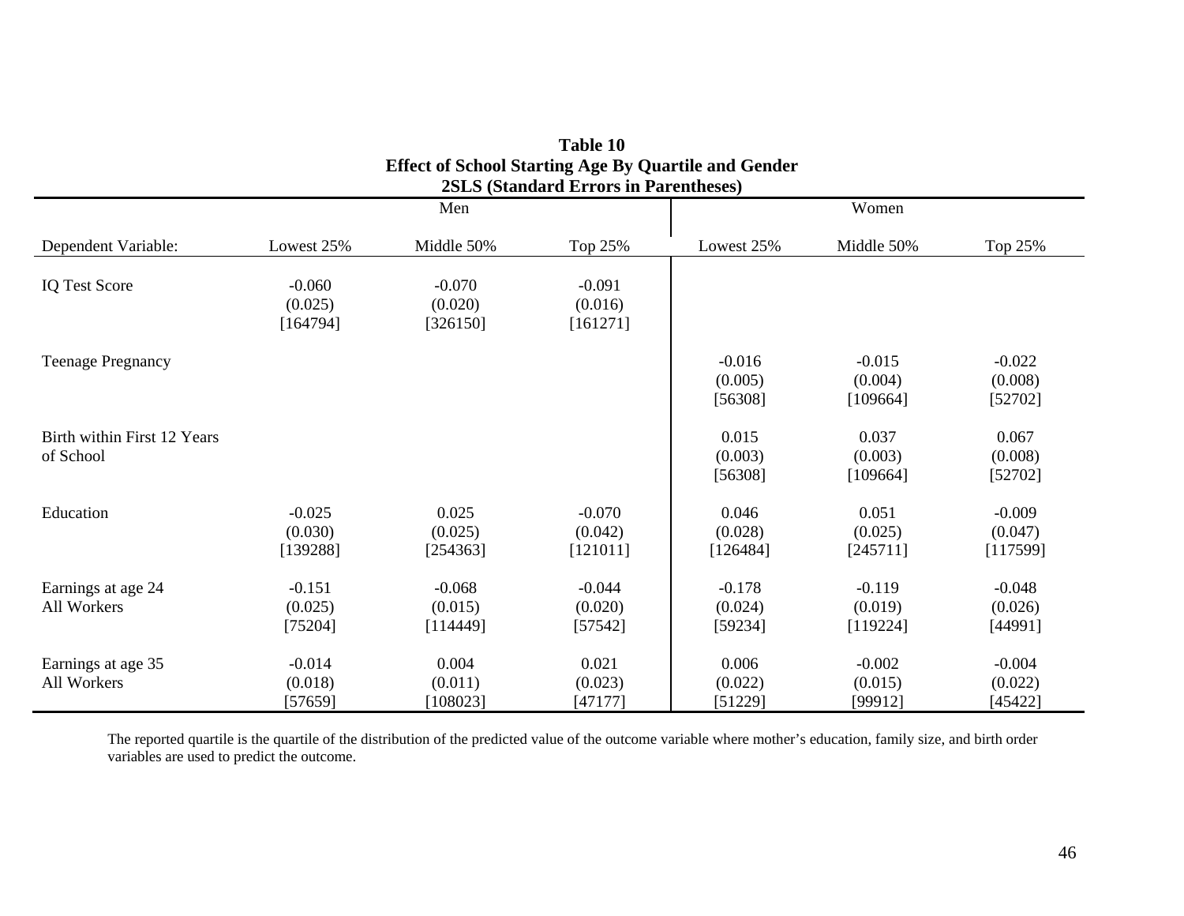**Table 10**
**Effect of School Starting Age By Quartile and Gender**
**2SLS (Standard Errors in Parentheses)**

| | Men | | | Women | | |
|---|---|---|---|---|---|---|
| Dependent Variable: | Lowest 25% | Middle 50% | Top 25% | Lowest 25% | Middle 50% | Top 25% |
| IQ Test Score | -0.060<br>(0.025)<br>[164794] | -0.070<br>(0.020)<br>[326150] | -0.091<br>(0.016)<br>[161271] | | | |
| Teenage Pregnancy | | | | -0.016<br>(0.005)<br>[56308] | -0.015<br>(0.004)<br>[109664] | -0.022<br>(0.008)<br>[52702] |
| Birth within First 12 Years of School | | | | 0.015<br>(0.003)<br>[56308] | 0.037<br>(0.003)<br>[109664] | 0.067<br>(0.008)<br>[52702] |
| Education | -0.025<br>(0.030)<br>[139288] | 0.025<br>(0.025)<br>[254363] | -0.070<br>(0.042)<br>[121011] | 0.046<br>(0.028)<br>[126484] | 0.051<br>(0.025)<br>[245711] | -0.009<br>(0.047)<br>[117599] |
| Earnings at age 24<br>All Workers | -0.151<br>(0.025)<br>[75204] | -0.068<br>(0.015)<br>[114449] | -0.044<br>(0.020)<br>[57542] | -0.178<br>(0.024)<br>[59234] | -0.119<br>(0.019)<br>[119224] | -0.048<br>(0.026)<br>[44991] |
| Earnings at age 35<br>All Workers | -0.014<br>(0.018)<br>[57659] | 0.004<br>(0.011)<br>[108023] | 0.021<br>(0.023)<br>[47177] | 0.006<br>(0.022)<br>[51229] | -0.002<br>(0.015)<br>[99912] | -0.004<br>(0.022)<br>[45422] |

The reported quartile is the quartile of the distribution of the predicted value of the outcome variable where mother's education, family size, and birth order variables are used to predict the outcome.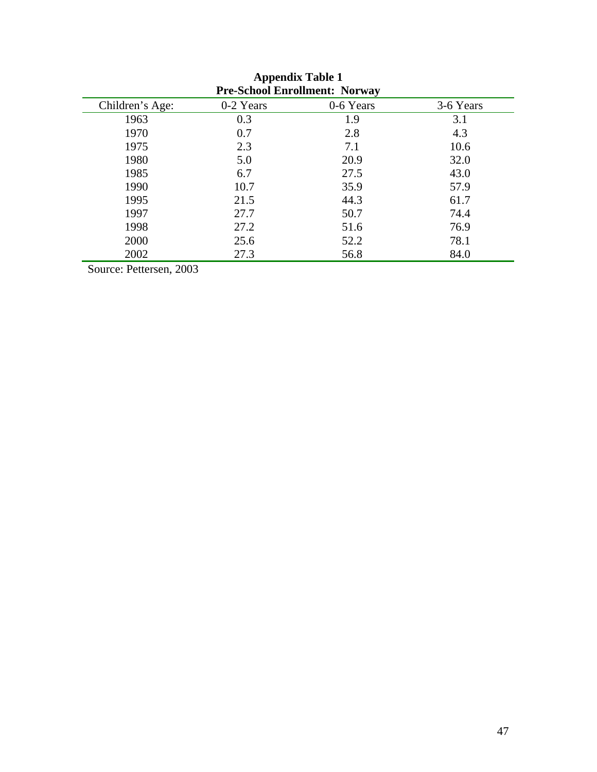**Appendix Table 1**
**Pre-School Enrollment: Norway**

| Children's Age: | 0-2 Years | 0-6 Years | 3-6 Years |
|---|---|---|---|
| 1963 | 0.3 | 1.9 | 3.1 |
| 1970 | 0.7 | 2.8 | 4.3 |
| 1975 | 2.3 | 7.1 | 10.6 |
| 1980 | 5.0 | 20.9 | 32.0 |
| 1985 | 6.7 | 27.5 | 43.0 |
| 1990 | 10.7 | 35.9 | 57.9 |
| 1995 | 21.5 | 44.3 | 61.7 |
| 1997 | 27.7 | 50.7 | 74.4 |
| 1998 | 27.2 | 51.6 | 76.9 |
| 2000 | 25.6 | 52.2 | 78.1 |
| 2002 | 27.3 | 56.8 | 84.0 |

Source: Pettersen, 2003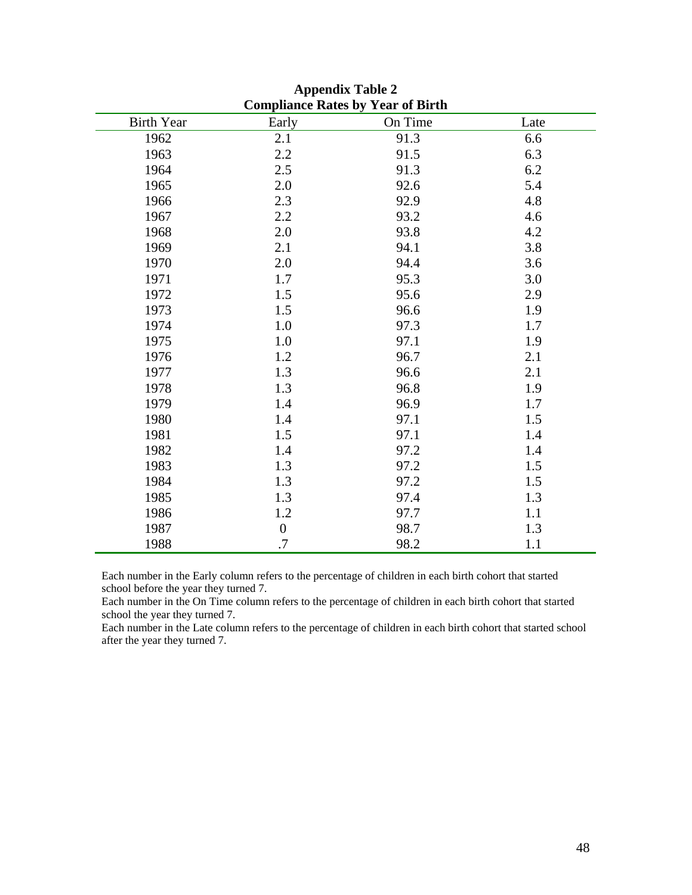**Appendix Table 2**
**Compliance Rates by Year of Birth**

| Birth Year | Early | On Time | Late |
|---|---|---|---|
| 1962 | 2.1 | 91.3 | 6.6 |
| 1963 | 2.2 | 91.5 | 6.3 |
| 1964 | 2.5 | 91.3 | 6.2 |
| 1965 | 2.0 | 92.6 | 5.4 |
| 1966 | 2.3 | 92.9 | 4.8 |
| 1967 | 2.2 | 93.2 | 4.6 |
| 1968 | 2.0 | 93.8 | 4.2 |
| 1969 | 2.1 | 94.1 | 3.8 |
| 1970 | 2.0 | 94.4 | 3.6 |
| 1971 | 1.7 | 95.3 | 3.0 |
| 1972 | 1.5 | 95.6 | 2.9 |
| 1973 | 1.5 | 96.6 | 1.9 |
| 1974 | 1.0 | 97.3 | 1.7 |
| 1975 | 1.0 | 97.1 | 1.9 |
| 1976 | 1.2 | 96.7 | 2.1 |
| 1977 | 1.3 | 96.6 | 2.1 |
| 1978 | 1.3 | 96.8 | 1.9 |
| 1979 | 1.4 | 96.9 | 1.7 |
| 1980 | 1.4 | 97.1 | 1.5 |
| 1981 | 1.5 | 97.1 | 1.4 |
| 1982 | 1.4 | 97.2 | 1.4 |
| 1983 | 1.3 | 97.2 | 1.5 |
| 1984 | 1.3 | 97.2 | 1.5 |
| 1985 | 1.3 | 97.4 | 1.3 |
| 1986 | 1.2 | 97.7 | 1.1 |
| 1987 | 0 | 98.7 | 1.3 |
| 1988 | .7 | 98.2 | 1.1 |

Each number in the Early column refers to the percentage of children in each birth cohort that started school before the year they turned 7.
Each number in the On Time column refers to the percentage of children in each birth cohort that started school the year they turned 7.
Each number in the Late column refers to the percentage of children in each birth cohort that started school after the year they turned 7.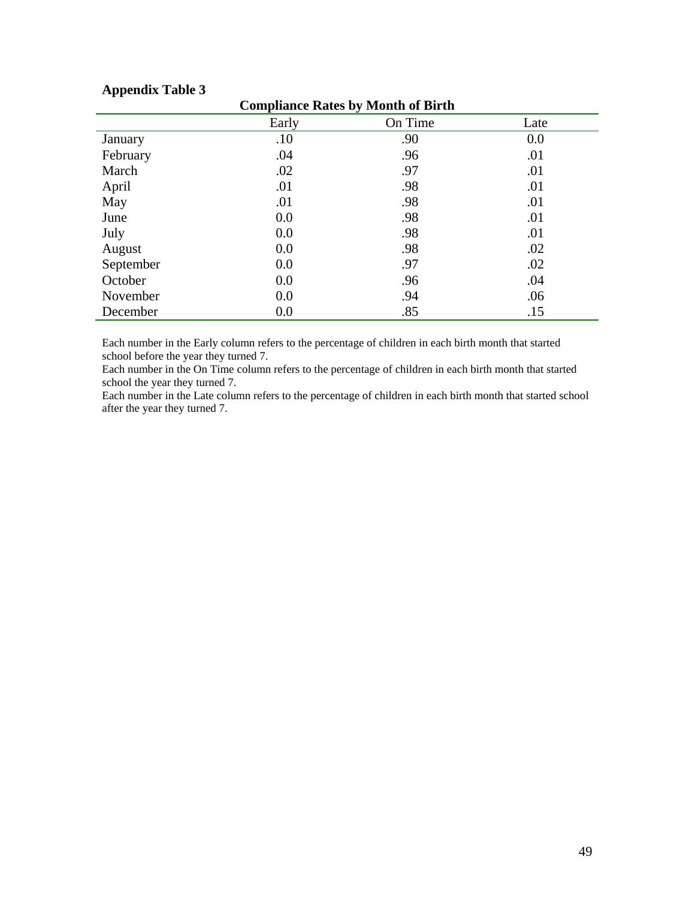**Appendix Table 3**

**Compliance Rates by Month of Birth**

| | Early | On Time | Late |
|---|---|---|---|
| January | .10 | .90 | 0.0 |
| February | .04 | .96 | .01 |
| March | .02 | .97 | .01 |
| April | .01 | .98 | .01 |
| May | .01 | .98 | .01 |
| June | 0.0 | .98 | .01 |
| July | 0.0 | .98 | .01 |
| August | 0.0 | .98 | .02 |
| September | 0.0 | .97 | .02 |
| October | 0.0 | .96 | .04 |
| November | 0.0 | .94 | .06 |
| December | 0.0 | .85 | .15 |

Each number in the Early column refers to the percentage of children in each birth month that started school before the year they turned 7.
Each number in the On Time column refers to the percentage of children in each birth month that started school the year they turned 7.
Each number in the Late column refers to the percentage of children in each birth month that started school after the year they turned 7.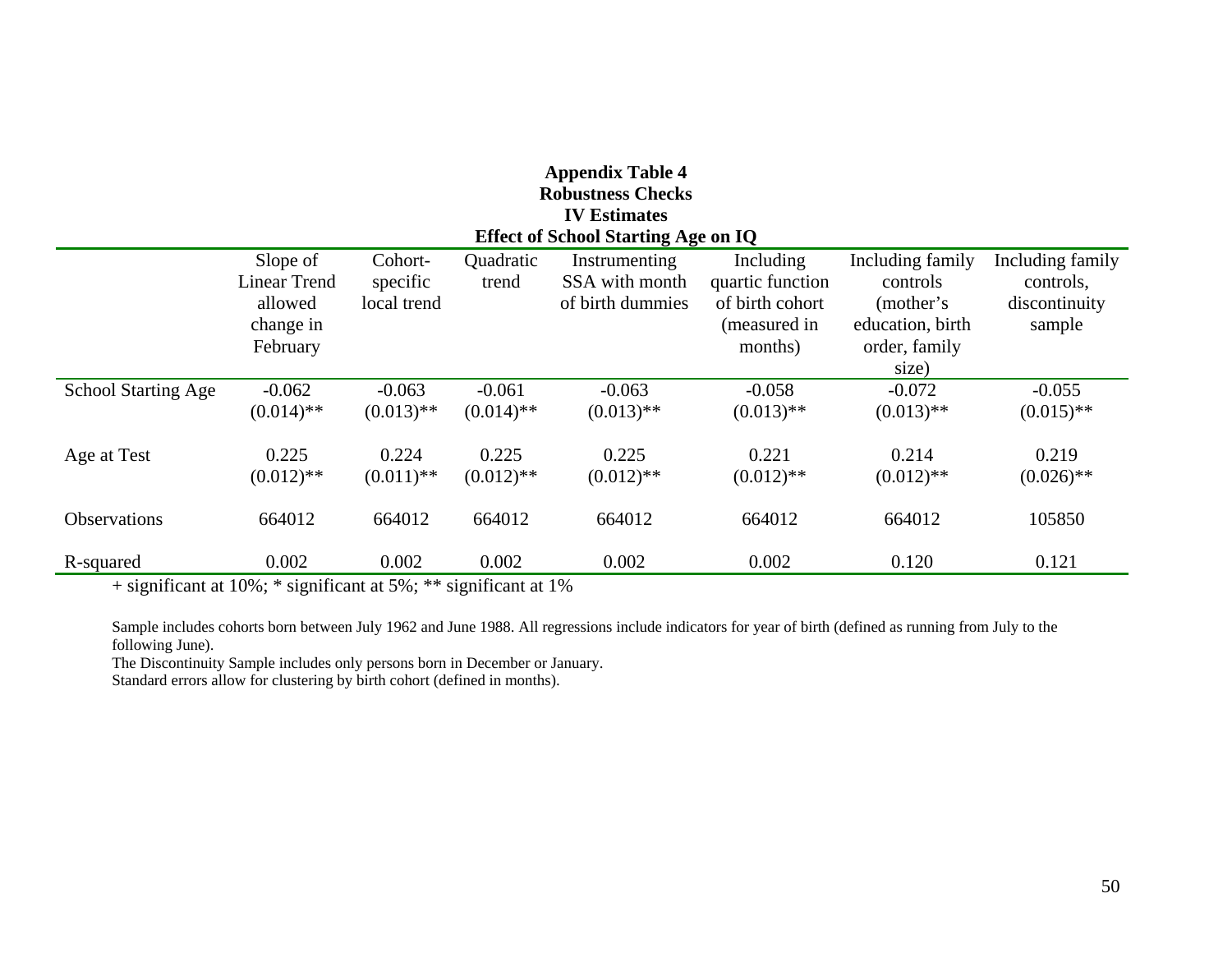**Appendix Table 4**
**Robustness Checks**
**IV Estimates**
**Effect of School Starting Age on IQ**

| | Slope of Linear Trend allowed change in February | Cohort-specific local trend | Quadratic trend | Instrumenting SSA with month of birth dummies | Including quartic function of birth cohort (measured in months) | Including family controls (mother's education, birth order, family size) | Including family controls, discontinuity sample |
|---|---|---|---|---|---|---|---|
| School Starting Age | -0.062 | -0.063 | -0.061 | -0.063 | -0.058 | -0.072 | -0.055 |
| | (0.014)** | (0.013)** | (0.014)** | (0.013)** | (0.013)** | (0.013)** | (0.015)** |
| Age at Test | 0.225 | 0.224 | 0.225 | 0.225 | 0.221 | 0.214 | 0.219 |
| | (0.012)** | (0.011)** | (0.012)** | (0.012)** | (0.012)** | (0.012)** | (0.026)** |
| Observations | 664012 | 664012 | 664012 | 664012 | 664012 | 664012 | 105850 |
| R-squared | 0.002 | 0.002 | 0.002 | 0.002 | 0.002 | 0.120 | 0.121 |

+ significant at 10%; * significant at 5%; ** significant at 1%

Sample includes cohorts born between July 1962 and June 1988. All regressions include indicators for year of birth (defined as running from July to the following June).
The Discontinuity Sample includes only persons born in December or January.
Standard errors allow for clustering by birth cohort (defined in months).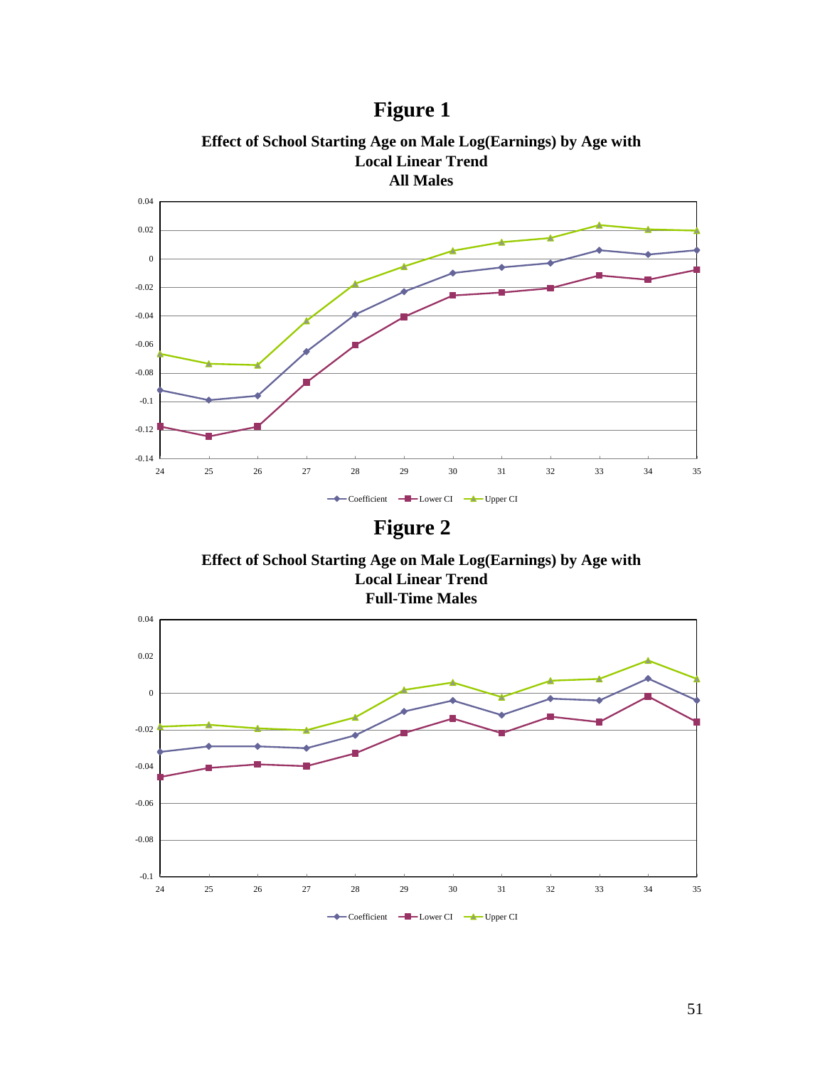# Figure 1

**Effect of School Starting Age on Male Log(Earnings) by Age with Local Linear Trend**
**All Males**

# Figure 2

**Effect of School Starting Age on Male Log(Earnings) by Age with Local Linear Trend**
**Full-Time Males**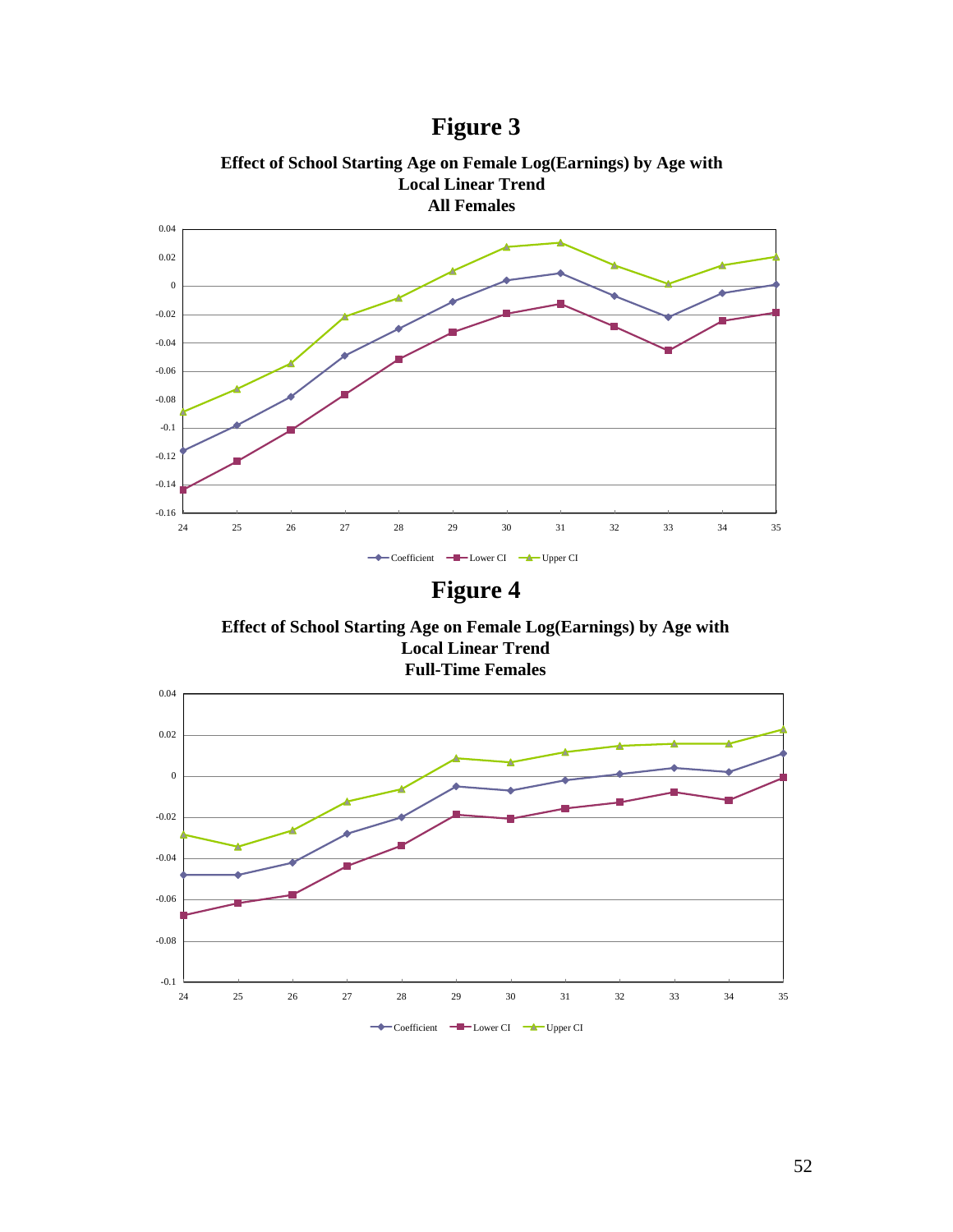# Figure 3

**Effect of School Starting Age on Female Log(Earnings) by Age with Local Linear Trend**
**All Females**

# Figure 4

**Effect of School Starting Age on Female Log(Earnings) by Age with Local Linear Trend**
**Full-Time Females**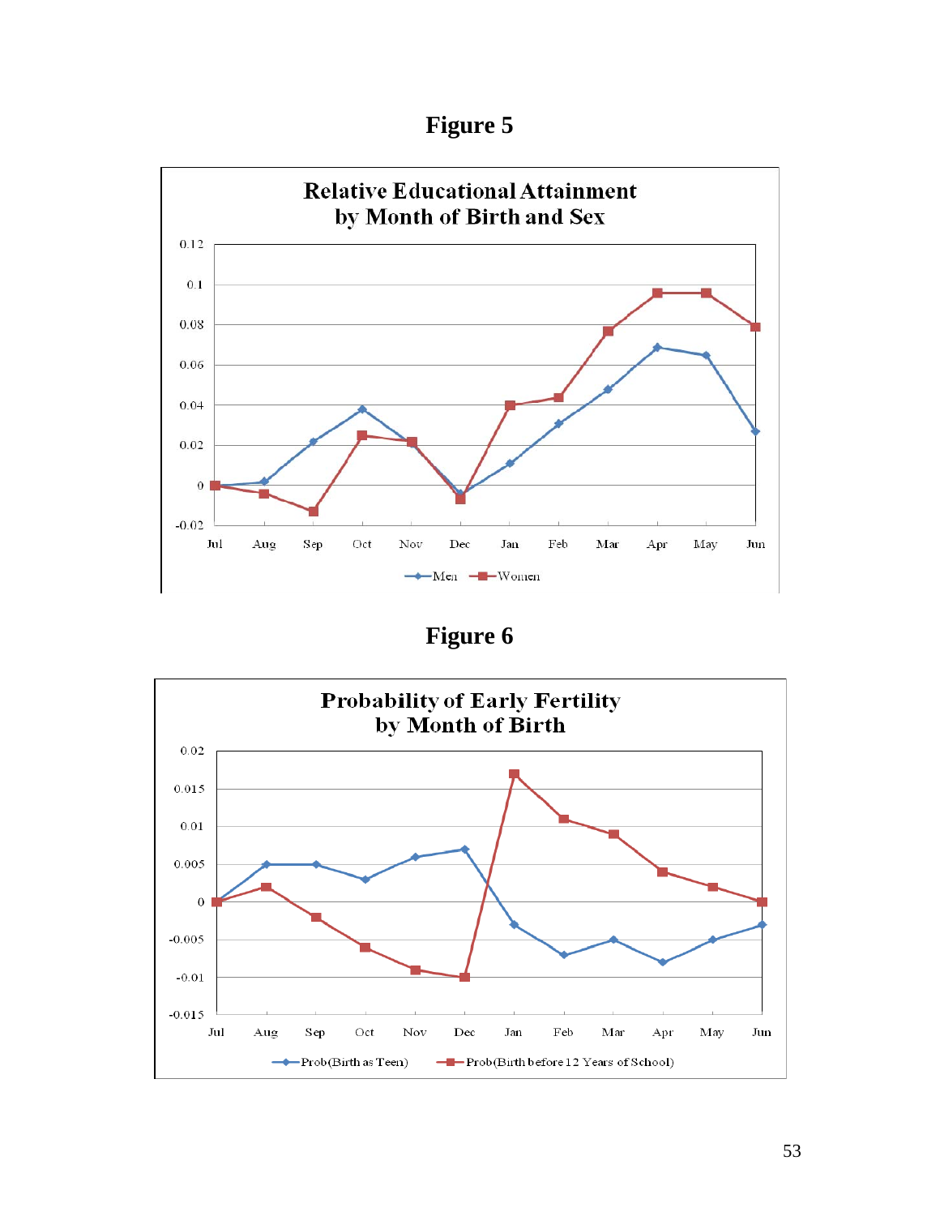# Figure 5

**Relative Educational Attainment by Month of Birth and Sex**

# Figure 6

**Probability of Early Fertility by Month of Birth**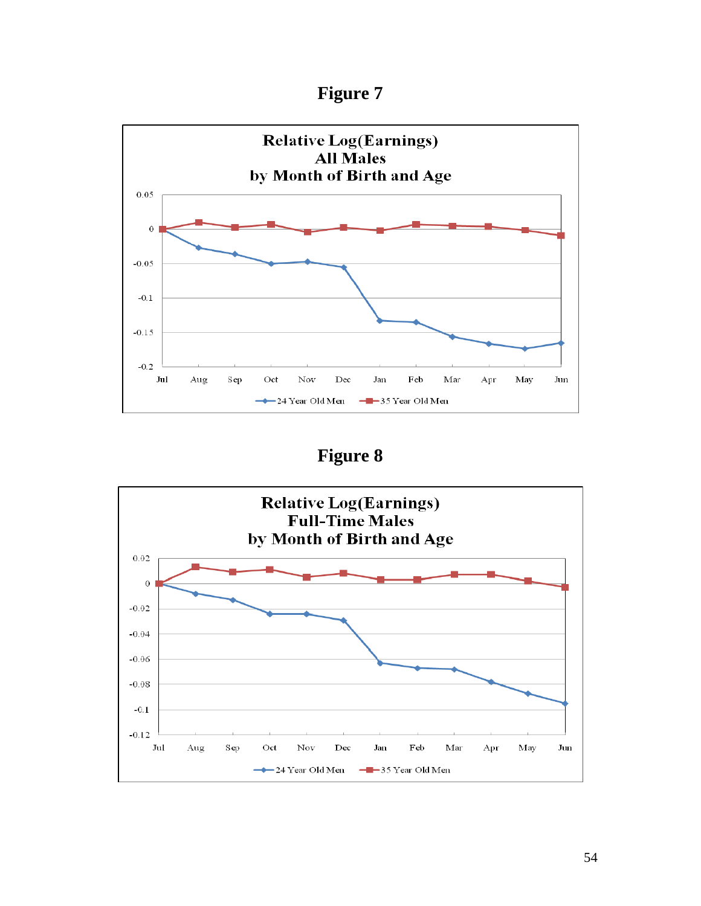# Figure 7

**Relative Log(Earnings)**
**All Males**
**by Month of Birth and Age**

Y-axis: 0.05, 0, -0.05, -0.1, -0.15, -0.2

X-axis: Jul, Aug, Sep, Oct, Nov, Dec, Jan, Feb, Mar, Apr, May, Jun

Legend: 24 Year Old Men; 35 Year Old Men

# Figure 8

**Relative Log(Earnings)**
**Full-Time Males**
**by Month of Birth and Age**

Y-axis: 0.02, 0, -0.02, -0.04, -0.06, -0.08, -0.1, -0.12

X-axis: Jul, Aug, Sep, Oct, Nov, Dec, Jan, Feb, Mar, Apr, May, Jun

Legend: 24 Year Old Men; 35 Year Old Men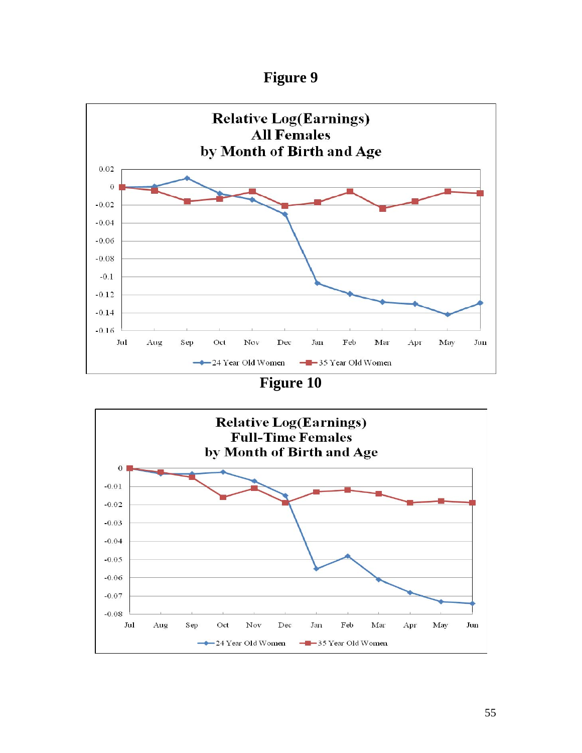# Figure 9

**Relative Log(Earnings)**
**All Females**
**by Month of Birth and Age**

Legend: 24 Year Old Women; 35 Year Old Women

Y-axis: 0.02, 0, -0.02, -0.04, -0.06, -0.08, -0.1, -0.12, -0.14, -0.16

X-axis: Jul, Aug, Sep, Oct, Nov, Dec, Jan, Feb, Mar, Apr, May, Jun

# Figure 10

**Relative Log(Earnings)**
**Full-Time Females**
**by Month of Birth and Age**

Legend: 24 Year Old Women; 35 Year Old Women

Y-axis: 0, -0.01, -0.02, -0.03, -0.04, -0.05, -0.06, -0.07, -0.08

X-axis: Jul, Aug, Sep, Oct, Nov, Dec, Jan, Feb, Mar, Apr, May, Jun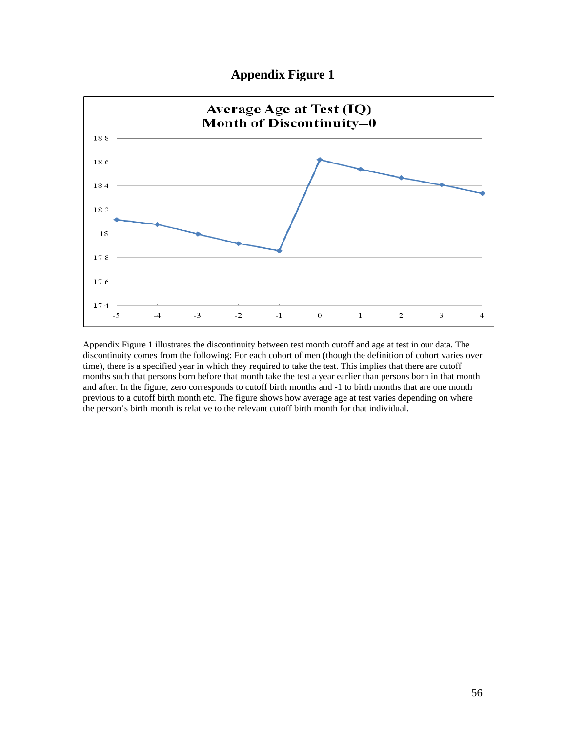## Appendix Figure 1

Appendix Figure 1 illustrates the discontinuity between test month cutoff and age at test in our data. The discontinuity comes from the following: For each cohort of men (though the definition of cohort varies over time), there is a specified year in which they required to take the test. This implies that there are cutoff months such that persons born before that month take the test a year earlier than persons born in that month and after. In the figure, zero corresponds to cutoff birth months and -1 to birth months that are one month previous to a cutoff birth month etc. The figure shows how average age at test varies depending on where the person's birth month is relative to the relevant cutoff birth month for that individual.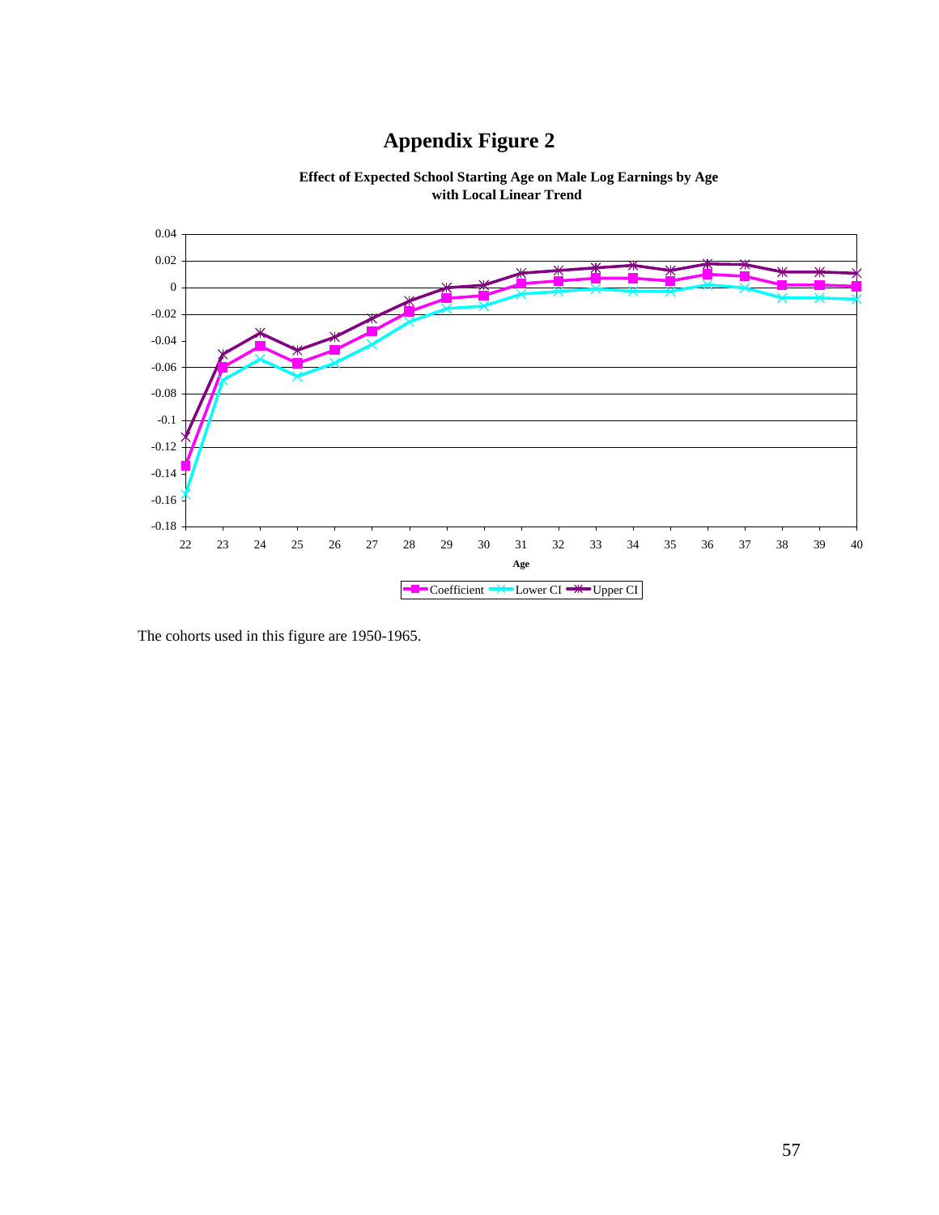# Appendix Figure 2

**Effect of Expected School Starting Age on Male Log Earnings by Age with Local Linear Trend**

The cohorts used in this figure are 1950-1965.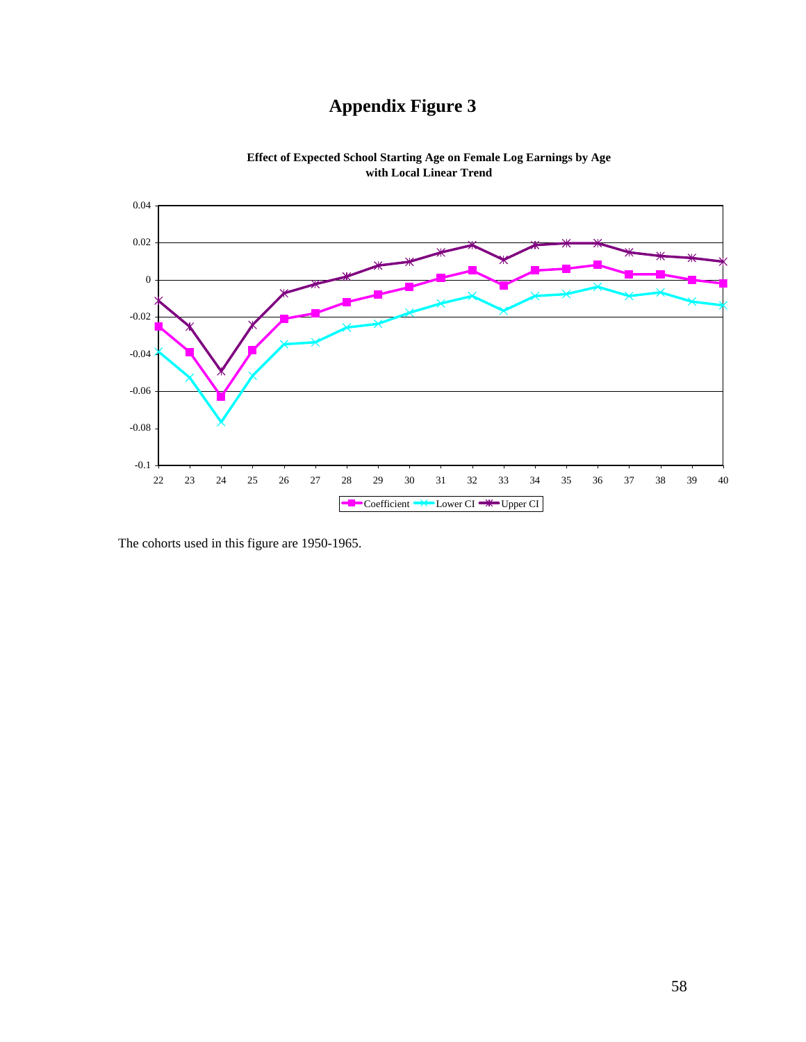# Appendix Figure 3

**Effect of Expected School Starting Age on Female Log Earnings by Age with Local Linear Trend**

0.04
0.02
0
-0.02
-0.04
-0.06
-0.08
-0.1

22 23 24 25 26 27 28 29 30 31 32 33 34 35 36 37 38 39 40

Coefficient Lower CI Upper CI

The cohorts used in this figure are 1950-1965.